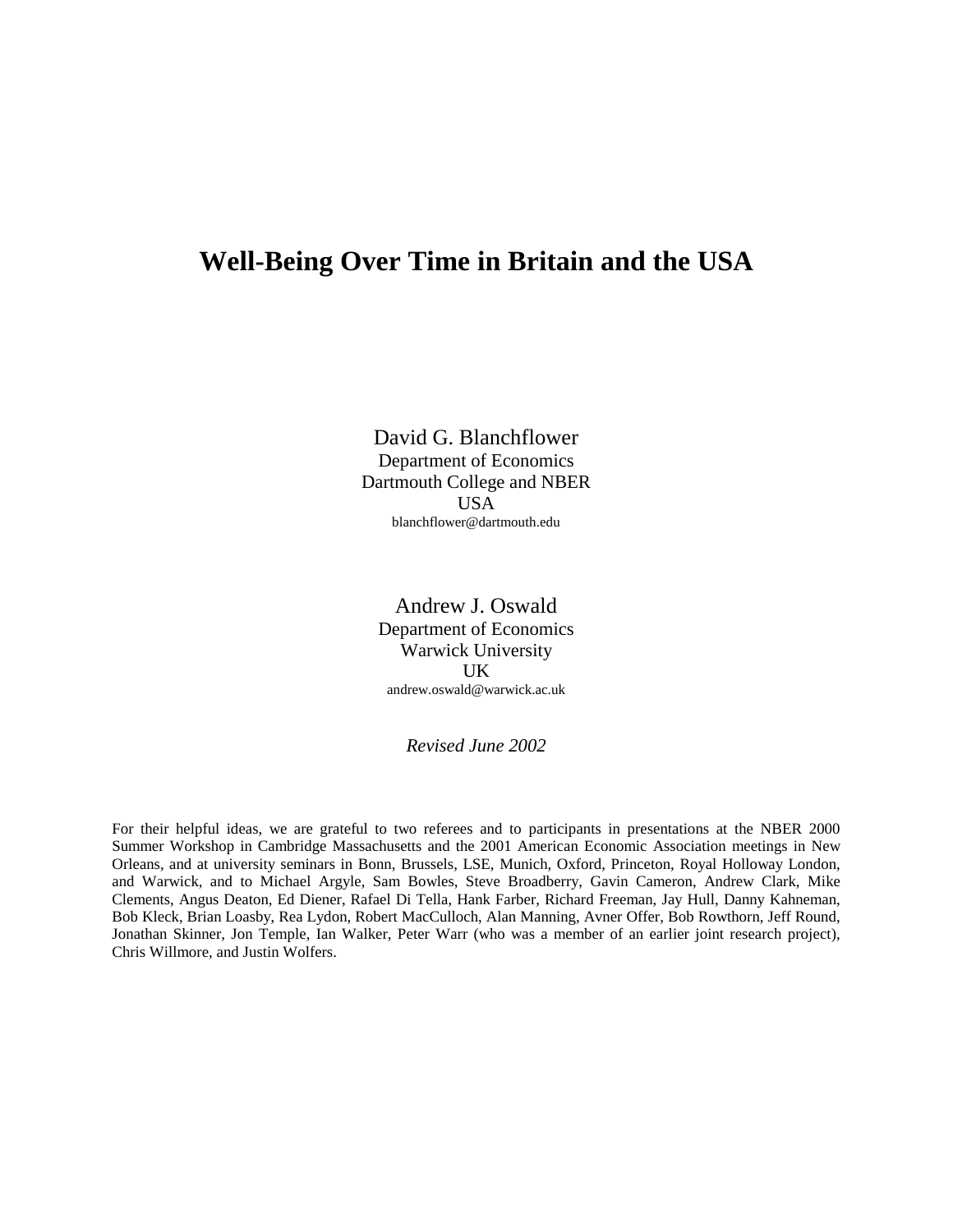# Well-Being Over Time in Britain and the USA

David G. Blanchflower
Department of Economics
Dartmouth College and NBER
USA
blanchflower@dartmouth.edu

Andrew J. Oswald
Department of Economics
Warwick University
UK
andrew.oswald@warwick.ac.uk

*Revised June 2002*

For their helpful ideas, we are grateful to two referees and to participants in presentations at the NBER 2000 Summer Workshop in Cambridge Massachusetts and the 2001 American Economic Association meetings in New Orleans, and at university seminars in Bonn, Brussels, LSE, Munich, Oxford, Princeton, Royal Holloway London, and Warwick, and to Michael Argyle, Sam Bowles, Steve Broadberry, Gavin Cameron, Andrew Clark, Mike Clements, Angus Deaton, Ed Diener, Rafael Di Tella, Hank Farber, Richard Freeman, Jay Hull, Danny Kahneman, Bob Kleck, Brian Loasby, Rea Lydon, Robert MacCulloch, Alan Manning, Avner Offer, Bob Rowthorn, Jeff Round, Jonathan Skinner, Jon Temple, Ian Walker, Peter Warr (who was a member of an earlier joint research project), Chris Willmore, and Justin Wolfers.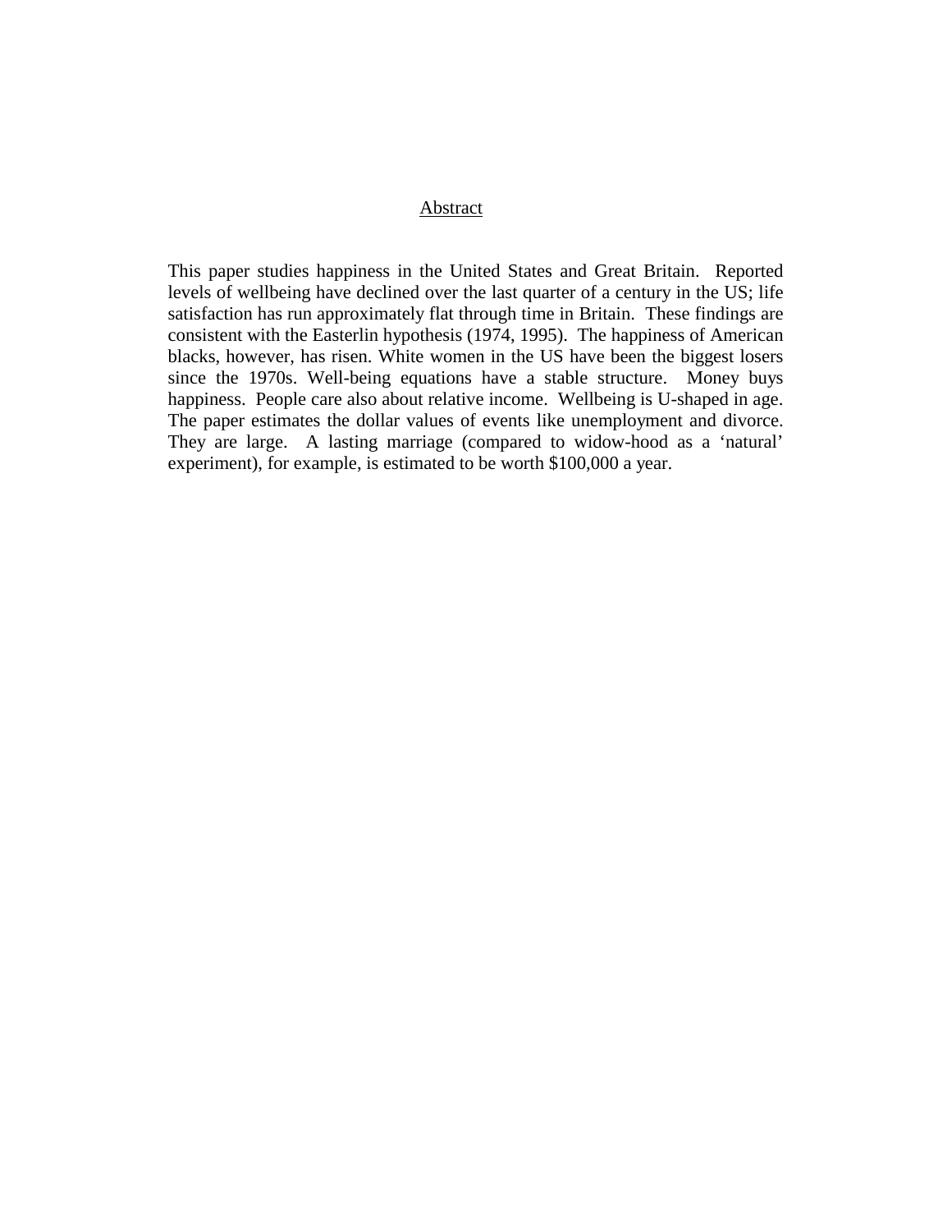## Abstract

This paper studies happiness in the United States and Great Britain. Reported levels of wellbeing have declined over the last quarter of a century in the US; life satisfaction has run approximately flat through time in Britain. These findings are consistent with the Easterlin hypothesis (1974, 1995). The happiness of American blacks, however, has risen. White women in the US have been the biggest losers since the 1970s. Well-being equations have a stable structure. Money buys happiness. People care also about relative income. Wellbeing is U-shaped in age. The paper estimates the dollar values of events like unemployment and divorce. They are large. A lasting marriage (compared to widow-hood as a 'natural' experiment), for example, is estimated to be worth $100,000 a year.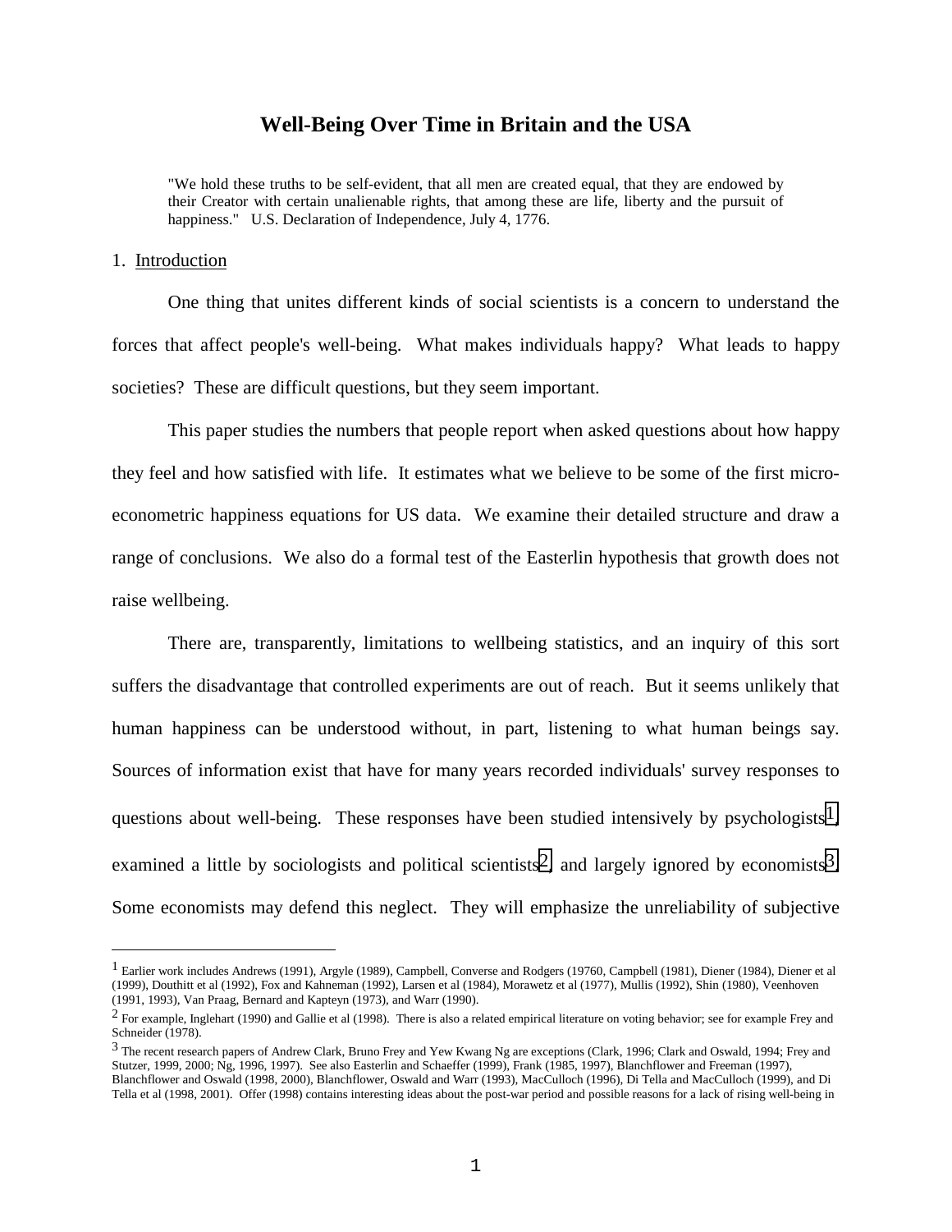# Well-Being Over Time in Britain and the USA

> "We hold these truths to be self-evident, that all men are created equal, that they are endowed by their Creator with certain unalienable rights, that among these are life, liberty and the pursuit of happiness." U.S. Declaration of Independence, July 4, 1776.

## 1. Introduction

One thing that unites different kinds of social scientists is a concern to understand the forces that affect people's well-being. What makes individuals happy? What leads to happy societies? These are difficult questions, but they seem important.

This paper studies the numbers that people report when asked questions about how happy they feel and how satisfied with life. It estimates what we believe to be some of the first micro-econometric happiness equations for US data. We examine their detailed structure and draw a range of conclusions. We also do a formal test of the Easterlin hypothesis that growth does not raise wellbeing.

There are, transparently, limitations to wellbeing statistics, and an inquiry of this sort suffers the disadvantage that controlled experiments are out of reach. But it seems unlikely that human happiness can be understood without, in part, listening to what human beings say. Sources of information exist that have for many years recorded individuals' survey responses to questions about well-being. These responses have been studied intensively by psychologists[1], examined a little by sociologists and political scientists[2], and largely ignored by economists[3]. Some economists may defend this neglect. They will emphasize the unreliability of subjective

---

[1] Earlier work includes Andrews (1991), Argyle (1989), Campbell, Converse and Rodgers (19760, Campbell (1981), Diener (1984), Diener et al (1999), Douthitt et al (1992), Fox and Kahneman (1992), Larsen et al (1984), Morawetz et al (1977), Mullis (1992), Shin (1980), Veenhoven (1991, 1993), Van Praag, Bernard and Kapteyn (1973), and Warr (1990).

[2] For example, Inglehart (1990) and Gallie et al (1998). There is also a related empirical literature on voting behavior; see for example Frey and Schneider (1978).

[3] The recent research papers of Andrew Clark, Bruno Frey and Yew Kwang Ng are exceptions (Clark, 1996; Clark and Oswald, 1994; Frey and Stutzer, 1999, 2000; Ng, 1996, 1997). See also Easterlin and Schaeffer (1999), Frank (1985, 1997), Blanchflower and Freeman (1997), Blanchflower and Oswald (1998, 2000), Blanchflower, Oswald and Warr (1993), MacCulloch (1996), Di Tella and MacCulloch (1999), and Di Tella et al (1998, 2001). Offer (1998) contains interesting ideas about the post-war period and possible reasons for a lack of rising well-being in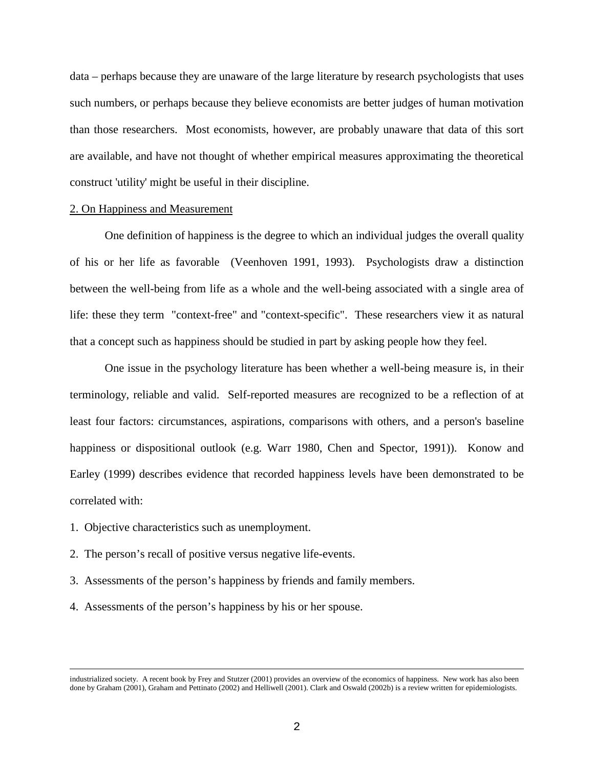data – perhaps because they are unaware of the large literature by research psychologists that uses such numbers, or perhaps because they believe economists are better judges of human motivation than those researchers. Most economists, however, are probably unaware that data of this sort are available, and have not thought of whether empirical measures approximating the theoretical construct 'utility' might be useful in their discipline.

## 2. On Happiness and Measurement

One definition of happiness is the degree to which an individual judges the overall quality of his or her life as favorable (Veenhoven 1991, 1993). Psychologists draw a distinction between the well-being from life as a whole and the well-being associated with a single area of life: these they term "context-free" and "context-specific". These researchers view it as natural that a concept such as happiness should be studied in part by asking people how they feel.

One issue in the psychology literature has been whether a well-being measure is, in their terminology, reliable and valid. Self-reported measures are recognized to be a reflection of at least four factors: circumstances, aspirations, comparisons with others, and a person's baseline happiness or dispositional outlook (e.g. Warr 1980, Chen and Spector, 1991)). Konow and Earley (1999) describes evidence that recorded happiness levels have been demonstrated to be correlated with:

1. Objective characteristics such as unemployment.
2. The person's recall of positive versus negative life-events.
3. Assessments of the person's happiness by friends and family members.
4. Assessments of the person's happiness by his or her spouse.

---

industrialized society. A recent book by Frey and Stutzer (2001) provides an overview of the economics of happiness. New work has also been done by Graham (2001), Graham and Pettinato (2002) and Helliwell (2001). Clark and Oswald (2002b) is a review written for epidemiologists.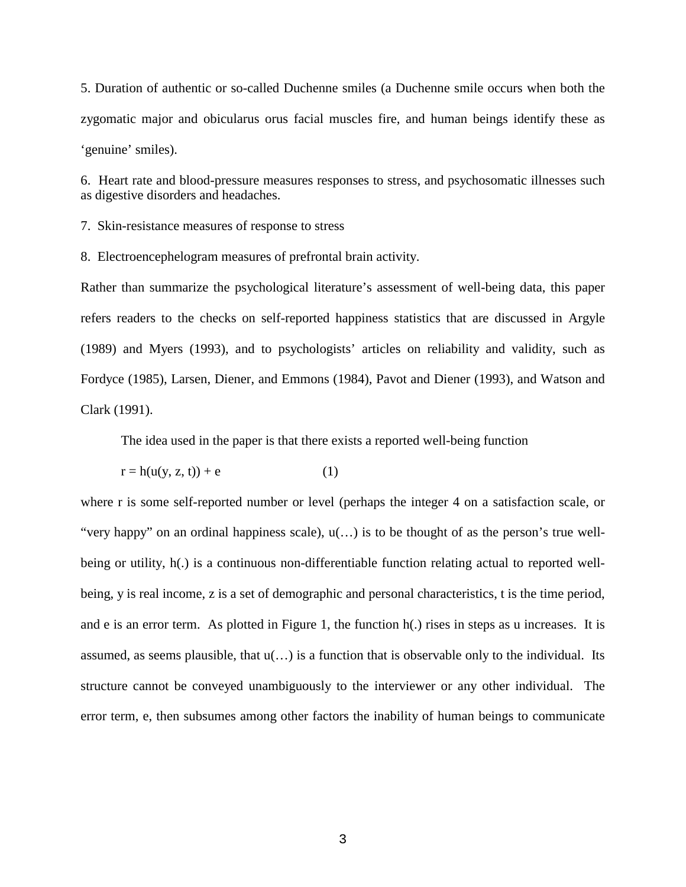5. Duration of authentic or so-called Duchenne smiles (a Duchenne smile occurs when both the zygomatic major and obicularus orus facial muscles fire, and human beings identify these as 'genuine' smiles).

6. Heart rate and blood-pressure measures responses to stress, and psychosomatic illnesses such as digestive disorders and headaches.

7. Skin-resistance measures of response to stress

8. Electroencephelogram measures of prefrontal brain activity.

Rather than summarize the psychological literature's assessment of well-being data, this paper refers readers to the checks on self-reported happiness statistics that are discussed in Argyle (1989) and Myers (1993), and to psychologists' articles on reliability and validity, such as Fordyce (1985), Larsen, Diener, and Emmons (1984), Pavot and Diener (1993), and Watson and Clark (1991).

The idea used in the paper is that there exists a reported well-being function

$$r = h(u(y, z, t)) + e \qquad (1)$$

where r is some self-reported number or level (perhaps the integer 4 on a satisfaction scale, or "very happy" on an ordinal happiness scale), u(…) is to be thought of as the person's true well-being or utility, h(.) is a continuous non-differentiable function relating actual to reported well-being, y is real income, z is a set of demographic and personal characteristics, t is the time period, and e is an error term. As plotted in Figure 1, the function h(.) rises in steps as u increases. It is assumed, as seems plausible, that u(…) is a function that is observable only to the individual. Its structure cannot be conveyed unambiguously to the interviewer or any other individual. The error term, e, then subsumes among other factors the inability of human beings to communicate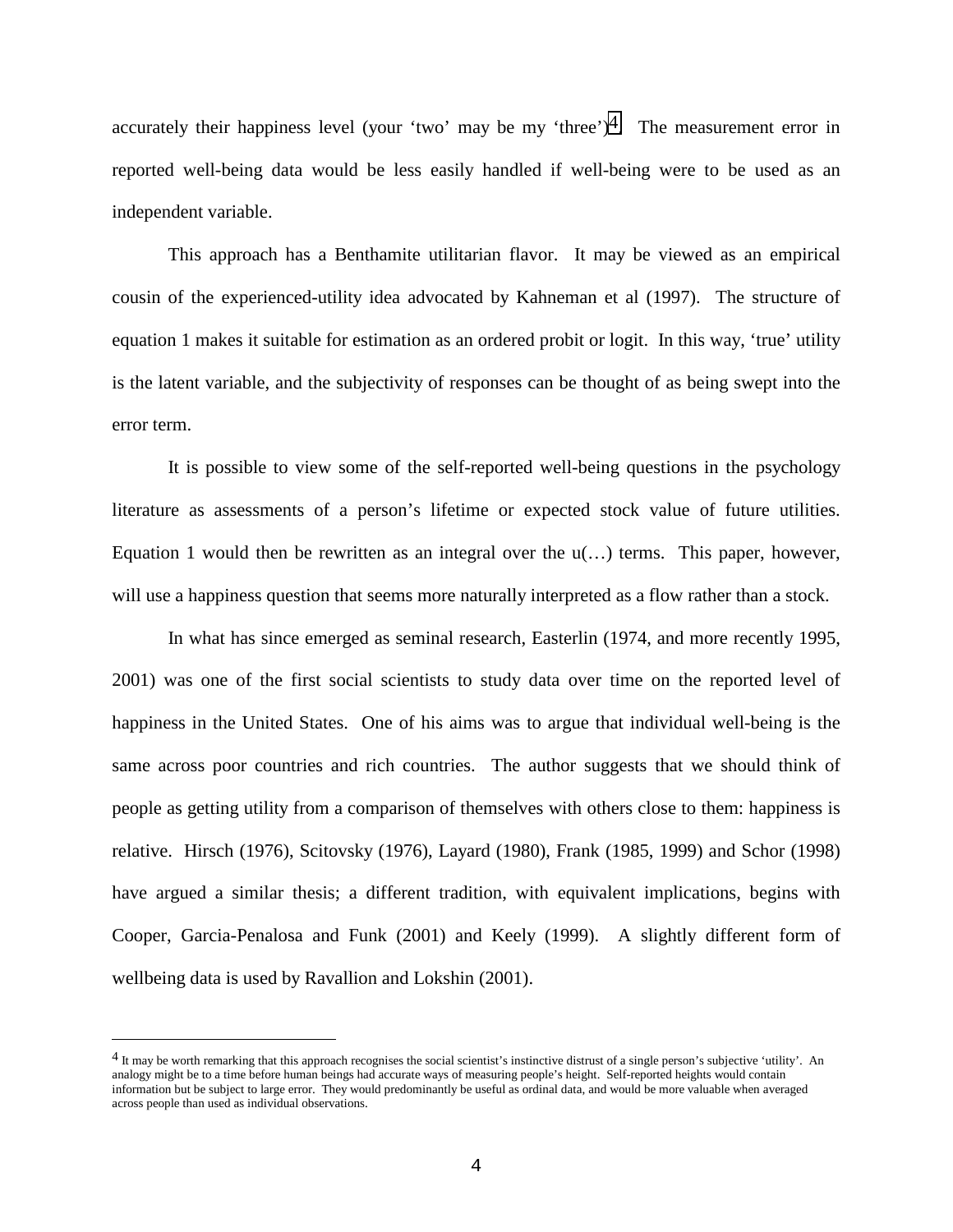accurately their happiness level (your 'two' may be my 'three')[4]. The measurement error in reported well-being data would be less easily handled if well-being were to be used as an independent variable.

This approach has a Benthamite utilitarian flavor. It may be viewed as an empirical cousin of the experienced-utility idea advocated by Kahneman et al (1997). The structure of equation 1 makes it suitable for estimation as an ordered probit or logit. In this way, 'true' utility is the latent variable, and the subjectivity of responses can be thought of as being swept into the error term.

It is possible to view some of the self-reported well-being questions in the psychology literature as assessments of a person's lifetime or expected stock value of future utilities. Equation 1 would then be rewritten as an integral over the u(…) terms. This paper, however, will use a happiness question that seems more naturally interpreted as a flow rather than a stock.

In what has since emerged as seminal research, Easterlin (1974, and more recently 1995, 2001) was one of the first social scientists to study data over time on the reported level of happiness in the United States. One of his aims was to argue that individual well-being is the same across poor countries and rich countries. The author suggests that we should think of people as getting utility from a comparison of themselves with others close to them: happiness is relative. Hirsch (1976), Scitovsky (1976), Layard (1980), Frank (1985, 1999) and Schor (1998) have argued a similar thesis; a different tradition, with equivalent implications, begins with Cooper, Garcia-Penalosa and Funk (2001) and Keely (1999). A slightly different form of wellbeing data is used by Ravallion and Lokshin (2001).

[4] It may be worth remarking that this approach recognises the social scientist's instinctive distrust of a single person's subjective 'utility'. An analogy might be to a time before human beings had accurate ways of measuring people's height. Self-reported heights would contain information but be subject to large error. They would predominantly be useful as ordinal data, and would be more valuable when averaged across people than used as individual observations.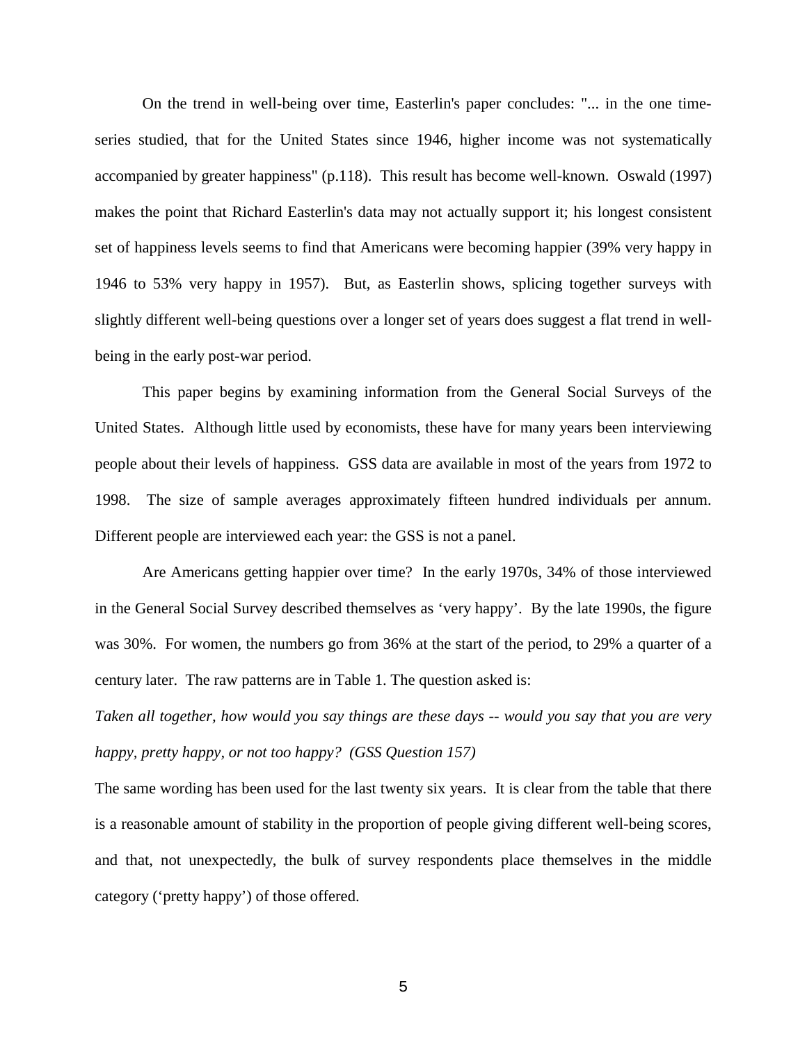On the trend in well-being over time, Easterlin's paper concludes: "... in the one time-series studied, that for the United States since 1946, higher income was not systematically accompanied by greater happiness" (p.118). This result has become well-known. Oswald (1997) makes the point that Richard Easterlin's data may not actually support it; his longest consistent set of happiness levels seems to find that Americans were becoming happier (39% very happy in 1946 to 53% very happy in 1957). But, as Easterlin shows, splicing together surveys with slightly different well-being questions over a longer set of years does suggest a flat trend in well-being in the early post-war period.

This paper begins by examining information from the General Social Surveys of the United States. Although little used by economists, these have for many years been interviewing people about their levels of happiness. GSS data are available in most of the years from 1972 to 1998. The size of sample averages approximately fifteen hundred individuals per annum. Different people are interviewed each year: the GSS is not a panel.

Are Americans getting happier over time? In the early 1970s, 34% of those interviewed in the General Social Survey described themselves as 'very happy'. By the late 1990s, the figure was 30%. For women, the numbers go from 36% at the start of the period, to 29% a quarter of a century later. The raw patterns are in Table 1. The question asked is:

*Taken all together, how would you say things are these days -- would you say that you are very happy, pretty happy, or not too happy? (GSS Question 157)*

The same wording has been used for the last twenty six years. It is clear from the table that there is a reasonable amount of stability in the proportion of people giving different well-being scores, and that, not unexpectedly, the bulk of survey respondents place themselves in the middle category ('pretty happy') of those offered.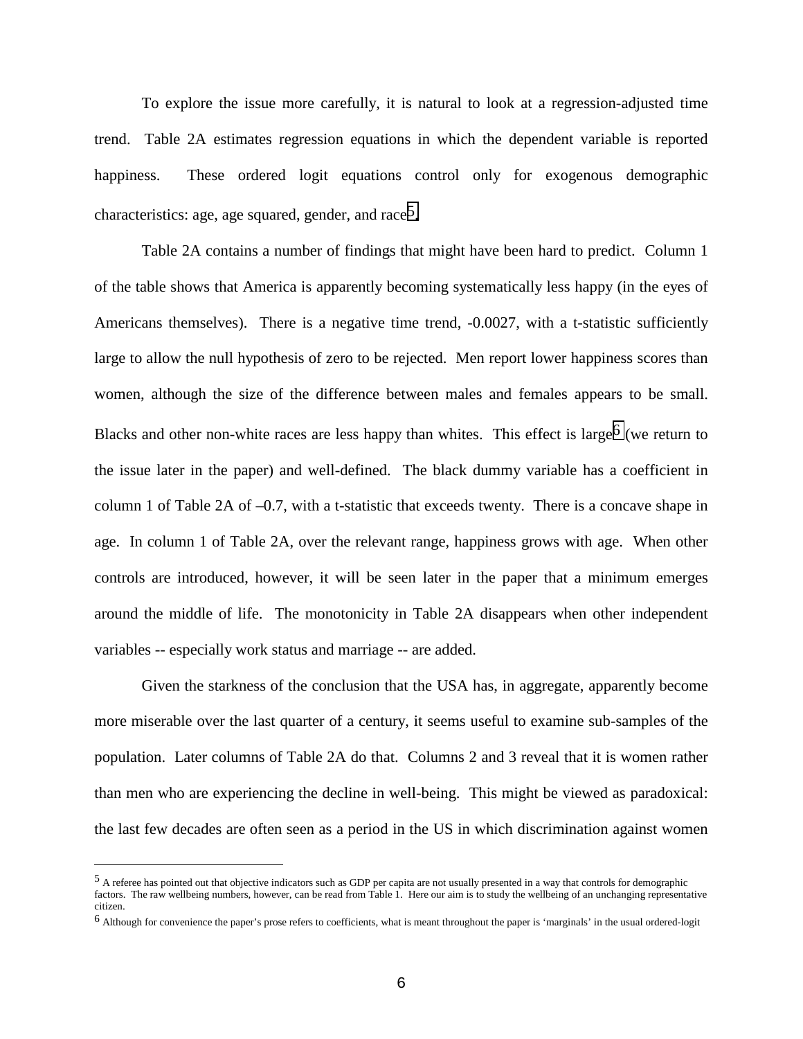To explore the issue more carefully, it is natural to look at a regression-adjusted time trend. Table 2A estimates regression equations in which the dependent variable is reported happiness. These ordered logit equations control only for exogenous demographic characteristics: age, age squared, gender, and race[5].

Table 2A contains a number of findings that might have been hard to predict. Column 1 of the table shows that America is apparently becoming systematically less happy (in the eyes of Americans themselves). There is a negative time trend, -0.0027, with a t-statistic sufficiently large to allow the null hypothesis of zero to be rejected. Men report lower happiness scores than women, although the size of the difference between males and females appears to be small. Blacks and other non-white races are less happy than whites. This effect is large[6] (we return to the issue later in the paper) and well-defined. The black dummy variable has a coefficient in column 1 of Table 2A of –0.7, with a t-statistic that exceeds twenty. There is a concave shape in age. In column 1 of Table 2A, over the relevant range, happiness grows with age. When other controls are introduced, however, it will be seen later in the paper that a minimum emerges around the middle of life. The monotonicity in Table 2A disappears when other independent variables -- especially work status and marriage -- are added.

Given the starkness of the conclusion that the USA has, in aggregate, apparently become more miserable over the last quarter of a century, it seems useful to examine sub-samples of the population. Later columns of Table 2A do that. Columns 2 and 3 reveal that it is women rather than men who are experiencing the decline in well-being. This might be viewed as paradoxical: the last few decades are often seen as a period in the US in which discrimination against women

---

[5] A referee has pointed out that objective indicators such as GDP per capita are not usually presented in a way that controls for demographic factors. The raw wellbeing numbers, however, can be read from Table 1. Here our aim is to study the wellbeing of an unchanging representative citizen.

[6] Although for convenience the paper's prose refers to coefficients, what is meant throughout the paper is 'marginals' in the usual ordered-logit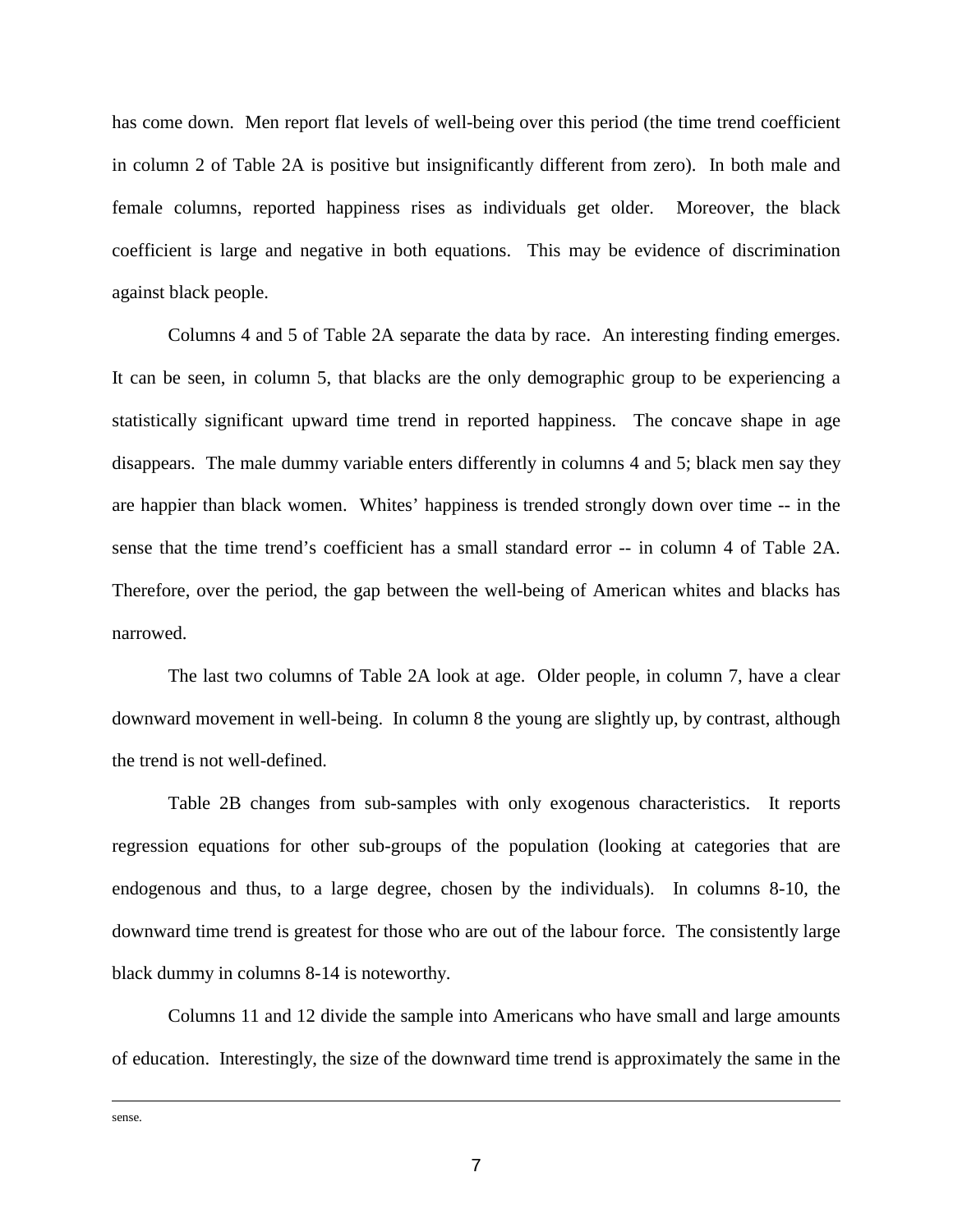has come down. Men report flat levels of well-being over this period (the time trend coefficient in column 2 of Table 2A is positive but insignificantly different from zero). In both male and female columns, reported happiness rises as individuals get older. Moreover, the black coefficient is large and negative in both equations. This may be evidence of discrimination against black people.

Columns 4 and 5 of Table 2A separate the data by race. An interesting finding emerges. It can be seen, in column 5, that blacks are the only demographic group to be experiencing a statistically significant upward time trend in reported happiness. The concave shape in age disappears. The male dummy variable enters differently in columns 4 and 5; black men say they are happier than black women. Whites' happiness is trended strongly down over time -- in the sense that the time trend's coefficient has a small standard error -- in column 4 of Table 2A. Therefore, over the period, the gap between the well-being of American whites and blacks has narrowed.

The last two columns of Table 2A look at age. Older people, in column 7, have a clear downward movement in well-being. In column 8 the young are slightly up, by contrast, although the trend is not well-defined.

Table 2B changes from sub-samples with only exogenous characteristics. It reports regression equations for other sub-groups of the population (looking at categories that are endogenous and thus, to a large degree, chosen by the individuals). In columns 8-10, the downward time trend is greatest for those who are out of the labour force. The consistently large black dummy in columns 8-14 is noteworthy.

Columns 11 and 12 divide the sample into Americans who have small and large amounts of education. Interestingly, the size of the downward time trend is approximately the same in the

---

sense.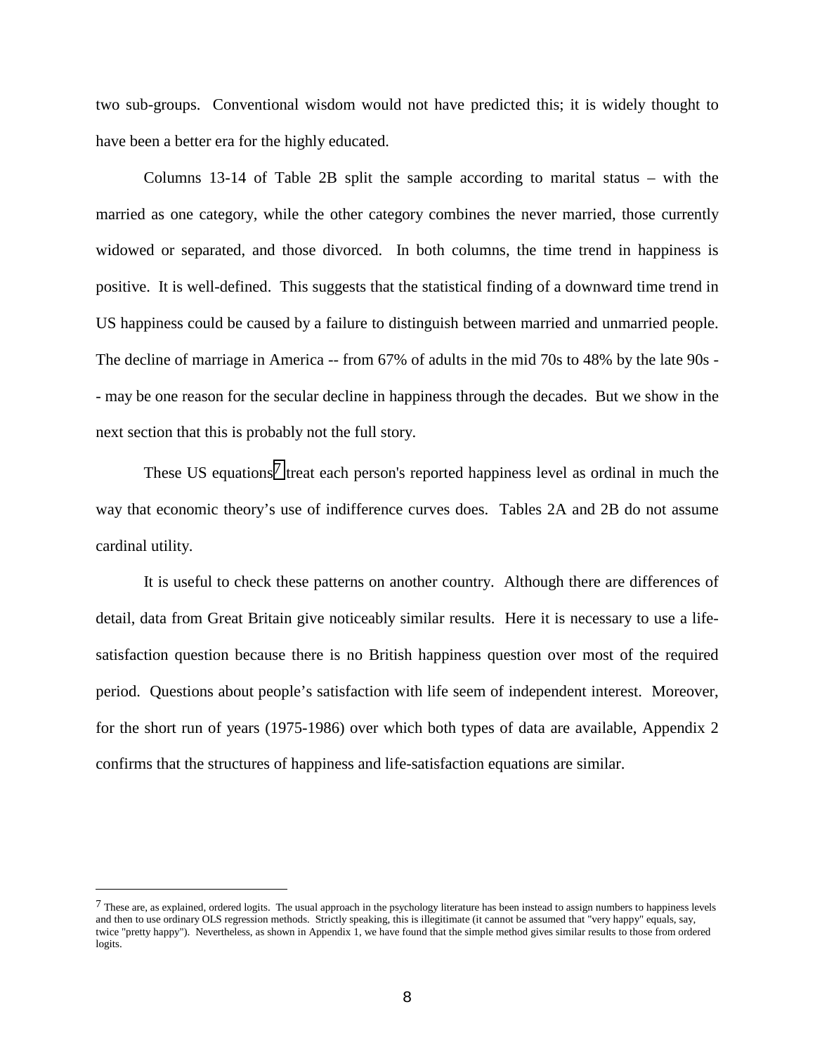two sub-groups. Conventional wisdom would not have predicted this; it is widely thought to have been a better era for the highly educated.

Columns 13-14 of Table 2B split the sample according to marital status – with the married as one category, while the other category combines the never married, those currently widowed or separated, and those divorced. In both columns, the time trend in happiness is positive. It is well-defined. This suggests that the statistical finding of a downward time trend in US happiness could be caused by a failure to distinguish between married and unmarried people. The decline of marriage in America -- from 67% of adults in the mid 70s to 48% by the late 90s -- may be one reason for the secular decline in happiness through the decades. But we show in the next section that this is probably not the full story.

These US equations[7] treat each person's reported happiness level as ordinal in much the way that economic theory's use of indifference curves does. Tables 2A and 2B do not assume cardinal utility.

It is useful to check these patterns on another country. Although there are differences of detail, data from Great Britain give noticeably similar results. Here it is necessary to use a life-satisfaction question because there is no British happiness question over most of the required period. Questions about people's satisfaction with life seem of independent interest. Moreover, for the short run of years (1975-1986) over which both types of data are available, Appendix 2 confirms that the structures of happiness and life-satisfaction equations are similar.

---

[7] These are, as explained, ordered logits. The usual approach in the psychology literature has been instead to assign numbers to happiness levels and then to use ordinary OLS regression methods. Strictly speaking, this is illegitimate (it cannot be assumed that "very happy" equals, say, twice "pretty happy"). Nevertheless, as shown in Appendix 1, we have found that the simple method gives similar results to those from ordered logits.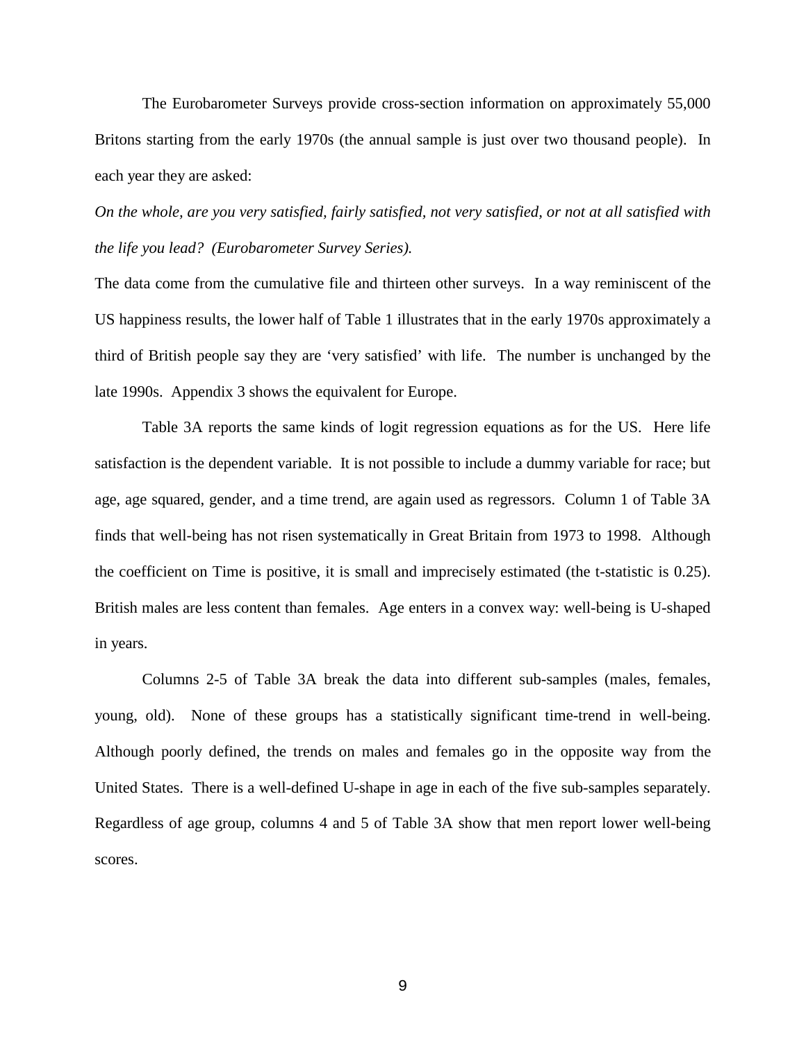The Eurobarometer Surveys provide cross-section information on approximately 55,000 Britons starting from the early 1970s (the annual sample is just over two thousand people). In each year they are asked:

*On the whole, are you very satisfied, fairly satisfied, not very satisfied, or not at all satisfied with the life you lead? (Eurobarometer Survey Series).*

The data come from the cumulative file and thirteen other surveys. In a way reminiscent of the US happiness results, the lower half of Table 1 illustrates that in the early 1970s approximately a third of British people say they are 'very satisfied' with life. The number is unchanged by the late 1990s. Appendix 3 shows the equivalent for Europe.

Table 3A reports the same kinds of logit regression equations as for the US. Here life satisfaction is the dependent variable. It is not possible to include a dummy variable for race; but age, age squared, gender, and a time trend, are again used as regressors. Column 1 of Table 3A finds that well-being has not risen systematically in Great Britain from 1973 to 1998. Although the coefficient on Time is positive, it is small and imprecisely estimated (the t-statistic is 0.25). British males are less content than females. Age enters in a convex way: well-being is U-shaped in years.

Columns 2-5 of Table 3A break the data into different sub-samples (males, females, young, old). None of these groups has a statistically significant time-trend in well-being. Although poorly defined, the trends on males and females go in the opposite way from the United States. There is a well-defined U-shape in age in each of the five sub-samples separately. Regardless of age group, columns 4 and 5 of Table 3A show that men report lower well-being scores.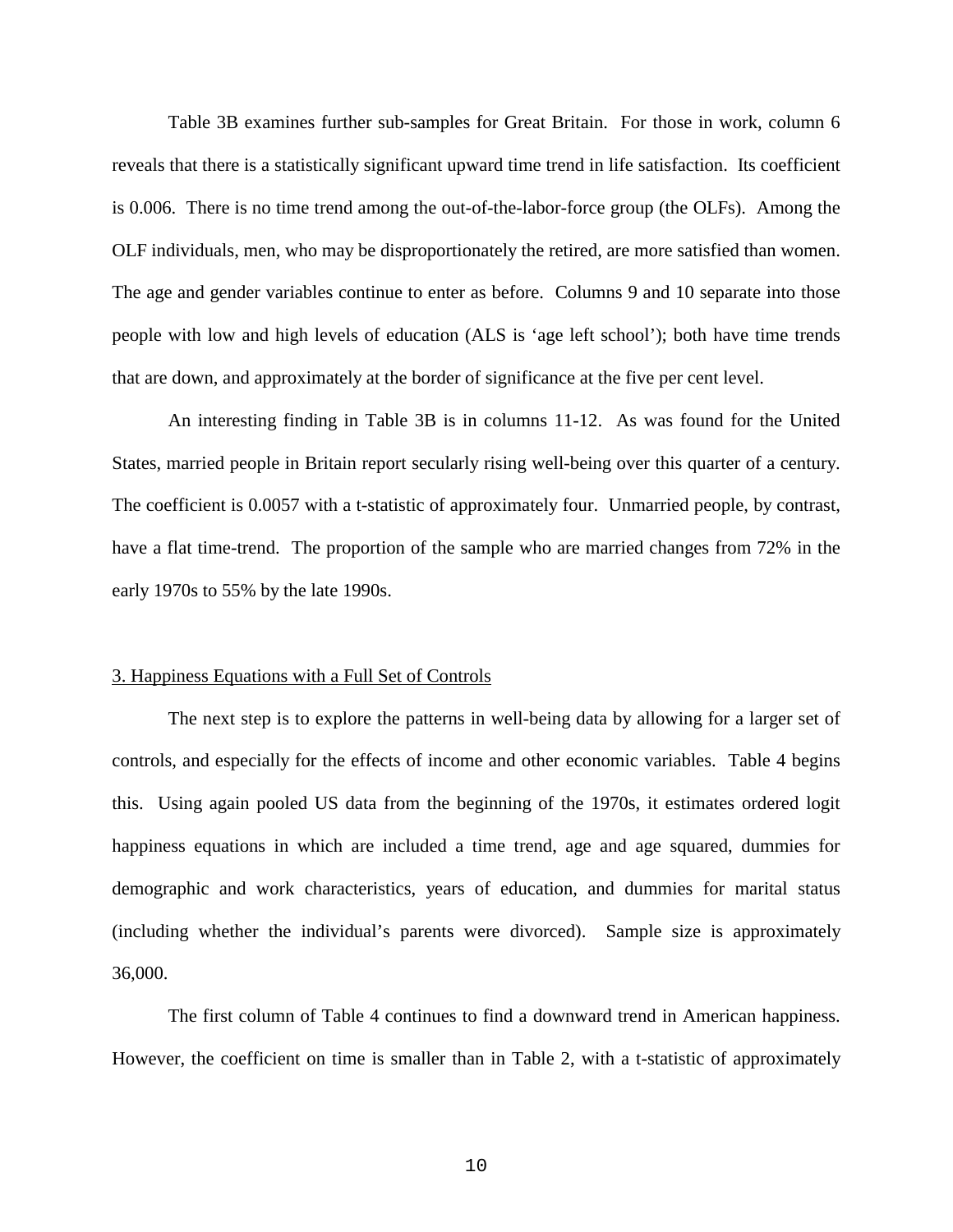Table 3B examines further sub-samples for Great Britain. For those in work, column 6 reveals that there is a statistically significant upward time trend in life satisfaction. Its coefficient is 0.006. There is no time trend among the out-of-the-labor-force group (the OLFs). Among the OLF individuals, men, who may be disproportionately the retired, are more satisfied than women. The age and gender variables continue to enter as before. Columns 9 and 10 separate into those people with low and high levels of education (ALS is 'age left school'); both have time trends that are down, and approximately at the border of significance at the five per cent level.

An interesting finding in Table 3B is in columns 11-12. As was found for the United States, married people in Britain report secularly rising well-being over this quarter of a century. The coefficient is 0.0057 with a t-statistic of approximately four. Unmarried people, by contrast, have a flat time-trend. The proportion of the sample who are married changes from 72% in the early 1970s to 55% by the late 1990s.

## 3. Happiness Equations with a Full Set of Controls

The next step is to explore the patterns in well-being data by allowing for a larger set of controls, and especially for the effects of income and other economic variables. Table 4 begins this. Using again pooled US data from the beginning of the 1970s, it estimates ordered logit happiness equations in which are included a time trend, age and age squared, dummies for demographic and work characteristics, years of education, and dummies for marital status (including whether the individual's parents were divorced). Sample size is approximately 36,000.

The first column of Table 4 continues to find a downward trend in American happiness. However, the coefficient on time is smaller than in Table 2, with a t-statistic of approximately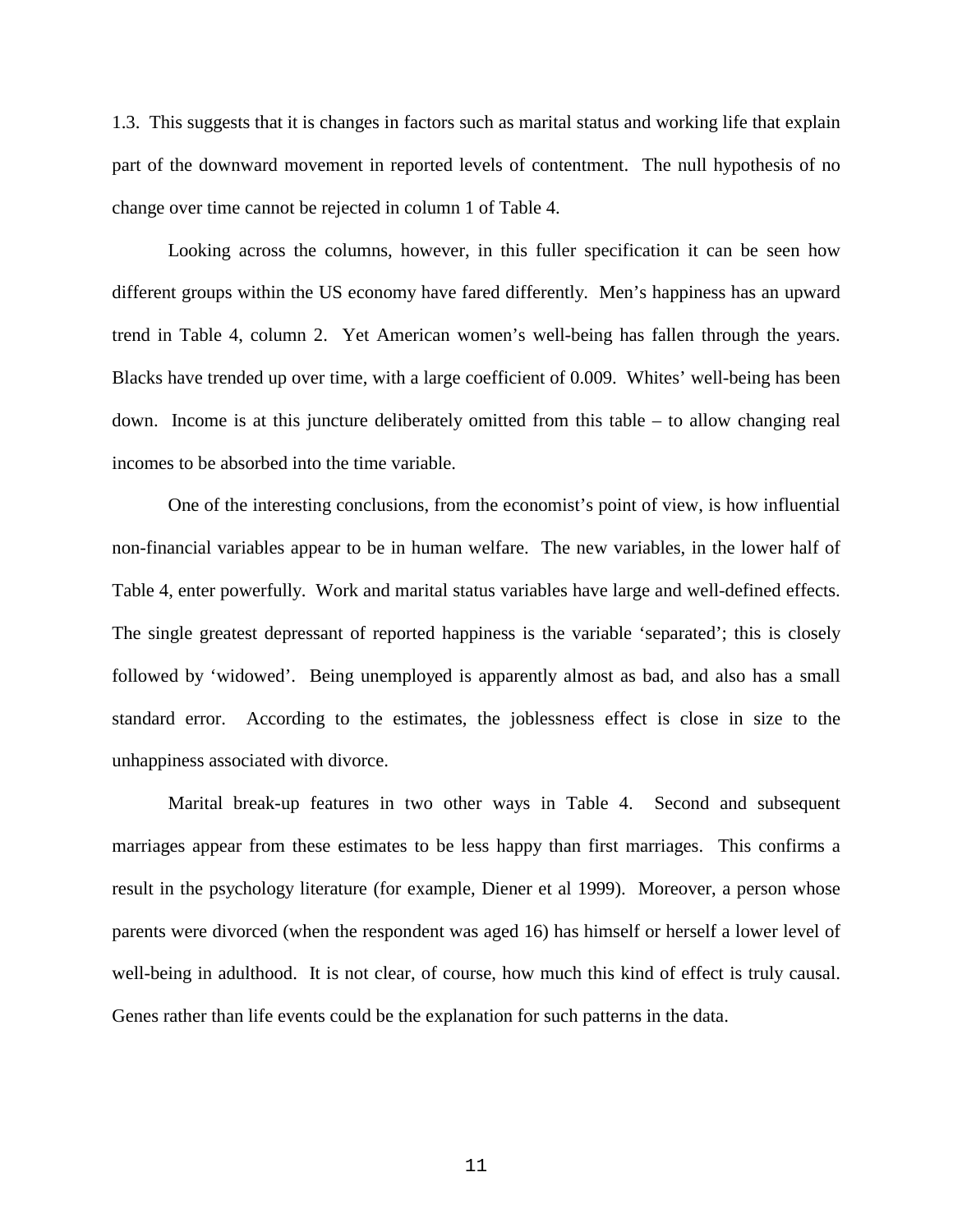1.3. This suggests that it is changes in factors such as marital status and working life that explain part of the downward movement in reported levels of contentment. The null hypothesis of no change over time cannot be rejected in column 1 of Table 4.

Looking across the columns, however, in this fuller specification it can be seen how different groups within the US economy have fared differently. Men's happiness has an upward trend in Table 4, column 2. Yet American women's well-being has fallen through the years. Blacks have trended up over time, with a large coefficient of 0.009. Whites' well-being has been down. Income is at this juncture deliberately omitted from this table – to allow changing real incomes to be absorbed into the time variable.

One of the interesting conclusions, from the economist's point of view, is how influential non-financial variables appear to be in human welfare. The new variables, in the lower half of Table 4, enter powerfully. Work and marital status variables have large and well-defined effects. The single greatest depressant of reported happiness is the variable 'separated'; this is closely followed by 'widowed'. Being unemployed is apparently almost as bad, and also has a small standard error. According to the estimates, the joblessness effect is close in size to the unhappiness associated with divorce.

Marital break-up features in two other ways in Table 4. Second and subsequent marriages appear from these estimates to be less happy than first marriages. This confirms a result in the psychology literature (for example, Diener et al 1999). Moreover, a person whose parents were divorced (when the respondent was aged 16) has himself or herself a lower level of well-being in adulthood. It is not clear, of course, how much this kind of effect is truly causal. Genes rather than life events could be the explanation for such patterns in the data.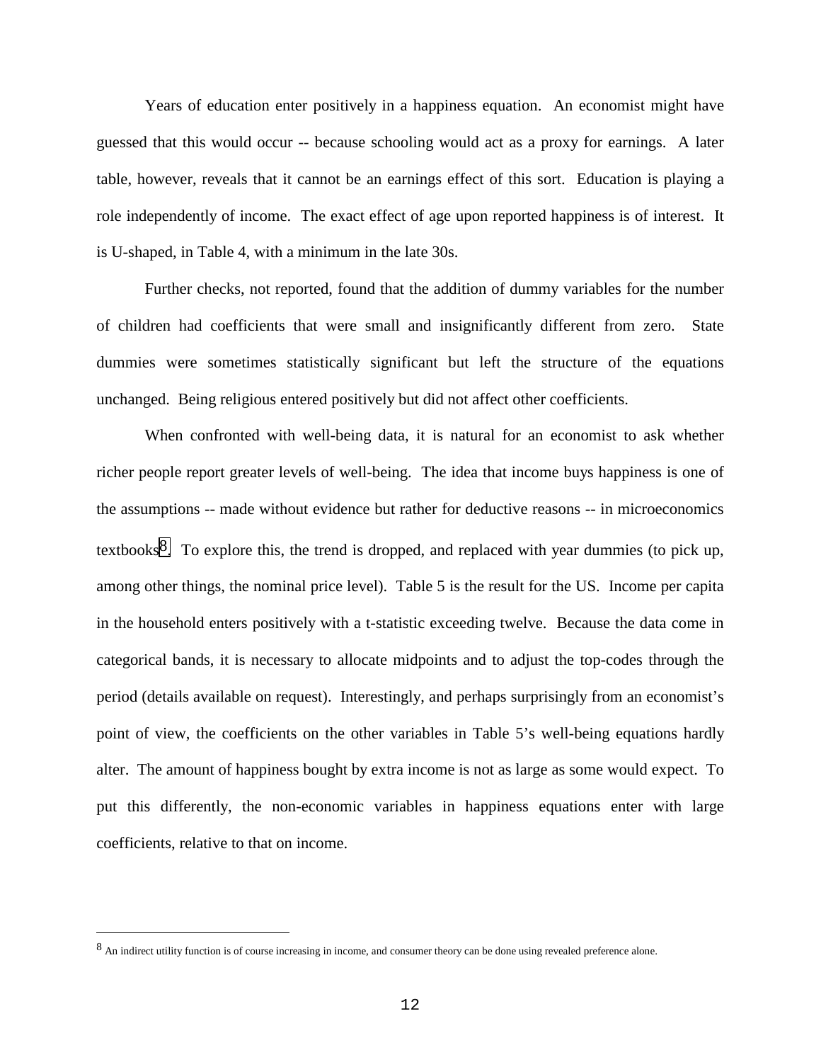Years of education enter positively in a happiness equation. An economist might have guessed that this would occur -- because schooling would act as a proxy for earnings. A later table, however, reveals that it cannot be an earnings effect of this sort. Education is playing a role independently of income. The exact effect of age upon reported happiness is of interest. It is U-shaped, in Table 4, with a minimum in the late 30s.

Further checks, not reported, found that the addition of dummy variables for the number of children had coefficients that were small and insignificantly different from zero. State dummies were sometimes statistically significant but left the structure of the equations unchanged. Being religious entered positively but did not affect other coefficients.

When confronted with well-being data, it is natural for an economist to ask whether richer people report greater levels of well-being. The idea that income buys happiness is one of the assumptions -- made without evidence but rather for deductive reasons -- in microeconomics textbooks[8]. To explore this, the trend is dropped, and replaced with year dummies (to pick up, among other things, the nominal price level). Table 5 is the result for the US. Income per capita in the household enters positively with a t-statistic exceeding twelve. Because the data come in categorical bands, it is necessary to allocate midpoints and to adjust the top-codes through the period (details available on request). Interestingly, and perhaps surprisingly from an economist's point of view, the coefficients on the other variables in Table 5's well-being equations hardly alter. The amount of happiness bought by extra income is not as large as some would expect. To put this differently, the non-economic variables in happiness equations enter with large coefficients, relative to that on income.

---

[8] An indirect utility function is of course increasing in income, and consumer theory can be done using revealed preference alone.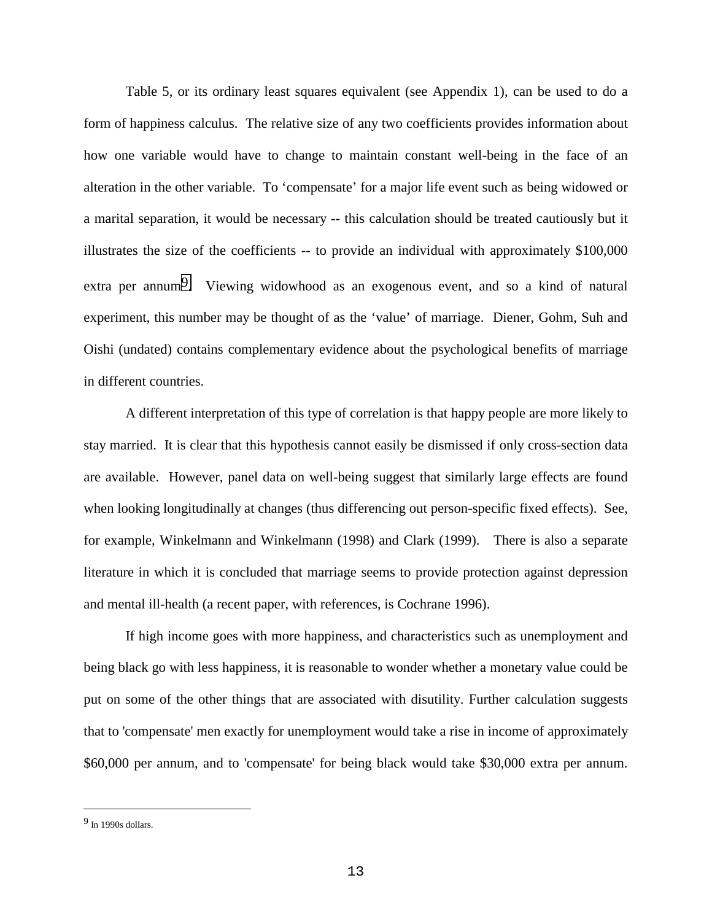Table 5, or its ordinary least squares equivalent (see Appendix 1), can be used to do a form of happiness calculus. The relative size of any two coefficients provides information about how one variable would have to change to maintain constant well-being in the face of an alteration in the other variable. To 'compensate' for a major life event such as being widowed or a marital separation, it would be necessary -- this calculation should be treated cautiously but it illustrates the size of the coefficients -- to provide an individual with approximately $100,000 extra per annum[9]. Viewing widowhood as an exogenous event, and so a kind of natural experiment, this number may be thought of as the 'value' of marriage. Diener, Gohm, Suh and Oishi (undated) contains complementary evidence about the psychological benefits of marriage in different countries.

A different interpretation of this type of correlation is that happy people are more likely to stay married. It is clear that this hypothesis cannot easily be dismissed if only cross-section data are available. However, panel data on well-being suggest that similarly large effects are found when looking longitudinally at changes (thus differencing out person-specific fixed effects). See, for example, Winkelmann and Winkelmann (1998) and Clark (1999). There is also a separate literature in which it is concluded that marriage seems to provide protection against depression and mental ill-health (a recent paper, with references, is Cochrane 1996).

If high income goes with more happiness, and characteristics such as unemployment and being black go with less happiness, it is reasonable to wonder whether a monetary value could be put on some of the other things that are associated with disutility. Further calculation suggests that to 'compensate' men exactly for unemployment would take a rise in income of approximately $60,000 per annum, and to 'compensate' for being black would take $30,000 extra per annum.

---

[9] In 1990s dollars.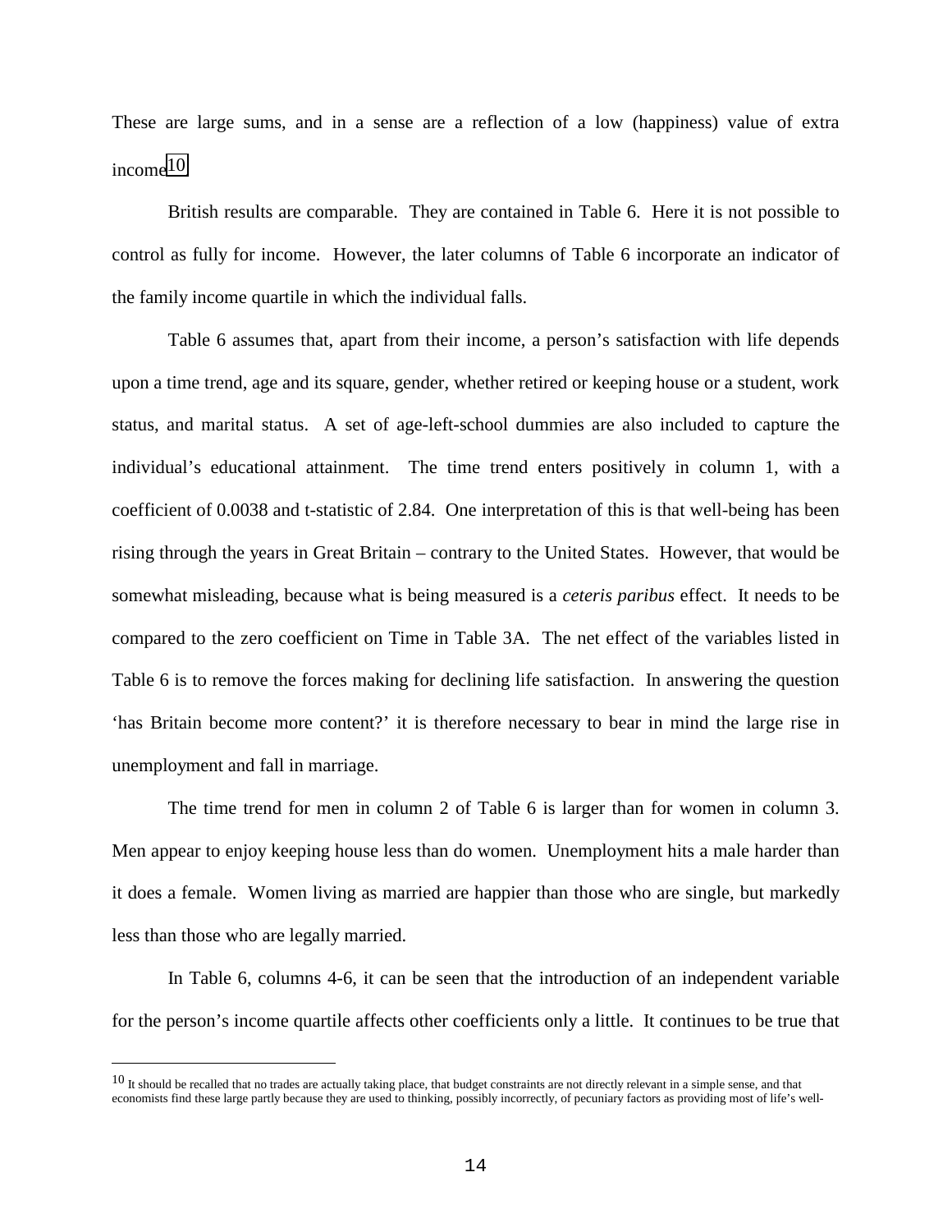These are large sums, and in a sense are a reflection of a low (happiness) value of extra income.[10]

British results are comparable. They are contained in Table 6. Here it is not possible to control as fully for income. However, the later columns of Table 6 incorporate an indicator of the family income quartile in which the individual falls.

Table 6 assumes that, apart from their income, a person's satisfaction with life depends upon a time trend, age and its square, gender, whether retired or keeping house or a student, work status, and marital status. A set of age-left-school dummies are also included to capture the individual's educational attainment. The time trend enters positively in column 1, with a coefficient of 0.0038 and t-statistic of 2.84. One interpretation of this is that well-being has been rising through the years in Great Britain – contrary to the United States. However, that would be somewhat misleading, because what is being measured is a *ceteris paribus* effect. It needs to be compared to the zero coefficient on Time in Table 3A. The net effect of the variables listed in Table 6 is to remove the forces making for declining life satisfaction. In answering the question 'has Britain become more content?' it is therefore necessary to bear in mind the large rise in unemployment and fall in marriage.

The time trend for men in column 2 of Table 6 is larger than for women in column 3. Men appear to enjoy keeping house less than do women. Unemployment hits a male harder than it does a female. Women living as married are happier than those who are single, but markedly less than those who are legally married.

In Table 6, columns 4-6, it can be seen that the introduction of an independent variable for the person's income quartile affects other coefficients only a little. It continues to be true that

[10] It should be recalled that no trades are actually taking place, that budget constraints are not directly relevant in a simple sense, and that economists find these large partly because they are used to thinking, possibly incorrectly, of pecuniary factors as providing most of life's well-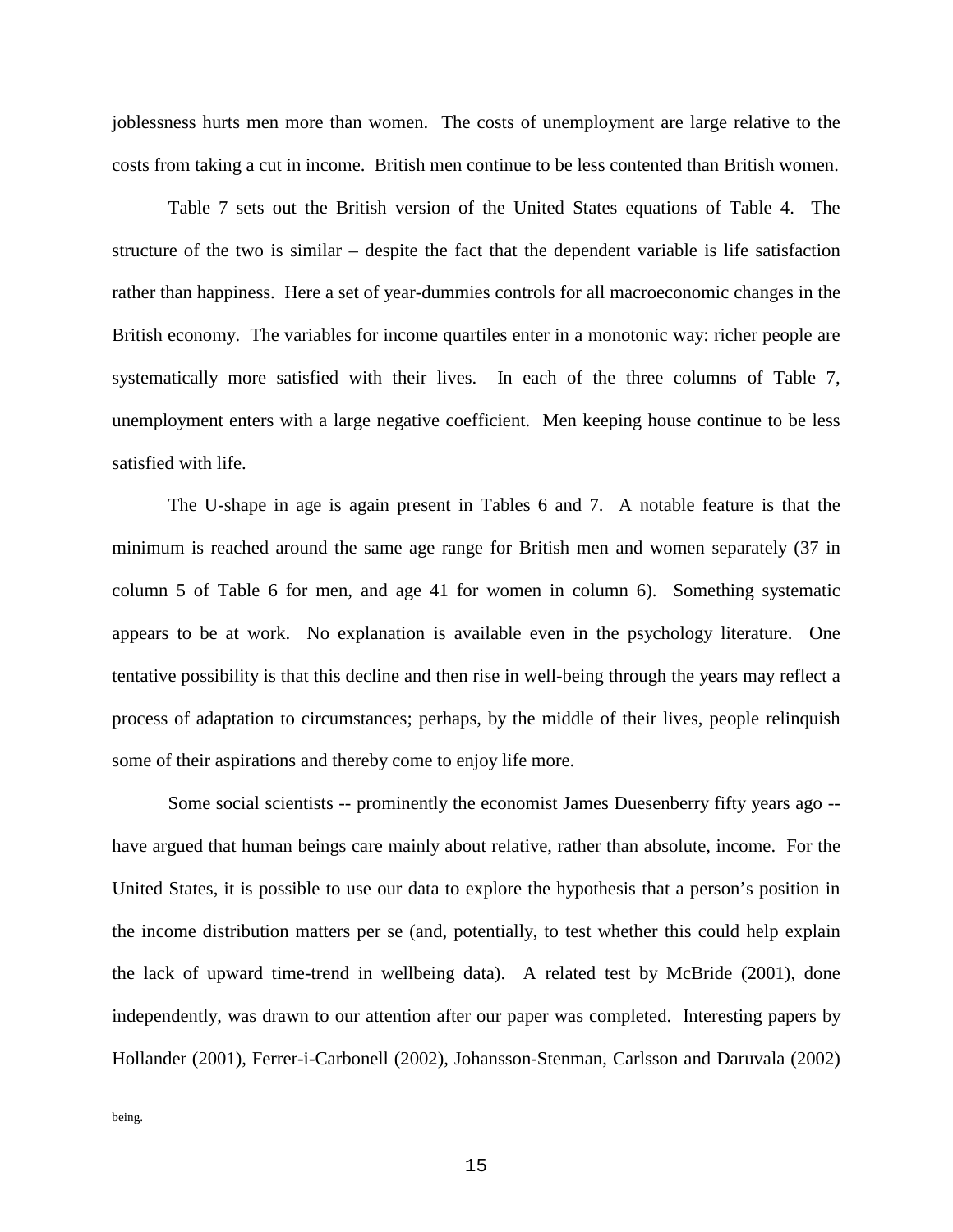joblessness hurts men more than women. The costs of unemployment are large relative to the costs from taking a cut in income. British men continue to be less contented than British women.

Table 7 sets out the British version of the United States equations of Table 4. The structure of the two is similar – despite the fact that the dependent variable is life satisfaction rather than happiness. Here a set of year-dummies controls for all macroeconomic changes in the British economy. The variables for income quartiles enter in a monotonic way: richer people are systematically more satisfied with their lives. In each of the three columns of Table 7, unemployment enters with a large negative coefficient. Men keeping house continue to be less satisfied with life.

The U-shape in age is again present in Tables 6 and 7. A notable feature is that the minimum is reached around the same age range for British men and women separately (37 in column 5 of Table 6 for men, and age 41 for women in column 6). Something systematic appears to be at work. No explanation is available even in the psychology literature. One tentative possibility is that this decline and then rise in well-being through the years may reflect a process of adaptation to circumstances; perhaps, by the middle of their lives, people relinquish some of their aspirations and thereby come to enjoy life more.

Some social scientists -- prominently the economist James Duesenberry fifty years ago -- have argued that human beings care mainly about relative, rather than absolute, income. For the United States, it is possible to use our data to explore the hypothesis that a person's position in the income distribution matters <u>per se</u> (and, potentially, to test whether this could help explain the lack of upward time-trend in wellbeing data). A related test by McBride (2001), done independently, was drawn to our attention after our paper was completed. Interesting papers by Hollander (2001), Ferrer-i-Carbonell (2002), Johansson-Stenman, Carlsson and Daruvala (2002)

---

being.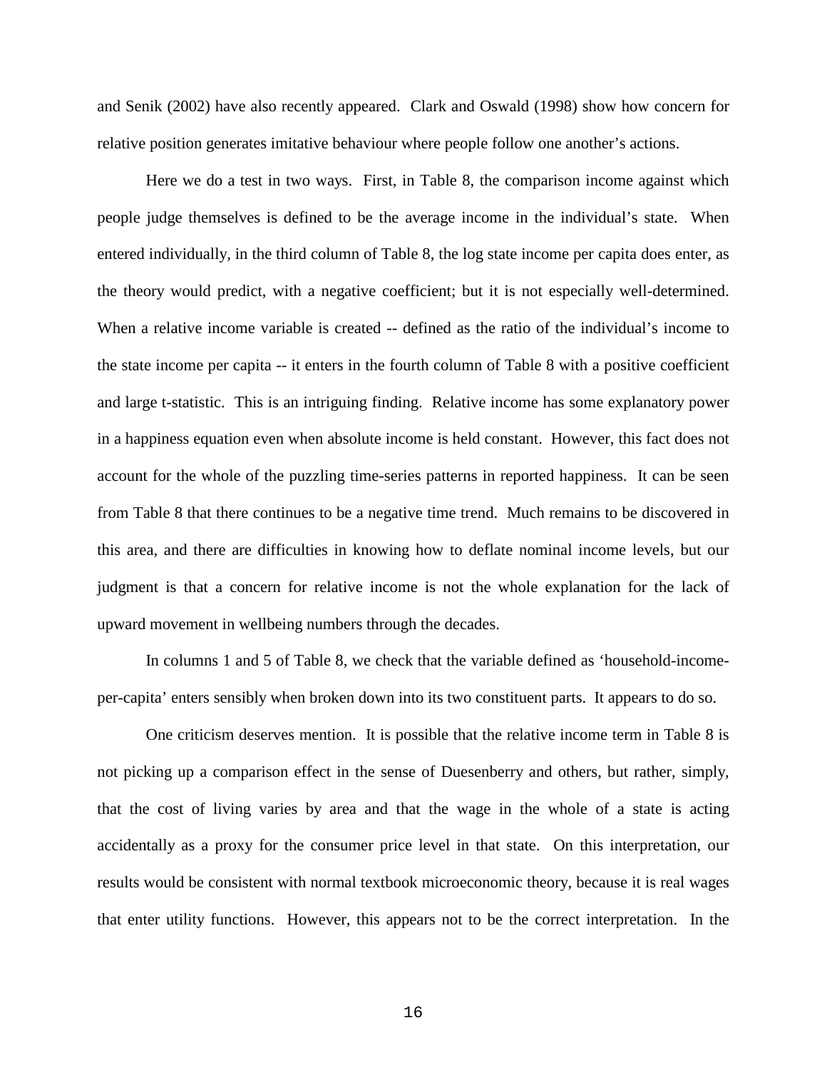and Senik (2002) have also recently appeared. Clark and Oswald (1998) show how concern for relative position generates imitative behaviour where people follow one another's actions.

Here we do a test in two ways. First, in Table 8, the comparison income against which people judge themselves is defined to be the average income in the individual's state. When entered individually, in the third column of Table 8, the log state income per capita does enter, as the theory would predict, with a negative coefficient; but it is not especially well-determined. When a relative income variable is created -- defined as the ratio of the individual's income to the state income per capita -- it enters in the fourth column of Table 8 with a positive coefficient and large t-statistic. This is an intriguing finding. Relative income has some explanatory power in a happiness equation even when absolute income is held constant. However, this fact does not account for the whole of the puzzling time-series patterns in reported happiness. It can be seen from Table 8 that there continues to be a negative time trend. Much remains to be discovered in this area, and there are difficulties in knowing how to deflate nominal income levels, but our judgment is that a concern for relative income is not the whole explanation for the lack of upward movement in wellbeing numbers through the decades.

In columns 1 and 5 of Table 8, we check that the variable defined as 'household-income-per-capita' enters sensibly when broken down into its two constituent parts. It appears to do so.

One criticism deserves mention. It is possible that the relative income term in Table 8 is not picking up a comparison effect in the sense of Duesenberry and others, but rather, simply, that the cost of living varies by area and that the wage in the whole of a state is acting accidentally as a proxy for the consumer price level in that state. On this interpretation, our results would be consistent with normal textbook microeconomic theory, because it is real wages that enter utility functions. However, this appears not to be the correct interpretation. In the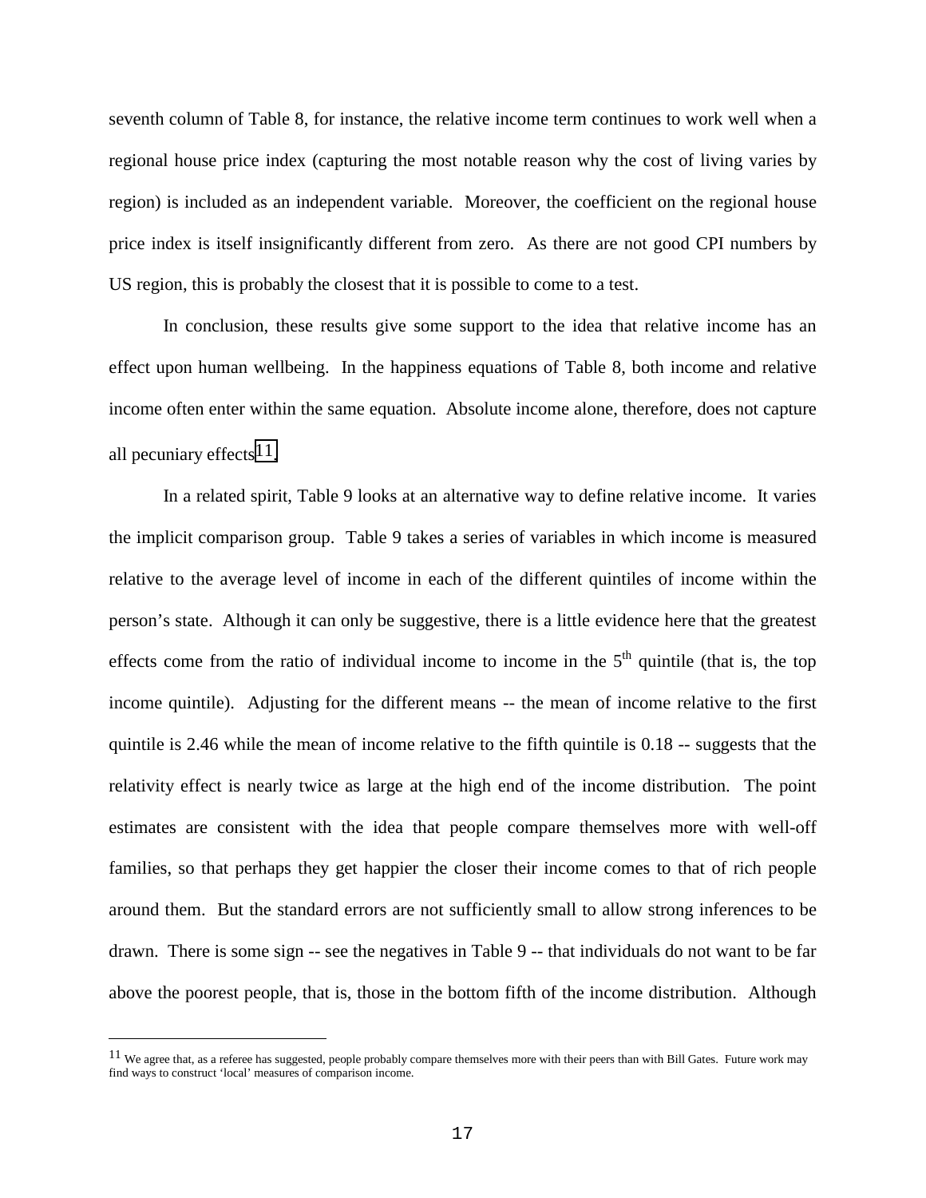seventh column of Table 8, for instance, the relative income term continues to work well when a regional house price index (capturing the most notable reason why the cost of living varies by region) is included as an independent variable. Moreover, the coefficient on the regional house price index is itself insignificantly different from zero. As there are not good CPI numbers by US region, this is probably the closest that it is possible to come to a test.

In conclusion, these results give some support to the idea that relative income has an effect upon human wellbeing. In the happiness equations of Table 8, both income and relative income often enter within the same equation. Absolute income alone, therefore, does not capture all pecuniary effects[11].

In a related spirit, Table 9 looks at an alternative way to define relative income. It varies the implicit comparison group. Table 9 takes a series of variables in which income is measured relative to the average level of income in each of the different quintiles of income within the person's state. Although it can only be suggestive, there is a little evidence here that the greatest effects come from the ratio of individual income to income in the 5$^{th}$ quintile (that is, the top income quintile). Adjusting for the different means -- the mean of income relative to the first quintile is 2.46 while the mean of income relative to the fifth quintile is 0.18 -- suggests that the relativity effect is nearly twice as large at the high end of the income distribution. The point estimates are consistent with the idea that people compare themselves more with well-off families, so that perhaps they get happier the closer their income comes to that of rich people around them. But the standard errors are not sufficiently small to allow strong inferences to be drawn. There is some sign -- see the negatives in Table 9 -- that individuals do not want to be far above the poorest people, that is, those in the bottom fifth of the income distribution. Although

---

[11] We agree that, as a referee has suggested, people probably compare themselves more with their peers than with Bill Gates. Future work may find ways to construct 'local' measures of comparison income.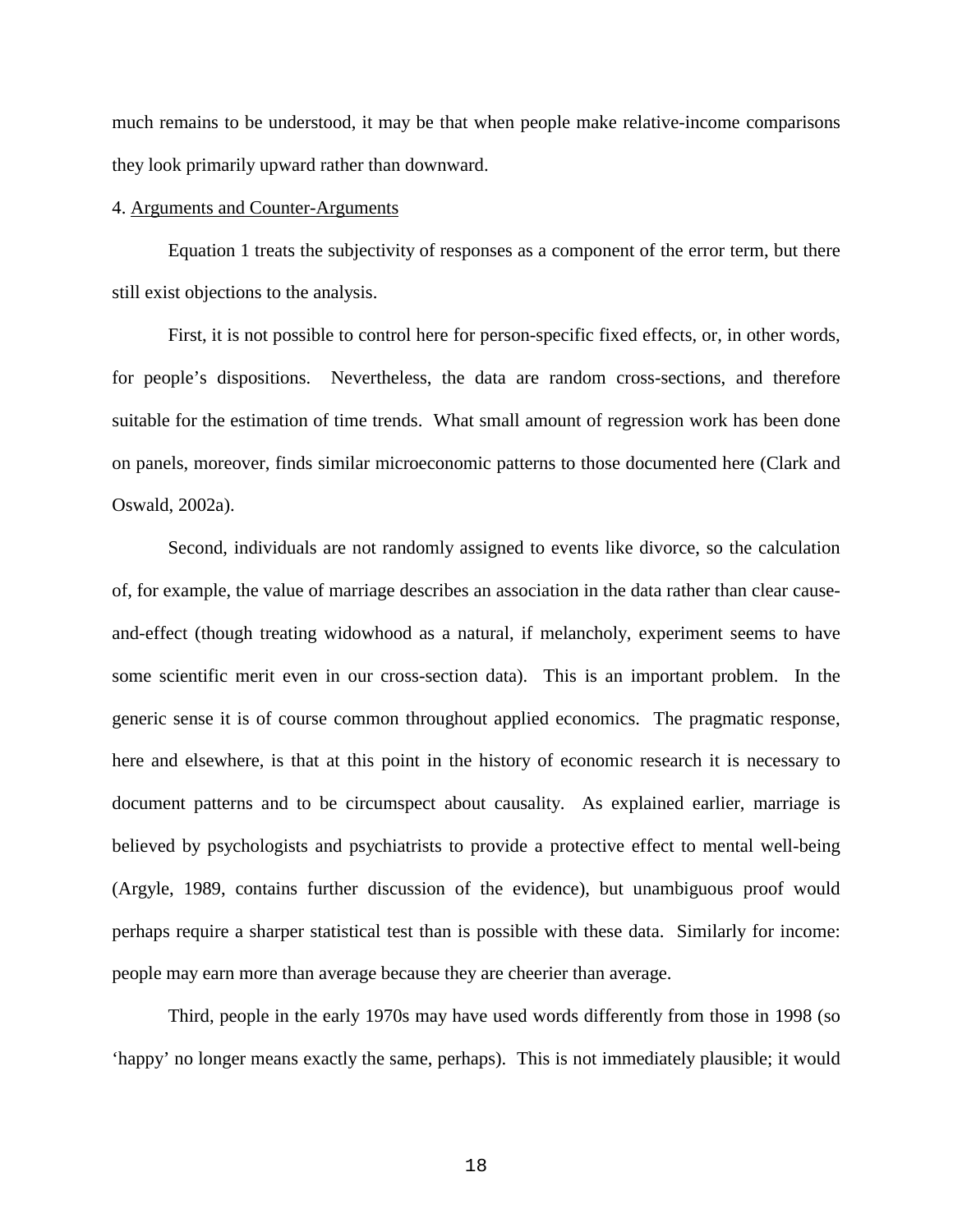much remains to be understood, it may be that when people make relative-income comparisons they look primarily upward rather than downward.

4. Arguments and Counter-Arguments

Equation 1 treats the subjectivity of responses as a component of the error term, but there still exist objections to the analysis.

First, it is not possible to control here for person-specific fixed effects, or, in other words, for people's dispositions. Nevertheless, the data are random cross-sections, and therefore suitable for the estimation of time trends. What small amount of regression work has been done on panels, moreover, finds similar microeconomic patterns to those documented here (Clark and Oswald, 2002a).

Second, individuals are not randomly assigned to events like divorce, so the calculation of, for example, the value of marriage describes an association in the data rather than clear cause-and-effect (though treating widowhood as a natural, if melancholy, experiment seems to have some scientific merit even in our cross-section data). This is an important problem. In the generic sense it is of course common throughout applied economics. The pragmatic response, here and elsewhere, is that at this point in the history of economic research it is necessary to document patterns and to be circumspect about causality. As explained earlier, marriage is believed by psychologists and psychiatrists to provide a protective effect to mental well-being (Argyle, 1989, contains further discussion of the evidence), but unambiguous proof would perhaps require a sharper statistical test than is possible with these data. Similarly for income: people may earn more than average because they are cheerier than average.

Third, people in the early 1970s may have used words differently from those in 1998 (so 'happy' no longer means exactly the same, perhaps). This is not immediately plausible; it would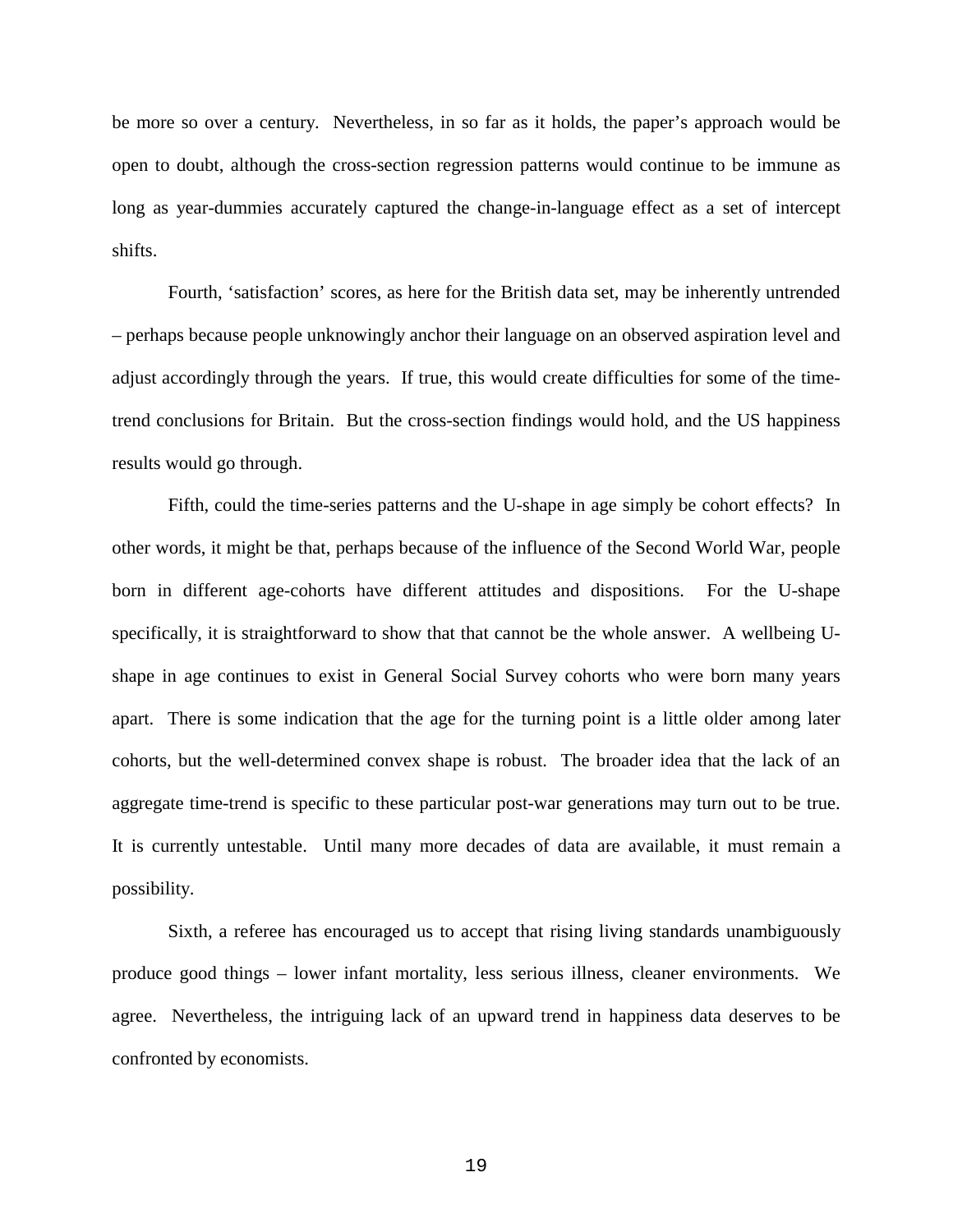be more so over a century. Nevertheless, in so far as it holds, the paper's approach would be open to doubt, although the cross-section regression patterns would continue to be immune as long as year-dummies accurately captured the change-in-language effect as a set of intercept shifts.

Fourth, 'satisfaction' scores, as here for the British data set, may be inherently untrended – perhaps because people unknowingly anchor their language on an observed aspiration level and adjust accordingly through the years. If true, this would create difficulties for some of the time-trend conclusions for Britain. But the cross-section findings would hold, and the US happiness results would go through.

Fifth, could the time-series patterns and the U-shape in age simply be cohort effects? In other words, it might be that, perhaps because of the influence of the Second World War, people born in different age-cohorts have different attitudes and dispositions. For the U-shape specifically, it is straightforward to show that that cannot be the whole answer. A wellbeing U-shape in age continues to exist in General Social Survey cohorts who were born many years apart. There is some indication that the age for the turning point is a little older among later cohorts, but the well-determined convex shape is robust. The broader idea that the lack of an aggregate time-trend is specific to these particular post-war generations may turn out to be true. It is currently untestable. Until many more decades of data are available, it must remain a possibility.

Sixth, a referee has encouraged us to accept that rising living standards unambiguously produce good things – lower infant mortality, less serious illness, cleaner environments. We agree. Nevertheless, the intriguing lack of an upward trend in happiness data deserves to be confronted by economists.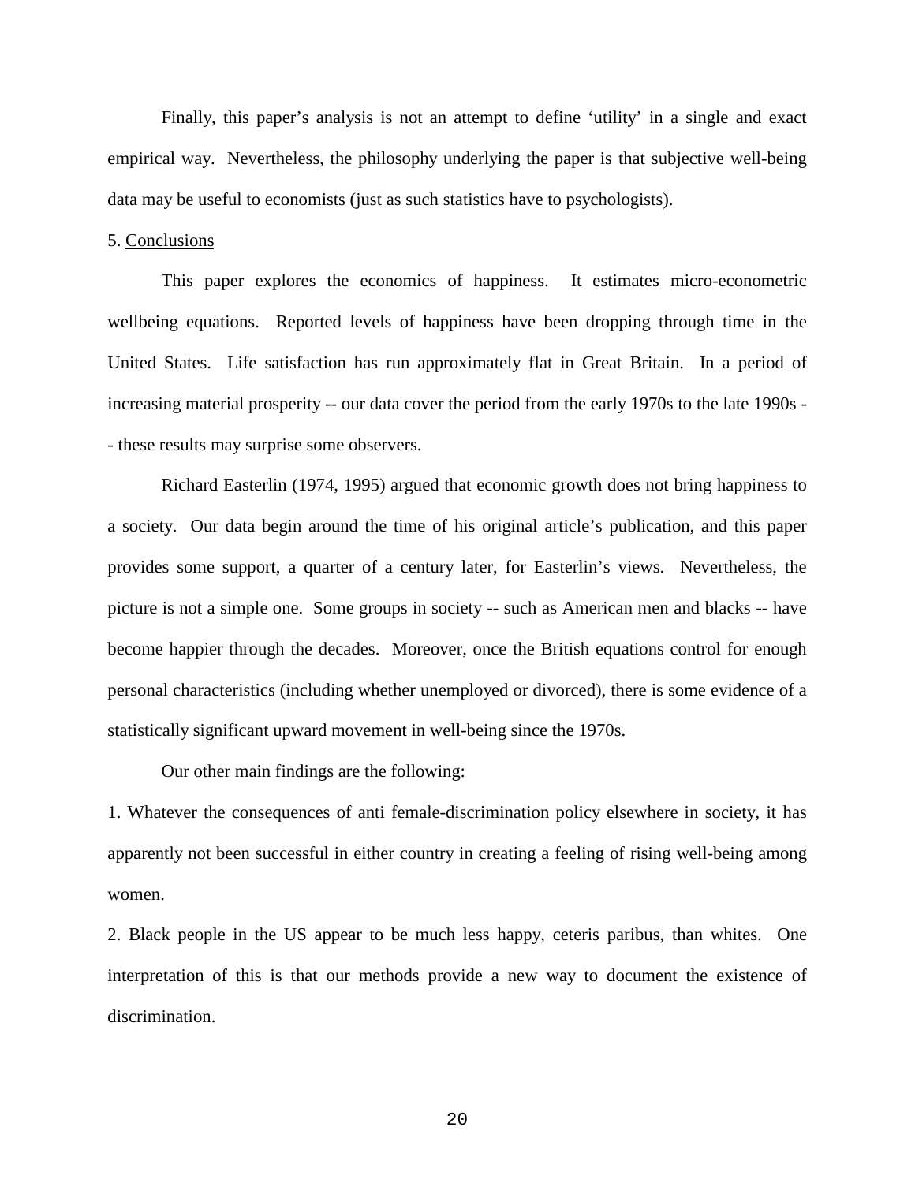Finally, this paper's analysis is not an attempt to define 'utility' in a single and exact empirical way. Nevertheless, the philosophy underlying the paper is that subjective well-being data may be useful to economists (just as such statistics have to psychologists).

## 5. Conclusions

This paper explores the economics of happiness. It estimates micro-econometric wellbeing equations. Reported levels of happiness have been dropping through time in the United States. Life satisfaction has run approximately flat in Great Britain. In a period of increasing material prosperity -- our data cover the period from the early 1970s to the late 1990s -- these results may surprise some observers.

Richard Easterlin (1974, 1995) argued that economic growth does not bring happiness to a society. Our data begin around the time of his original article's publication, and this paper provides some support, a quarter of a century later, for Easterlin's views. Nevertheless, the picture is not a simple one. Some groups in society -- such as American men and blacks -- have become happier through the decades. Moreover, once the British equations control for enough personal characteristics (including whether unemployed or divorced), there is some evidence of a statistically significant upward movement in well-being since the 1970s.

Our other main findings are the following:

1. Whatever the consequences of anti female-discrimination policy elsewhere in society, it has apparently not been successful in either country in creating a feeling of rising well-being among women.
2. Black people in the US appear to be much less happy, ceteris paribus, than whites. One interpretation of this is that our methods provide a new way to document the existence of discrimination.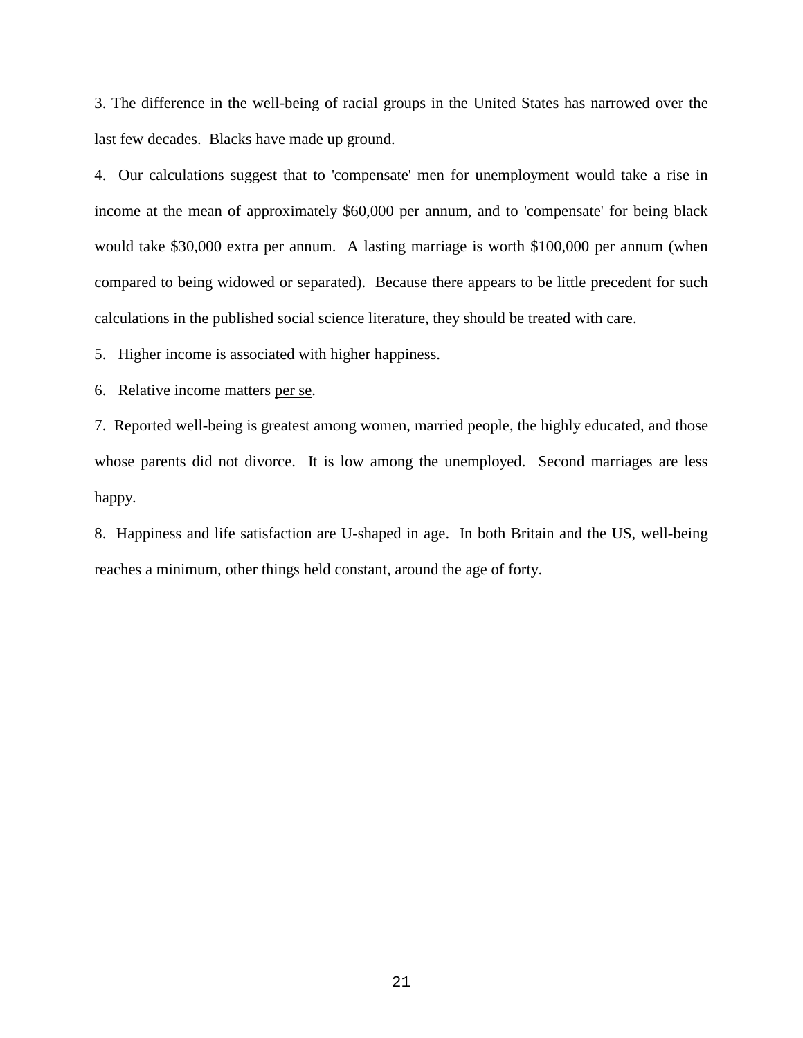3. The difference in the well-being of racial groups in the United States has narrowed over the last few decades. Blacks have made up ground.

4. Our calculations suggest that to 'compensate' men for unemployment would take a rise in income at the mean of approximately $60,000 per annum, and to 'compensate' for being black would take $30,000 extra per annum. A lasting marriage is worth $100,000 per annum (when compared to being widowed or separated). Because there appears to be little precedent for such calculations in the published social science literature, they should be treated with care.

5. Higher income is associated with higher happiness.

6. Relative income matters <u>per se</u>.

7. Reported well-being is greatest among women, married people, the highly educated, and those whose parents did not divorce. It is low among the unemployed. Second marriages are less happy.

8. Happiness and life satisfaction are U-shaped in age. In both Britain and the US, well-being reaches a minimum, other things held constant, around the age of forty.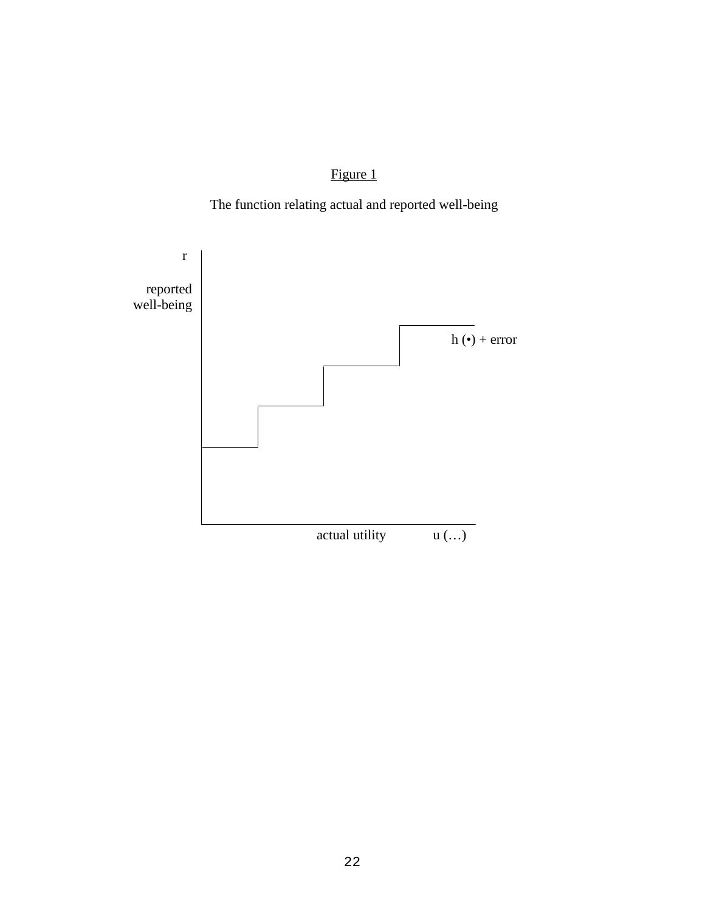Figure 1

The function relating actual and reported well-being

r

reported
well-being

h (•) + error

actual utility u (…)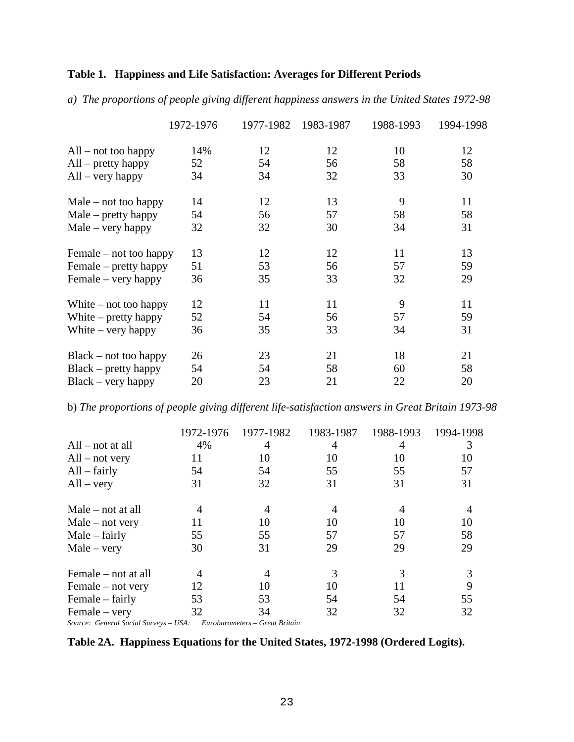**Table 1. Happiness and Life Satisfaction: Averages for Different Periods**

*a) The proportions of people giving different happiness answers in the United States 1972-98*

| | 1972-1976 | 1977-1982 | 1983-1987 | 1988-1993 | 1994-1998 |
|---|---|---|---|---|---|
| All – not too happy | 14% | 12 | 12 | 10 | 12 |
| All – pretty happy | 52 | 54 | 56 | 58 | 58 |
| All – very happy | 34 | 34 | 32 | 33 | 30 |
| Male – not too happy | 14 | 12 | 13 | 9 | 11 |
| Male – pretty happy | 54 | 56 | 57 | 58 | 58 |
| Male – very happy | 32 | 32 | 30 | 34 | 31 |
| Female – not too happy | 13 | 12 | 12 | 11 | 13 |
| Female – pretty happy | 51 | 53 | 56 | 57 | 59 |
| Female – very happy | 36 | 35 | 33 | 32 | 29 |
| White – not too happy | 12 | 11 | 11 | 9 | 11 |
| White – pretty happy | 52 | 54 | 56 | 57 | 59 |
| White – very happy | 36 | 35 | 33 | 34 | 31 |
| Black – not too happy | 26 | 23 | 21 | 18 | 21 |
| Black – pretty happy | 54 | 54 | 58 | 60 | 58 |
| Black – very happy | 20 | 23 | 21 | 22 | 20 |

b) *The proportions of people giving different life-satisfaction answers in Great Britain 1973-98*

| | 1972-1976 | 1977-1982 | 1983-1987 | 1988-1993 | 1994-1998 |
|---|---|---|---|---|---|
| All – not at all | 4% | 4 | 4 | 4 | 3 |
| All – not very | 11 | 10 | 10 | 10 | 10 |
| All – fairly | 54 | 54 | 55 | 55 | 57 |
| All – very | 31 | 32 | 31 | 31 | 31 |
| Male – not at all | 4 | 4 | 4 | 4 | 4 |
| Male – not very | 11 | 10 | 10 | 10 | 10 |
| Male – fairly | 55 | 55 | 57 | 57 | 58 |
| Male – very | 30 | 31 | 29 | 29 | 29 |
| Female – not at all | 4 | 4 | 3 | 3 | 3 |
| Female – not very | 12 | 10 | 10 | 11 | 9 |
| Female – fairly | 53 | 53 | 54 | 54 | 55 |
| Female – very | 32 | 34 | 32 | 32 | 32 |

*Source: General Social Surveys – USA: Eurobarometers – Great Britain*

**Table 2A. Happiness Equations for the United States, 1972-1998 (Ordered Logits).**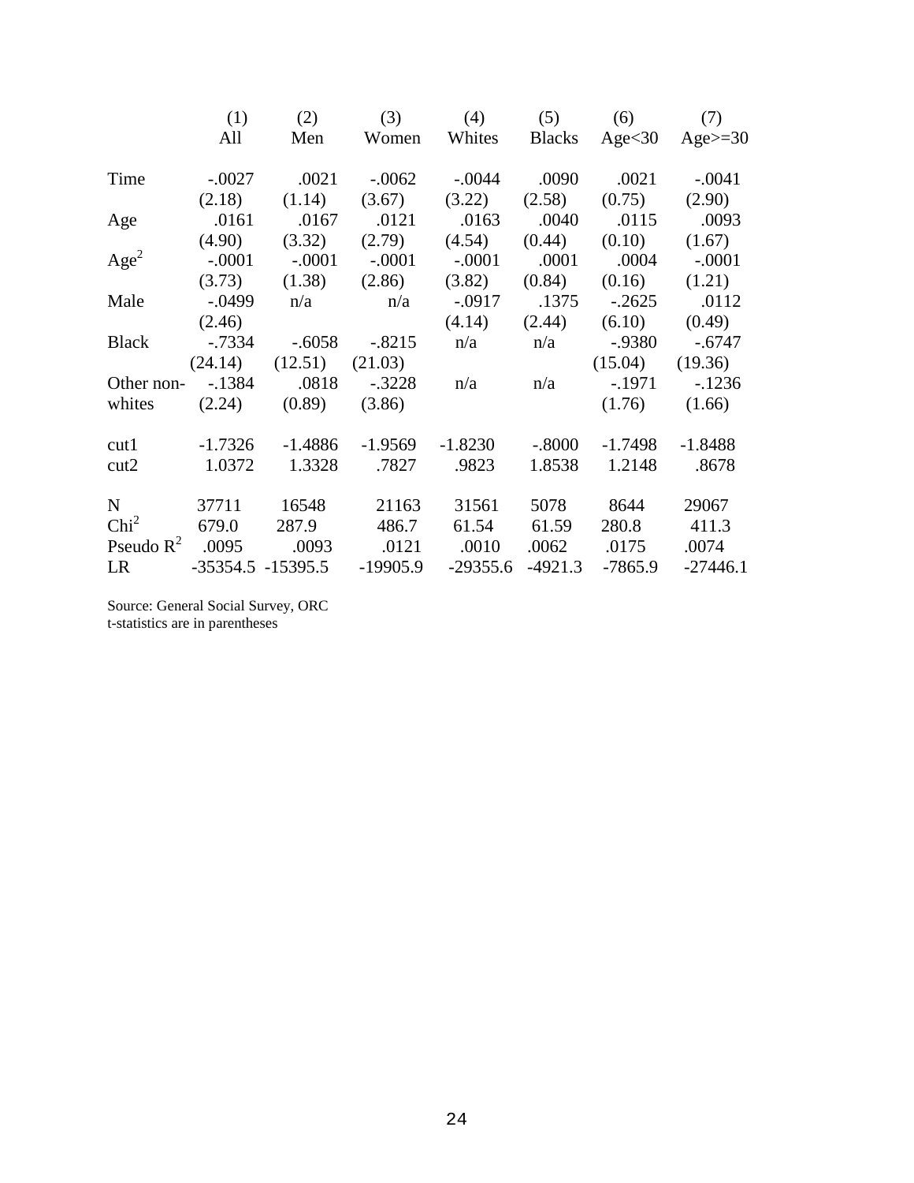| | (1) All | (2) Men | (3) Women | (4) Whites | (5) Blacks | (6) Age<30 | (7) Age>=30 |
|---|---|---|---|---|---|---|---|
| Time | -.0027 | .0021 | -.0062 | -.0044 | .0090 | .0021 | -.0041 |
| | (2.18) | (1.14) | (3.67) | (3.22) | (2.58) | (0.75) | (2.90) |
| Age | .0161 | .0167 | .0121 | .0163 | .0040 | .0115 | .0093 |
| | (4.90) | (3.32) | (2.79) | (4.54) | (0.44) | (0.10) | (1.67) |
| $Age^2$ | -.0001 | -.0001 | -.0001 | -.0001 | .0001 | .0004 | -.0001 |
| | (3.73) | (1.38) | (2.86) | (3.82) | (0.84) | (0.16) | (1.21) |
| Male | -.0499 | n/a | n/a | -.0917 | .1375 | -.2625 | .0112 |
| | (2.46) | | | (4.14) | (2.44) | (6.10) | (0.49) |
| Black | -.7334 | -.6058 | -.8215 | n/a | n/a | -.9380 | -.6747 |
| | (24.14) | (12.51) | (21.03) | | | (15.04) | (19.36) |
| Other non-whites | -.1384 | .0818 | -.3228 | n/a | n/a | -.1971 | -.1236 |
| | (2.24) | (0.89) | (3.86) | | | (1.76) | (1.66) |
| cut1 | -1.7326 | -1.4886 | -1.9569 | -1.8230 | -.8000 | -1.7498 | -1.8488 |
| cut2 | 1.0372 | 1.3328 | .7827 | .9823 | 1.8538 | 1.2148 | .8678 |
| N | 37711 | 16548 | 21163 | 31561 | 5078 | 8644 | 29067 |
| $Chi^2$ | 679.0 | 287.9 | 486.7 | 61.54 | 61.59 | 280.8 | 411.3 |
| Pseudo $R^2$ | .0095 | .0093 | .0121 | .0010 | .0062 | .0175 | .0074 |
| LR | -35354.5 | -15395.5 | -19905.9 | -29355.6 | -4921.3 | -7865.9 | -27446.1 |

Source: General Social Survey, ORC
t-statistics are in parentheses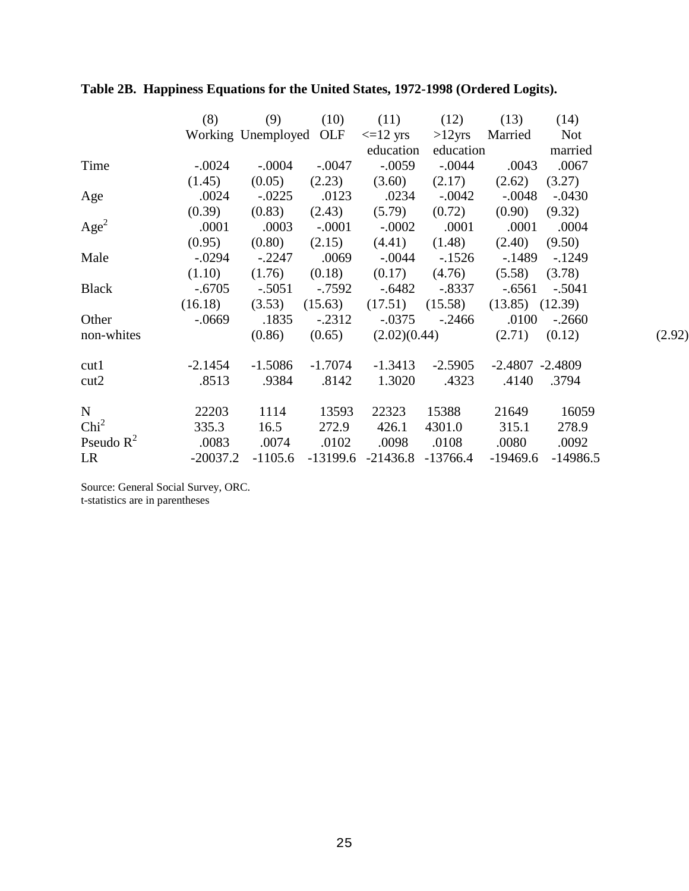**Table 2B. Happiness Equations for the United States, 1972-1998 (Ordered Logits).**

| | (8) Working | (9) Unemployed | (10) OLF | (11) <=12 yrs education | (12) >12yrs education | (13) Married | (14) Not married |
|---|---|---|---|---|---|---|---|
| Time | -.0024 | -.0004 | -.0047 | -.0059 | -.0044 | .0043 | .0067 |
| | (1.45) | (0.05) | (2.23) | (3.60) | (2.17) | (2.62) | (3.27) |
| Age | .0024 | -.0225 | .0123 | .0234 | -.0042 | -.0048 | -.0430 |
| | (0.39) | (0.83) | (2.43) | (5.79) | (0.72) | (0.90) | (9.32) |
| Age$^2$ | .0001 | .0003 | -.0001 | -.0002 | .0001 | .0001 | .0004 |
| | (0.95) | (0.80) | (2.15) | (4.41) | (1.48) | (2.40) | (9.50) |
| Male | -.0294 | -.2247 | .0069 | -.0044 | -.1526 | -.1489 | -.1249 |
| | (1.10) | (1.76) | (0.18) | (0.17) | (4.76) | (5.58) | (3.78) |
| Black | -.6705 | -.5051 | -.7592 | -.6482 | -.8337 | -.6561 | -.5041 |
| | (16.18) | (3.53) | (15.63) | (17.51) | (15.58) | (13.85) | (12.39) |
| Other non-whites | -.0669 | .1835 | -.2312 | -.0375 | -.2466 | .0100 | -.2660 |
| | (0.86) | (0.65) | (2.02) | (0.44) | (2.71) | (0.12) | (2.92) |
| cut1 | -2.1454 | -1.5086 | -1.7074 | -1.3413 | -2.5905 | -2.4807 | -2.4809 |
| cut2 | .8513 | .9384 | .8142 | 1.3020 | .4323 | .4140 | .3794 |
| N | 22203 | 1114 | 13593 | 22323 | 15388 | 21649 | 16059 |
| Chi$^2$ | 335.3 | 16.5 | 272.9 | 426.1 | 4301.0 | 315.1 | 278.9 |
| Pseudo $R^2$ | .0083 | .0074 | .0102 | .0098 | .0108 | .0080 | .0092 |
| LR | -20037.2 | -1105.6 | -13199.6 | -21436.8 | -13766.4 | -19469.6 | -14986.5 |

Source: General Social Survey, ORC.
t-statistics are in parentheses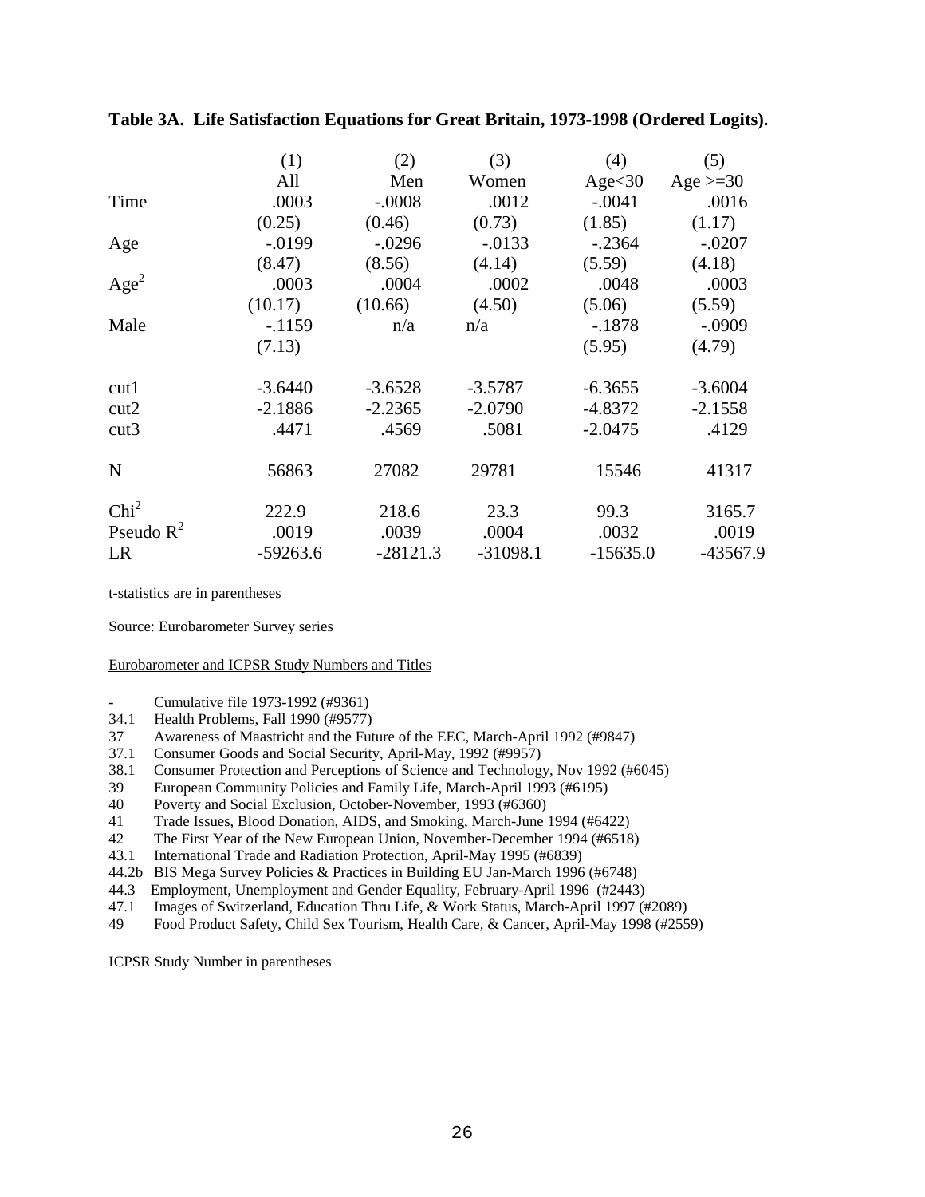**Table 3A. Life Satisfaction Equations for Great Britain, 1973-1998 (Ordered Logits).**

| | (1) | (2) | (3) | (4) | (5) |
|---|---|---|---|---|---|
| | All | Men | Women | Age<30 | Age >=30 |
| Time | .0003 | -.0008 | .0012 | -.0041 | .0016 |
| | (0.25) | (0.46) | (0.73) | (1.85) | (1.17) |
| Age | -.0199 | -.0296 | -.0133 | -.2364 | -.0207 |
| | (8.47) | (8.56) | (4.14) | (5.59) | (4.18) |
| $Age^2$ | .0003 | .0004 | .0002 | .0048 | .0003 |
| | (10.17) | (10.66) | (4.50) | (5.06) | (5.59) |
| Male | -.1159 | n/a | n/a | -.1878 | -.0909 |
| | (7.13) | | | (5.95) | (4.79) |
| cut1 | -3.6440 | -3.6528 | -3.5787 | -6.3655 | -3.6004 |
| cut2 | -2.1886 | -2.2365 | -2.0790 | -4.8372 | -2.1558 |
| cut3 | .4471 | .4569 | .5081 | -2.0475 | .4129 |
| N | 56863 | 27082 | 29781 | 15546 | 41317 |
| $Chi^2$ | 222.9 | 218.6 | 23.3 | 99.3 | 3165.7 |
| Pseudo $R^2$ | .0019 | .0039 | .0004 | .0032 | .0019 |
| LR | -59263.6 | -28121.3 | -31098.1 | -15635.0 | -43567.9 |

t-statistics are in parentheses

Source: Eurobarometer Survey series

Eurobarometer and ICPSR Study Numbers and Titles

- \- Cumulative file 1973-1992 (#9361)
- 34.1 Health Problems, Fall 1990 (#9577)
- 37 Awareness of Maastricht and the Future of the EEC, March-April 1992 (#9847)
- 37.1 Consumer Goods and Social Security, April-May, 1992 (#9957)
- 38.1 Consumer Protection and Perceptions of Science and Technology, Nov 1992 (#6045)
- 39 European Community Policies and Family Life, March-April 1993 (#6195)
- 40 Poverty and Social Exclusion, October-November, 1993 (#6360)
- 41 Trade Issues, Blood Donation, AIDS, and Smoking, March-June 1994 (#6422)
- 42 The First Year of the New European Union, November-December 1994 (#6518)
- 43.1 International Trade and Radiation Protection, April-May 1995 (#6839)
- 44.2b BIS Mega Survey Policies & Practices in Building EU Jan-March 1996 (#6748)
- 44.3 Employment, Unemployment and Gender Equality, February-April 1996 (#2443)
- 47.1 Images of Switzerland, Education Thru Life, & Work Status, March-April 1997 (#2089)
- 49 Food Product Safety, Child Sex Tourism, Health Care, & Cancer, April-May 1998 (#2559)

ICPSR Study Number in parentheses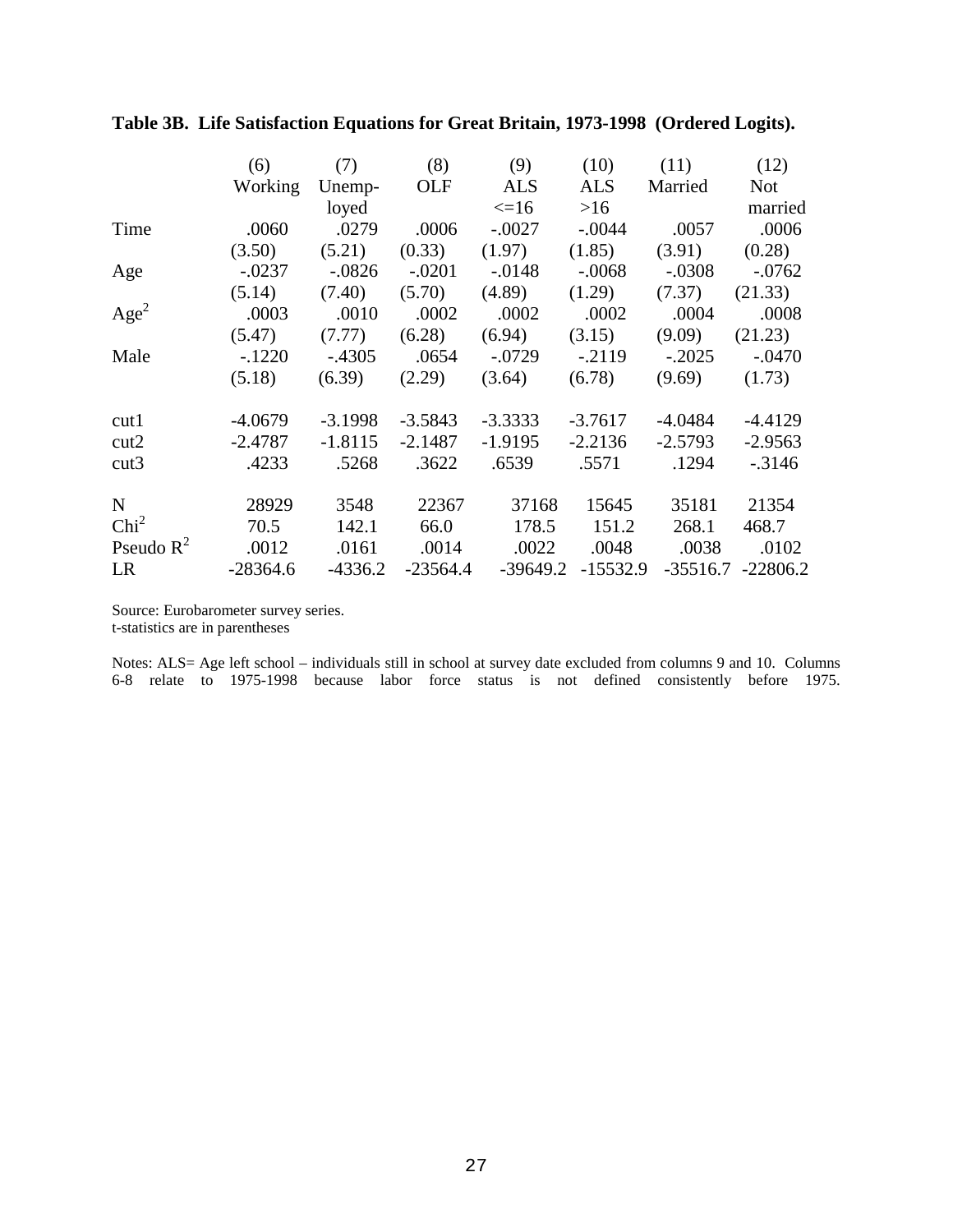**Table 3B. Life Satisfaction Equations for Great Britain, 1973-1998 (Ordered Logits).**

| | (6) | (7) | (8) | (9) | (10) | (11) | (12) |
|---|---|---|---|---|---|---|---|
| | Working | Unemp-loyed | OLF | ALS <=16 | ALS >16 | Married | Not married |
| Time | .0060 | .0279 | .0006 | -.0027 | -.0044 | .0057 | .0006 |
| | (3.50) | (5.21) | (0.33) | (1.97) | (1.85) | (3.91) | (0.28) |
| Age | -.0237 | -.0826 | -.0201 | -.0148 | -.0068 | -.0308 | -.0762 |
| | (5.14) | (7.40) | (5.70) | (4.89) | (1.29) | (7.37) | (21.33) |
| $Age^2$ | .0003 | .0010 | .0002 | .0002 | .0002 | .0004 | .0008 |
| | (5.47) | (7.77) | (6.28) | (6.94) | (3.15) | (9.09) | (21.23) |
| Male | -.1220 | -.4305 | .0654 | -.0729 | -.2119 | -.2025 | -.0470 |
| | (5.18) | (6.39) | (2.29) | (3.64) | (6.78) | (9.69) | (1.73) |
| cut1 | -4.0679 | -3.1998 | -3.5843 | -3.3333 | -3.7617 | -4.0484 | -4.4129 |
| cut2 | -2.4787 | -1.8115 | -2.1487 | -1.9195 | -2.2136 | -2.5793 | -2.9563 |
| cut3 | .4233 | .5268 | .3622 | .6539 | .5571 | .1294 | -.3146 |
| N | 28929 | 3548 | 22367 | 37168 | 15645 | 35181 | 21354 |
| $Chi^2$ | 70.5 | 142.1 | 66.0 | 178.5 | 151.2 | 268.1 | 468.7 |
| Pseudo $R^2$ | .0012 | .0161 | .0014 | .0022 | .0048 | .0038 | .0102 |
| LR | -28364.6 | -4336.2 | -23564.4 | -39649.2 | -15532.9 | -35516.7 | -22806.2 |

Source: Eurobarometer survey series.
t-statistics are in parentheses

Notes: ALS= Age left school – individuals still in school at survey date excluded from columns 9 and 10. Columns 6-8 relate to 1975-1998 because labor force status is not defined consistently before 1975.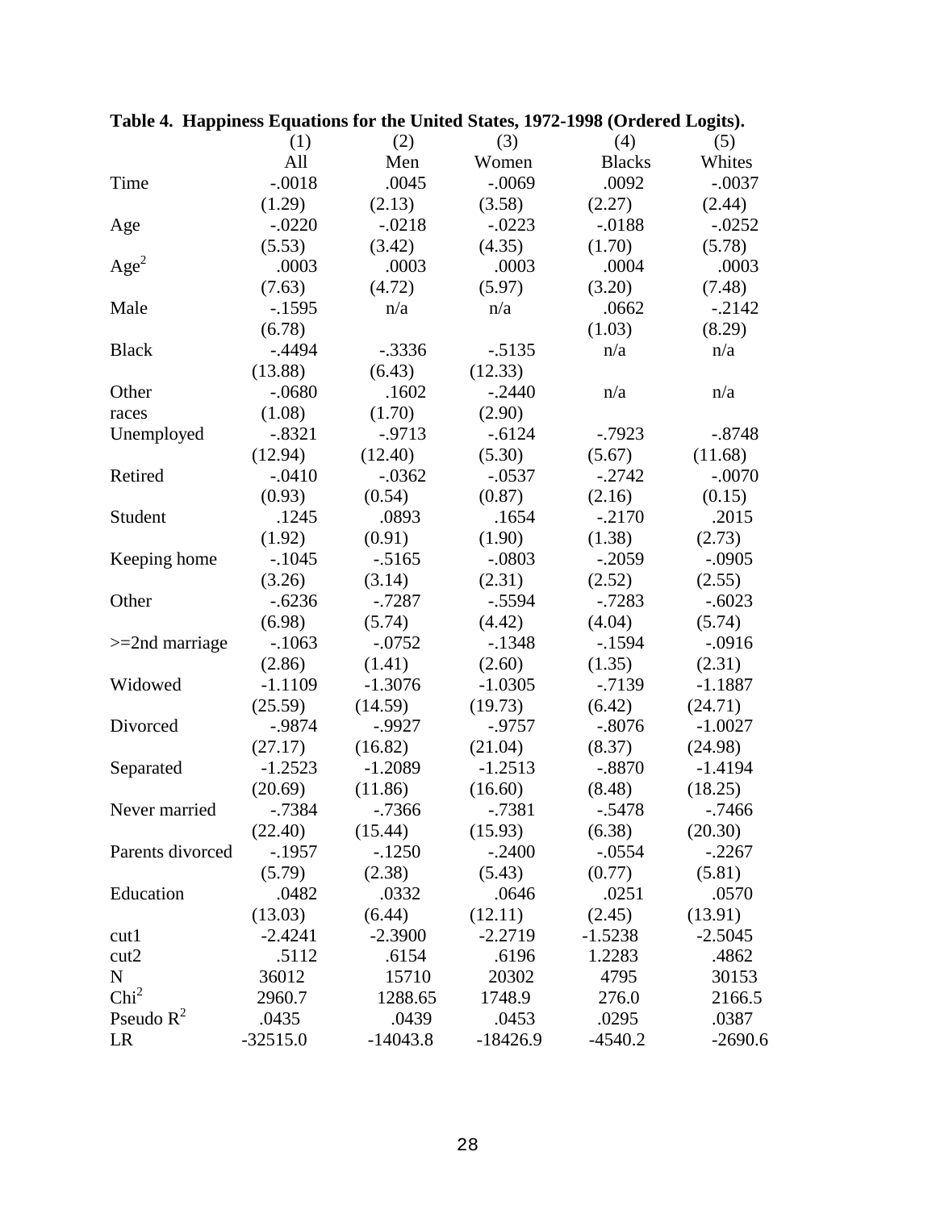**Table 4. Happiness Equations for the United States, 1972-1998 (Ordered Logits).**

| | (1) | (2) | (3) | (4) | (5) |
|---|---|---|---|---|---|
| | All | Men | Women | Blacks | Whites |
| Time | -.0018 | .0045 | -.0069 | .0092 | -.0037 |
| | (1.29) | (2.13) | (3.58) | (2.27) | (2.44) |
| Age | -.0220 | -.0218 | -.0223 | -.0188 | -.0252 |
| | (5.53) | (3.42) | (4.35) | (1.70) | (5.78) |
| $Age^2$ | .0003 | .0003 | .0003 | .0004 | .0003 |
| | (7.63) | (4.72) | (5.97) | (3.20) | (7.48) |
| Male | -.1595 | n/a | n/a | .0662 | -.2142 |
| | (6.78) | | | (1.03) | (8.29) |
| Black | -.4494 | -.3336 | -.5135 | n/a | n/a |
| | (13.88) | (6.43) | (12.33) | | |
| Other | -.0680 | .1602 | -.2440 | n/a | n/a |
| races | (1.08) | (1.70) | (2.90) | | |
| Unemployed | -.8321 | -.9713 | -.6124 | -.7923 | -.8748 |
| | (12.94) | (12.40) | (5.30) | (5.67) | (11.68) |
| Retired | -.0410 | -.0362 | -.0537 | -.2742 | -.0070 |
| | (0.93) | (0.54) | (0.87) | (2.16) | (0.15) |
| Student | .1245 | .0893 | .1654 | -.2170 | .2015 |
| | (1.92) | (0.91) | (1.90) | (1.38) | (2.73) |
| Keeping home | -.1045 | -.5165 | -.0803 | -.2059 | -.0905 |
| | (3.26) | (3.14) | (2.31) | (2.52) | (2.55) |
| Other | -.6236 | -.7287 | -.5594 | -.7283 | -.6023 |
| | (6.98) | (5.74) | (4.42) | (4.04) | (5.74) |
| >=2nd marriage | -.1063 | -.0752 | -.1348 | -.1594 | -.0916 |
| | (2.86) | (1.41) | (2.60) | (1.35) | (2.31) |
| Widowed | -1.1109 | -1.3076 | -1.0305 | -.7139 | -1.1887 |
| | (25.59) | (14.59) | (19.73) | (6.42) | (24.71) |
| Divorced | -.9874 | -.9927 | -.9757 | -.8076 | -1.0027 |
| | (27.17) | (16.82) | (21.04) | (8.37) | (24.98) |
| Separated | -1.2523 | -1.2089 | -1.2513 | -.8870 | -1.4194 |
| | (20.69) | (11.86) | (16.60) | (8.48) | (18.25) |
| Never married | -.7384 | -.7366 | -.7381 | -.5478 | -.7466 |
| | (22.40) | (15.44) | (15.93) | (6.38) | (20.30) |
| Parents divorced | -.1957 | -.1250 | -.2400 | -.0554 | -.2267 |
| | (5.79) | (2.38) | (5.43) | (0.77) | (5.81) |
| Education | .0482 | .0332 | .0646 | .0251 | .0570 |
| | (13.03) | (6.44) | (12.11) | (2.45) | (13.91) |
| cut1 | -2.4241 | -2.3900 | -2.2719 | -1.5238 | -2.5045 |
| cut2 | .5112 | .6154 | .6196 | 1.2283 | .4862 |
| N | 36012 | 15710 | 20302 | 4795 | 30153 |
| $Chi^2$ | 2960.7 | 1288.65 | 1748.9 | 276.0 | 2166.5 |
| Pseudo $R^2$ | .0435 | .0439 | .0453 | .0295 | .0387 |
| LR | -32515.0 | -14043.8 | -18426.9 | -4540.2 | -2690.6 |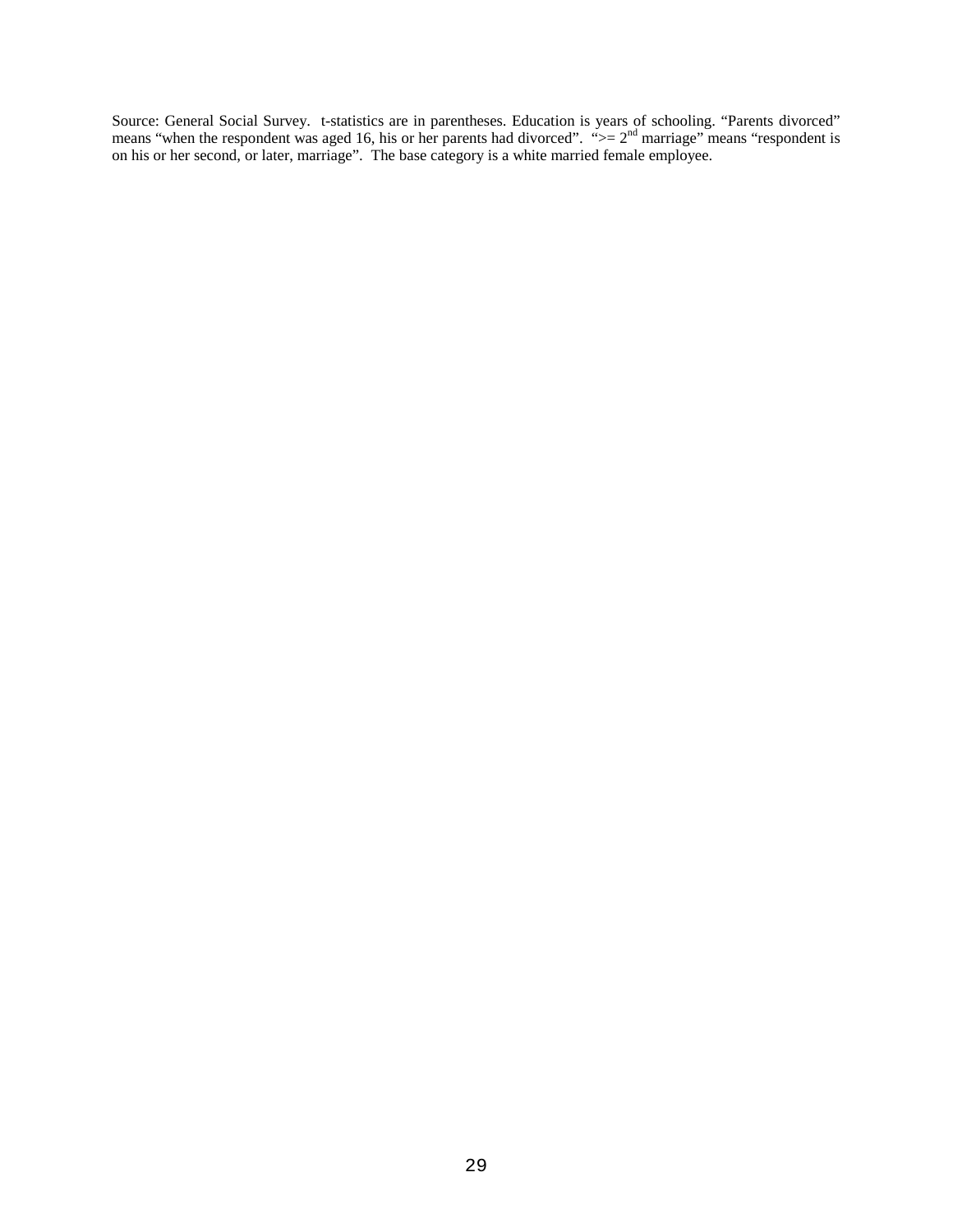Source: General Social Survey. t-statistics are in parentheses. Education is years of schooling. "Parents divorced" means "when the respondent was aged 16, his or her parents had divorced". ">= $2^{nd}$ marriage" means "respondent is on his or her second, or later, marriage". The base category is a white married female employee.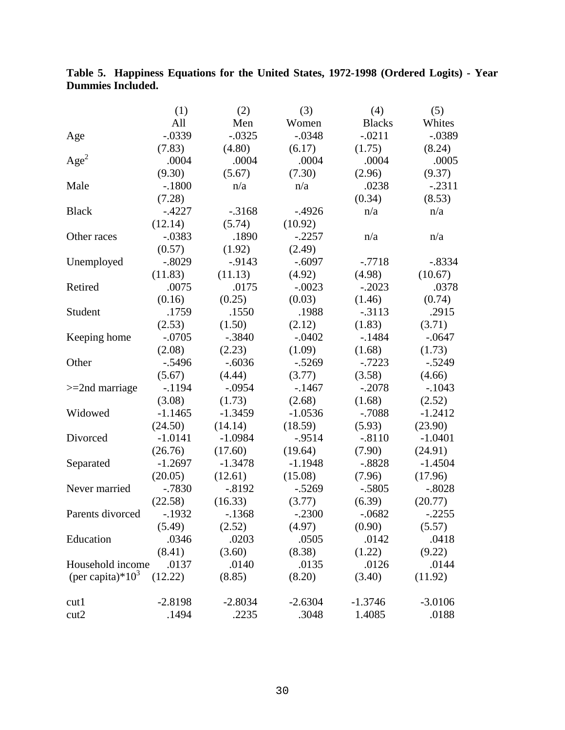**Table 5. Happiness Equations for the United States, 1972-1998 (Ordered Logits) - Year Dummies Included.**

| | (1) | (2) | (3) | (4) | (5) |
|---|---|---|---|---|---|
| | All | Men | Women | Blacks | Whites |
| Age | -.0339 | -.0325 | -.0348 | -.0211 | -.0389 |
| | (7.83) | (4.80) | (6.17) | (1.75) | (8.24) |
| $Age^2$ | .0004 | .0004 | .0004 | .0004 | .0005 |
| | (9.30) | (5.67) | (7.30) | (2.96) | (9.37) |
| Male | -.1800 | n/a | n/a | .0238 | -.2311 |
| | (7.28) | | | (0.34) | (8.53) |
| Black | -.4227 | -.3168 | -.4926 | n/a | n/a |
| | (12.14) | (5.74) | (10.92) | | |
| Other races | -.0383 | .1890 | -.2257 | n/a | n/a |
| | (0.57) | (1.92) | (2.49) | | |
| Unemployed | -.8029 | -.9143 | -.6097 | -.7718 | -.8334 |
| | (11.83) | (11.13) | (4.92) | (4.98) | (10.67) |
| Retired | .0075 | .0175 | -.0023 | -.2023 | .0378 |
| | (0.16) | (0.25) | (0.03) | (1.46) | (0.74) |
| Student | .1759 | .1550 | .1988 | -.3113 | .2915 |
| | (2.53) | (1.50) | (2.12) | (1.83) | (3.71) |
| Keeping home | -.0705 | -.3840 | -.0402 | -.1484 | -.0647 |
| | (2.08) | (2.23) | (1.09) | (1.68) | (1.73) |
| Other | -.5496 | -.6036 | -.5269 | -.7223 | -.5249 |
| | (5.67) | (4.44) | (3.77) | (3.58) | (4.66) |
| >=2nd marriage | -.1194 | -.0954 | -.1467 | -.2078 | -.1043 |
| | (3.08) | (1.73) | (2.68) | (1.68) | (2.52) |
| Widowed | -1.1465 | -1.3459 | -1.0536 | -.7088 | -1.2412 |
| | (24.50) | (14.14) | (18.59) | (5.93) | (23.90) |
| Divorced | -1.0141 | -1.0984 | -.9514 | -.8110 | -1.0401 |
| | (26.76) | (17.60) | (19.64) | (7.90) | (24.91) |
| Separated | -1.2697 | -1.3478 | -1.1948 | -.8828 | -1.4504 |
| | (20.05) | (12.61) | (15.08) | (7.96) | (17.96) |
| Never married | -.7830 | -.8192 | -.5269 | -.5805 | -.8028 |
| | (22.58) | (16.33) | (3.77) | (6.39) | (20.77) |
| Parents divorced | -.1932 | -.1368 | -.2300 | -.0682 | -.2255 |
| | (5.49) | (2.52) | (4.97) | (0.90) | (5.57) |
| Education | .0346 | .0203 | .0505 | .0142 | .0418 |
| | (8.41) | (3.60) | (8.38) | (1.22) | (9.22) |
| Household income | .0137 | .0140 | .0135 | .0126 | .0144 |
| (per capita)$*10^3$ | (12.22) | (8.85) | (8.20) | (3.40) | (11.92) |
| cut1 | -2.8198 | -2.8034 | -2.6304 | -1.3746 | -3.0106 |
| cut2 | .1494 | .2235 | .3048 | 1.4085 | .0188 |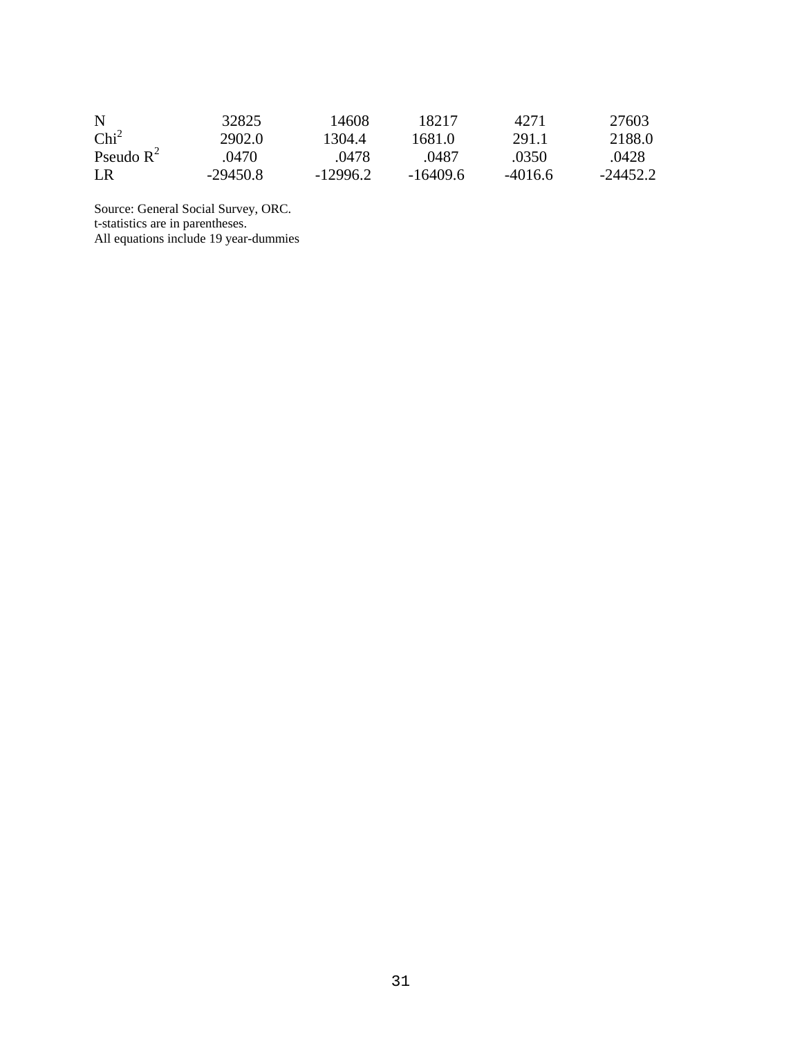| | | | | | |
|---|---|---|---|---|---|
| N | 32825 | 14608 | 18217 | 4271 | 27603 |
| $Chi^2$ | 2902.0 | 1304.4 | 1681.0 | 291.1 | 2188.0 |
| Pseudo $R^2$ | .0470 | .0478 | .0487 | .0350 | .0428 |
| LR | -29450.8 | -12996.2 | -16409.6 | -4016.6 | -24452.2 |

Source: General Social Survey, ORC.
t-statistics are in parentheses.
All equations include 19 year-dummies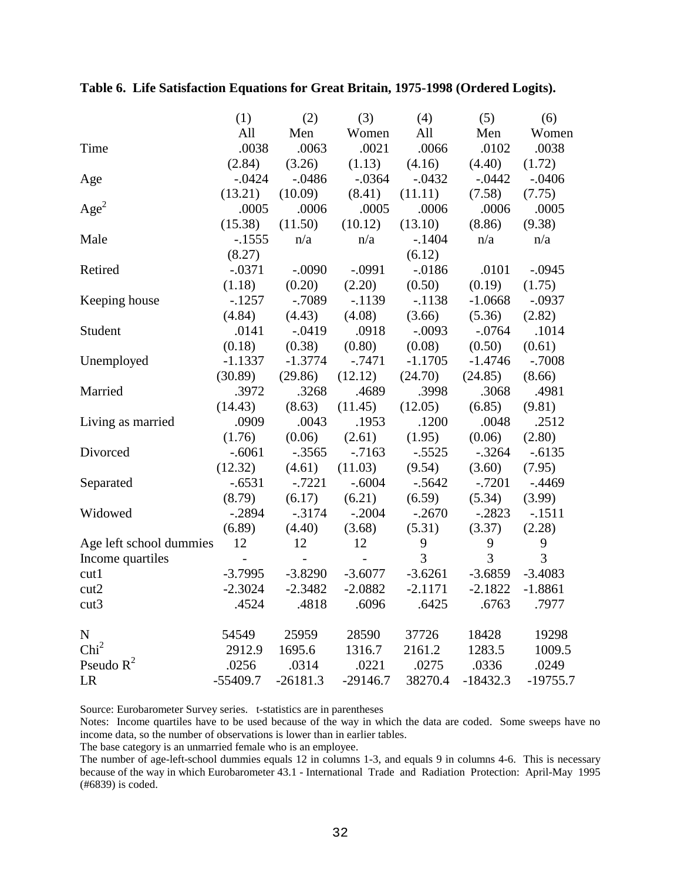**Table 6. Life Satisfaction Equations for Great Britain, 1975-1998 (Ordered Logits).**

| | (1) | (2) | (3) | (4) | (5) | (6) |
|---|---|---|---|---|---|---|
| | All | Men | Women | All | Men | Women |
| Time | .0038 | .0063 | .0021 | .0066 | .0102 | .0038 |
| | (2.84) | (3.26) | (1.13) | (4.16) | (4.40) | (1.72) |
| Age | -.0424 | -.0486 | -.0364 | -.0432 | -.0442 | -.0406 |
| | (13.21) | (10.09) | (8.41) | (11.11) | (7.58) | (7.75) |
| $Age^2$ | .0005 | .0006 | .0005 | .0006 | .0006 | .0005 |
| | (15.38) | (11.50) | (10.12) | (13.10) | (8.86) | (9.38) |
| Male | -.1555 | n/a | n/a | -.1404 | n/a | n/a |
| | (8.27) | | | (6.12) | | |
| Retired | -.0371 | -.0090 | -.0991 | -.0186 | .0101 | -.0945 |
| | (1.18) | (0.20) | (2.20) | (0.50) | (0.19) | (1.75) |
| Keeping house | -.1257 | -.7089 | -.1139 | -.1138 | -1.0668 | -.0937 |
| | (4.84) | (4.43) | (4.08) | (3.66) | (5.36) | (2.82) |
| Student | .0141 | -.0419 | .0918 | -.0093 | -.0764 | .1014 |
| | (0.18) | (0.38) | (0.80) | (0.08) | (0.50) | (0.61) |
| Unemployed | -1.1337 | -1.3774 | -.7471 | -1.1705 | -1.4746 | -.7008 |
| | (30.89) | (29.86) | (12.12) | (24.70) | (24.85) | (8.66) |
| Married | .3972 | .3268 | .4689 | .3998 | .3068 | .4981 |
| | (14.43) | (8.63) | (11.45) | (12.05) | (6.85) | (9.81) |
| Living as married | .0909 | .0043 | .1953 | .1200 | .0048 | .2512 |
| | (1.76) | (0.06) | (2.61) | (1.95) | (0.06) | (2.80) |
| Divorced | -.6061 | -.3565 | -.7163 | -.5525 | -.3264 | -.6135 |
| | (12.32) | (4.61) | (11.03) | (9.54) | (3.60) | (7.95) |
| Separated | -.6531 | -.7221 | -.6004 | -.5642 | -.7201 | -.4469 |
| | (8.79) | (6.17) | (6.21) | (6.59) | (5.34) | (3.99) |
| Widowed | -.2894 | -.3174 | -.2004 | -.2670 | -.2823 | -.1511 |
| | (6.89) | (4.40) | (3.68) | (5.31) | (3.37) | (2.28) |
| Age left school dummies | 12 | 12 | 12 | 9 | 9 | 9 |
| Income quartiles | - | - | - | 3 | 3 | 3 |
| cut1 | -3.7995 | -3.8290 | -3.6077 | -3.6261 | -3.6859 | -3.4083 |
| cut2 | -2.3024 | -2.3482 | -2.0882 | -2.1171 | -2.1822 | -1.8861 |
| cut3 | .4524 | .4818 | .6096 | .6425 | .6763 | .7977 |
| N | 54549 | 25959 | 28590 | 37726 | 18428 | 19298 |
| $Chi^2$ | 2912.9 | 1695.6 | 1316.7 | 2161.2 | 1283.5 | 1009.5 |
| Pseudo $R^2$ | .0256 | .0314 | .0221 | .0275 | .0336 | .0249 |
| LR | -55409.7 | -26181.3 | -29146.7 | 38270.4 | -18432.3 | -19755.7 |

Source: Eurobarometer Survey series. t-statistics are in parentheses

Notes: Income quartiles have to be used because of the way in which the data are coded. Some sweeps have no income data, so the number of observations is lower than in earlier tables.

The base category is an unmarried female who is an employee.

The number of age-left-school dummies equals 12 in columns 1-3, and equals 9 in columns 4-6. This is necessary because of the way in which Eurobarometer 43.1 - International Trade and Radiation Protection: April-May 1995 (#6839) is coded.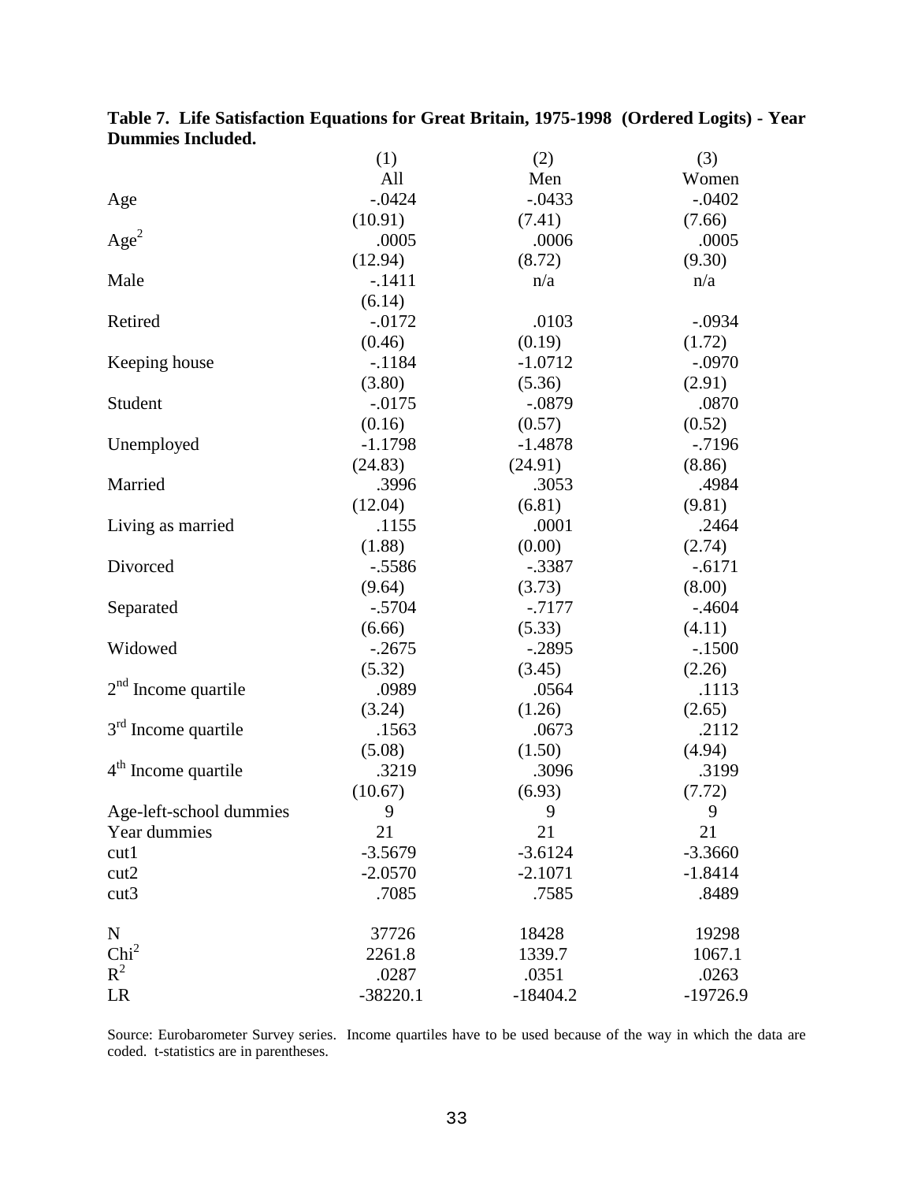**Table 7. Life Satisfaction Equations for Great Britain, 1975-1998 (Ordered Logits) - Year Dummies Included.**

| | (1) | (2) | (3) |
|---|---|---|---|
| | All | Men | Women |
| Age | -.0424 | -.0433 | -.0402 |
| | (10.91) | (7.41) | (7.66) |
| $Age^2$ | .0005 | .0006 | .0005 |
| | (12.94) | (8.72) | (9.30) |
| Male | -.1411 | n/a | n/a |
| | (6.14) | | |
| Retired | -.0172 | .0103 | -.0934 |
| | (0.46) | (0.19) | (1.72) |
| Keeping house | -.1184 | -1.0712 | -.0970 |
| | (3.80) | (5.36) | (2.91) |
| Student | -.0175 | -.0879 | .0870 |
| | (0.16) | (0.57) | (0.52) |
| Unemployed | -1.1798 | -1.4878 | -.7196 |
| | (24.83) | (24.91) | (8.86) |
| Married | .3996 | .3053 | .4984 |
| | (12.04) | (6.81) | (9.81) |
| Living as married | .1155 | .0001 | .2464 |
| | (1.88) | (0.00) | (2.74) |
| Divorced | -.5586 | -.3387 | -.6171 |
| | (9.64) | (3.73) | (8.00) |
| Separated | -.5704 | -.7177 | -.4604 |
| | (6.66) | (5.33) | (4.11) |
| Widowed | -.2675 | -.2895 | -.1500 |
| | (5.32) | (3.45) | (2.26) |
| 2nd Income quartile | .0989 | .0564 | .1113 |
| | (3.24) | (1.26) | (2.65) |
| 3rd Income quartile | .1563 | .0673 | .2112 |
| | (5.08) | (1.50) | (4.94) |
| 4th Income quartile | .3219 | .3096 | .3199 |
| | (10.67) | (6.93) | (7.72) |
| Age-left-school dummies | 9 | 9 | 9 |
| Year dummies | 21 | 21 | 21 |
| cut1 | -3.5679 | -3.6124 | -3.3660 |
| cut2 | -2.0570 | -2.1071 | -1.8414 |
| cut3 | .7085 | .7585 | .8489 |
| N | 37726 | 18428 | 19298 |
| $Chi^2$ | 2261.8 | 1339.7 | 1067.1 |
| $R^2$ | .0287 | .0351 | .0263 |
| LR | -38220.1 | -18404.2 | -19726.9 |

Source: Eurobarometer Survey series. Income quartiles have to be used because of the way in which the data are coded. t-statistics are in parentheses.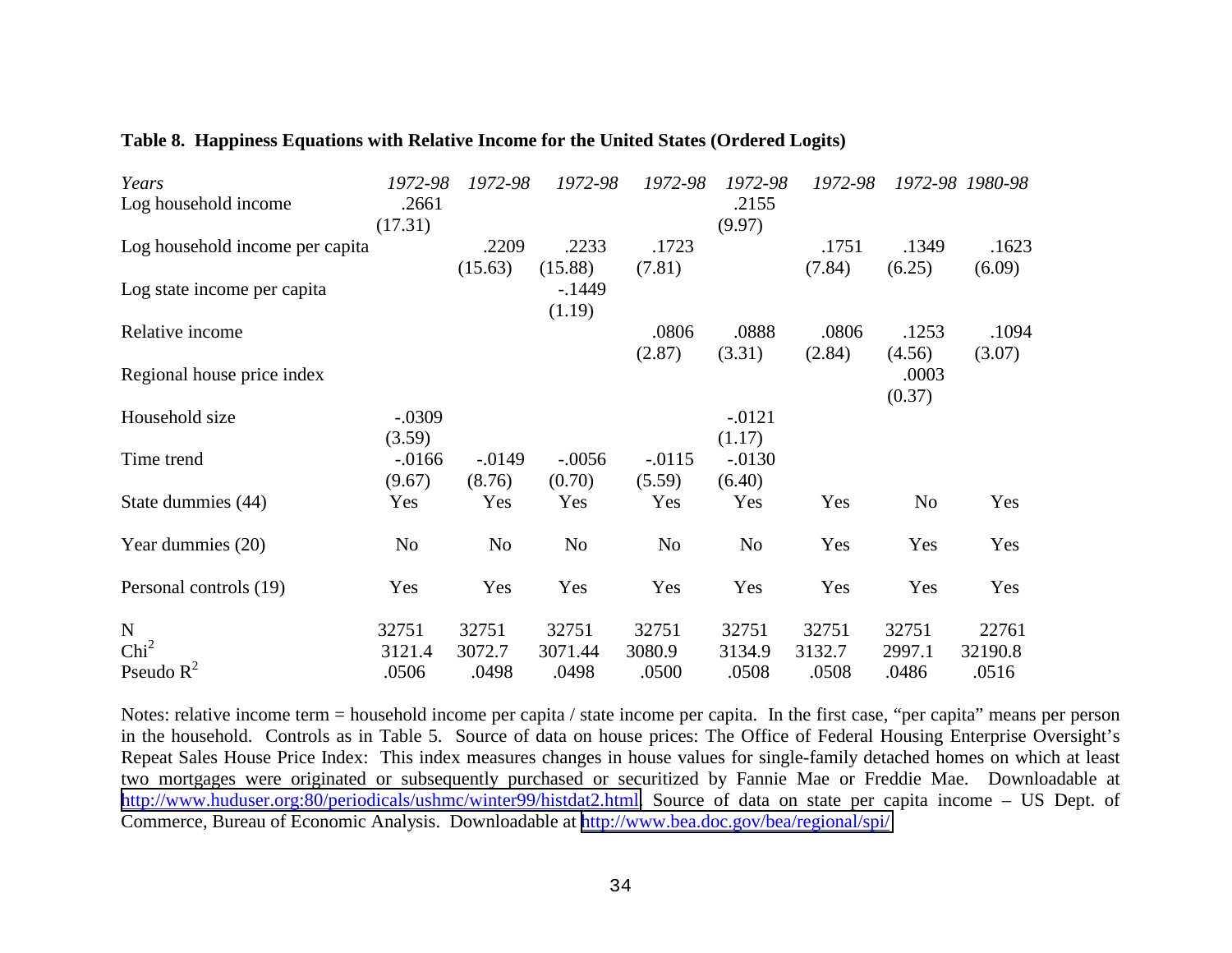**Table 8. Happiness Equations with Relative Income for the United States (Ordered Logits)**

| *Years* | *1972-98* | *1972-98* | *1972-98* | *1972-98* | *1972-98* | *1972-98* | *1972-98* | *1980-98* |
|---|---|---|---|---|---|---|---|---|
| Log household income | .2661 | | | | .2155 | | | |
| | (17.31) | | | | (9.97) | | | |
| Log household income per capita | | .2209 | .2233 | .1723 | | .1751 | .1349 | .1623 |
| | | (15.63) | (15.88) | (7.81) | | (7.84) | (6.25) | (6.09) |
| Log state income per capita | | | -.1449 | | | | | |
| | | | (1.19) | | | | | |
| Relative income | | | | .0806 | .0888 | .0806 | .1253 | .1094 |
| | | | | (2.87) | (3.31) | (2.84) | (4.56) | (3.07) |
| Regional house price index | | | | | | | .0003 | |
| | | | | | | | (0.37) | |
| Household size | -.0309 | | | | -.0121 | | | |
| | (3.59) | | | | (1.17) | | | |
| Time trend | -.0166 | -.0149 | -.0056 | -.0115 | -.0130 | | | |
| | (9.67) | (8.76) | (0.70) | (5.59) | (6.40) | | | |
| State dummies (44) | Yes | Yes | Yes | Yes | Yes | Yes | No | Yes |
| Year dummies (20) | No | No | No | No | No | Yes | Yes | Yes |
| Personal controls (19) | Yes | Yes | Yes | Yes | Yes | Yes | Yes | Yes |
| N | 32751 | 32751 | 32751 | 32751 | 32751 | 32751 | 32751 | 22761 |
| $Chi^2$ | 3121.4 | 3072.7 | 3071.44 | 3080.9 | 3134.9 | 3132.7 | 2997.1 | 32190.8 |
| Pseudo $R^2$ | .0506 | .0498 | .0498 | .0500 | .0508 | .0508 | .0486 | .0516 |

Notes: relative income term = household income per capita / state income per capita. In the first case, "per capita" means per person in the household. Controls as in Table 5. Source of data on house prices: The Office of Federal Housing Enterprise Oversight's Repeat Sales House Price Index: This index measures changes in house values for single-family detached homes on which at least two mortgages were originated or subsequently purchased or securitized by Fannie Mae or Freddie Mae. Downloadable at http://www.huduser.org:80/periodicals/ushmc/winter99/histdat2.html. Source of data on state per capita income – US Dept. of Commerce, Bureau of Economic Analysis. Downloadable at http://www.bea.doc.gov/bea/regional/spi/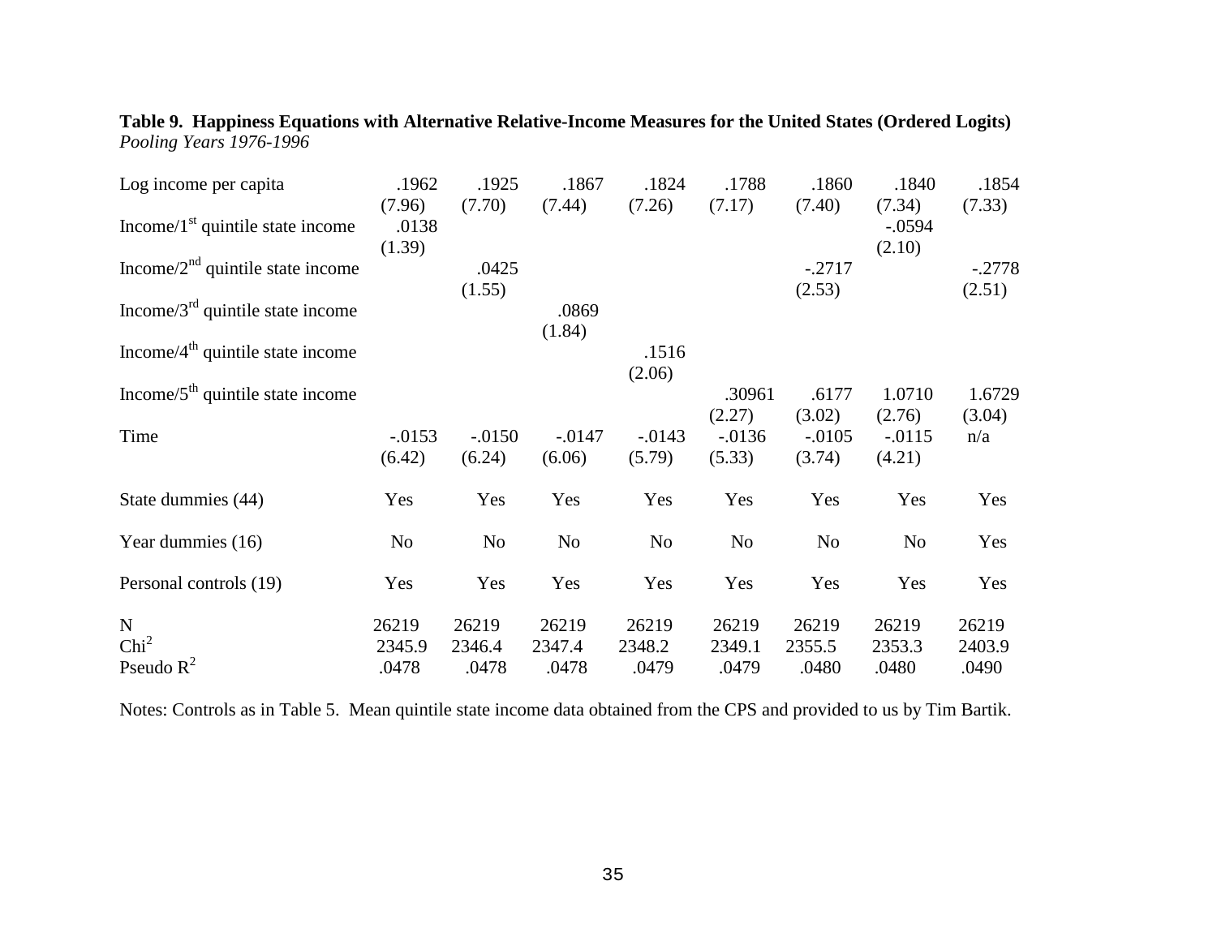**Table 9. Happiness Equations with Alternative Relative-Income Measures for the United States (Ordered Logits)**
*Pooling Years 1976-1996*

| | (1) | (2) | (3) | (4) | (5) | (6) | (7) | (8) |
|---|---|---|---|---|---|---|---|---|
| Log income per capita | .1962 | .1925 | .1867 | .1824 | .1788 | .1860 | .1840 | .1854 |
| | (7.96) | (7.70) | (7.44) | (7.26) | (7.17) | (7.40) | (7.34) | (7.33) |
| Income/1st quintile state income | .0138 | | | | | | -.0594 | |
| | (1.39) | | | | | | (2.10) | |
| Income/2nd quintile state income | | .0425 | | | | -.2717 | | -.2778 |
| | | (1.55) | | | | (2.53) | | (2.51) |
| Income/3rd quintile state income | | | .0869 | | | | | |
| | | | (1.84) | | | | | |
| Income/4th quintile state income | | | | .1516 | | | | |
| | | | | (2.06) | | | | |
| Income/5th quintile state income | | | | | .30961 | .6177 | 1.0710 | 1.6729 |
| | | | | | (2.27) | (3.02) | (2.76) | (3.04) |
| Time | -.0153 | -.0150 | -.0147 | -.0143 | -.0136 | -.0105 | -.0115 | n/a |
| | (6.42) | (6.24) | (6.06) | (5.79) | (5.33) | (3.74) | (4.21) | |
| State dummies (44) | Yes | Yes | Yes | Yes | Yes | Yes | Yes | Yes |
| Year dummies (16) | No | No | No | No | No | No | No | Yes |
| Personal controls (19) | Yes | Yes | Yes | Yes | Yes | Yes | Yes | Yes |
| N | 26219 | 26219 | 26219 | 26219 | 26219 | 26219 | 26219 | 26219 |
| $Chi^2$ | 2345.9 | 2346.4 | 2347.4 | 2348.2 | 2349.1 | 2355.5 | 2353.3 | 2403.9 |
| Pseudo $R^2$ | .0478 | .0478 | .0478 | .0479 | .0479 | .0480 | .0480 | .0490 |

Notes: Controls as in Table 5. Mean quintile state income data obtained from the CPS and provided to us by Tim Bartik.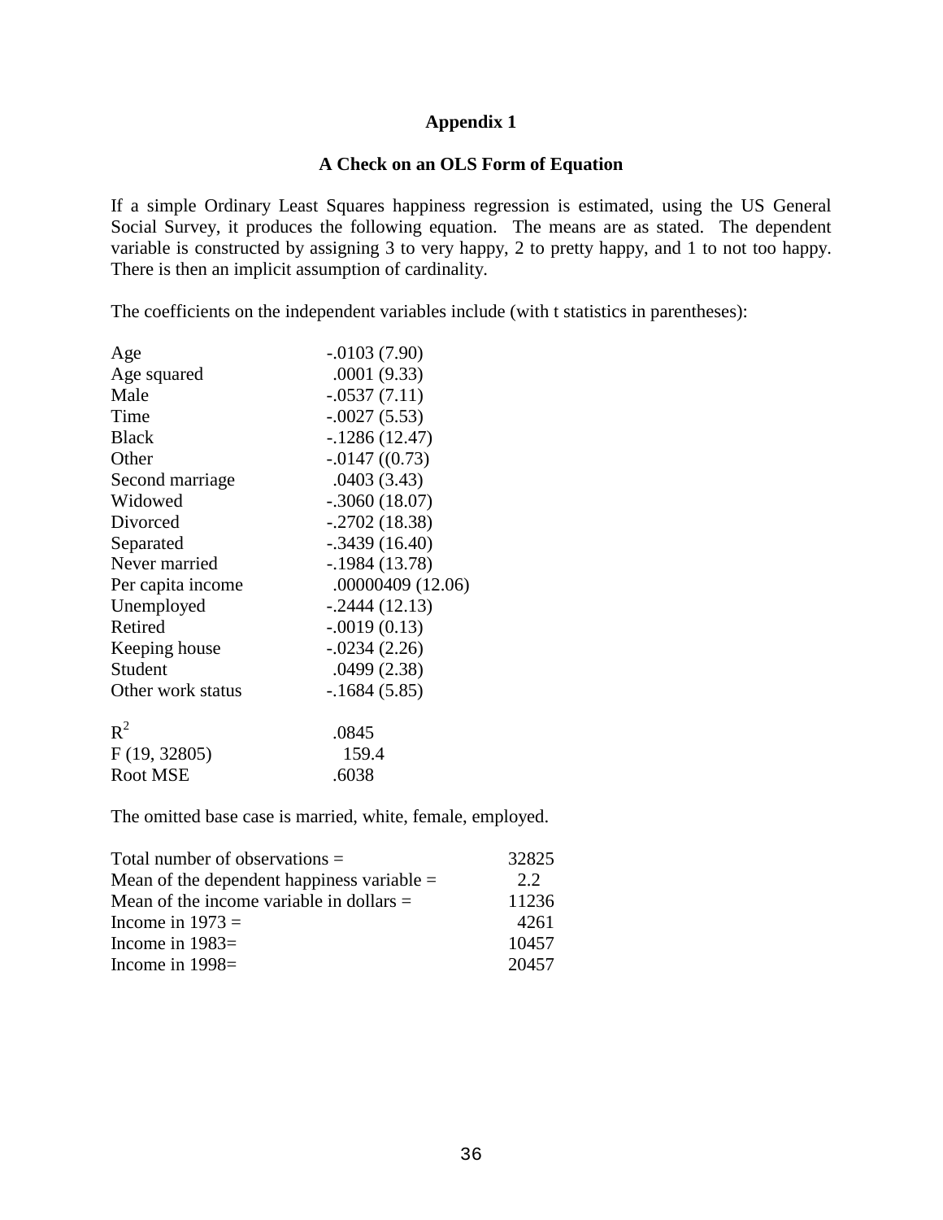## Appendix 1

### A Check on an OLS Form of Equation

If a simple Ordinary Least Squares happiness regression is estimated, using the US General Social Survey, it produces the following equation. The means are as stated. The dependent variable is constructed by assigning 3 to very happy, 2 to pretty happy, and 1 to not too happy. There is then an implicit assumption of cardinality.

The coefficients on the independent variables include (with t statistics in parentheses):

| | |
|---|---|
| Age | -.0103 (7.90) |
| Age squared | .0001 (9.33) |
| Male | -.0537 (7.11) |
| Time | -.0027 (5.53) |
| Black | -.1286 (12.47) |
| Other | -.0147 ((0.73) |
| Second marriage | .0403 (3.43) |
| Widowed | -.3060 (18.07) |
| Divorced | -.2702 (18.38) |
| Separated | -.3439 (16.40) |
| Never married | -.1984 (13.78) |
| Per capita income | .00000409 (12.06) |
| Unemployed | -.2444 (12.13) |
| Retired | -.0019 (0.13) |
| Keeping house | -.0234 (2.26) |
| Student | .0499 (2.38) |
| Other work status | -.1684 (5.85) |
| $R^2$ | .0845 |
| F (19, 32805) | 159.4 |
| Root MSE | .6038 |

The omitted base case is married, white, female, employed.

| | |
|---|---|
| Total number of observations = | 32825 |
| Mean of the dependent happiness variable = | 2.2 |
| Mean of the income variable in dollars = | 11236 |
| Income in 1973 = | 4261 |
| Income in 1983= | 10457 |
| Income in 1998= | 20457 |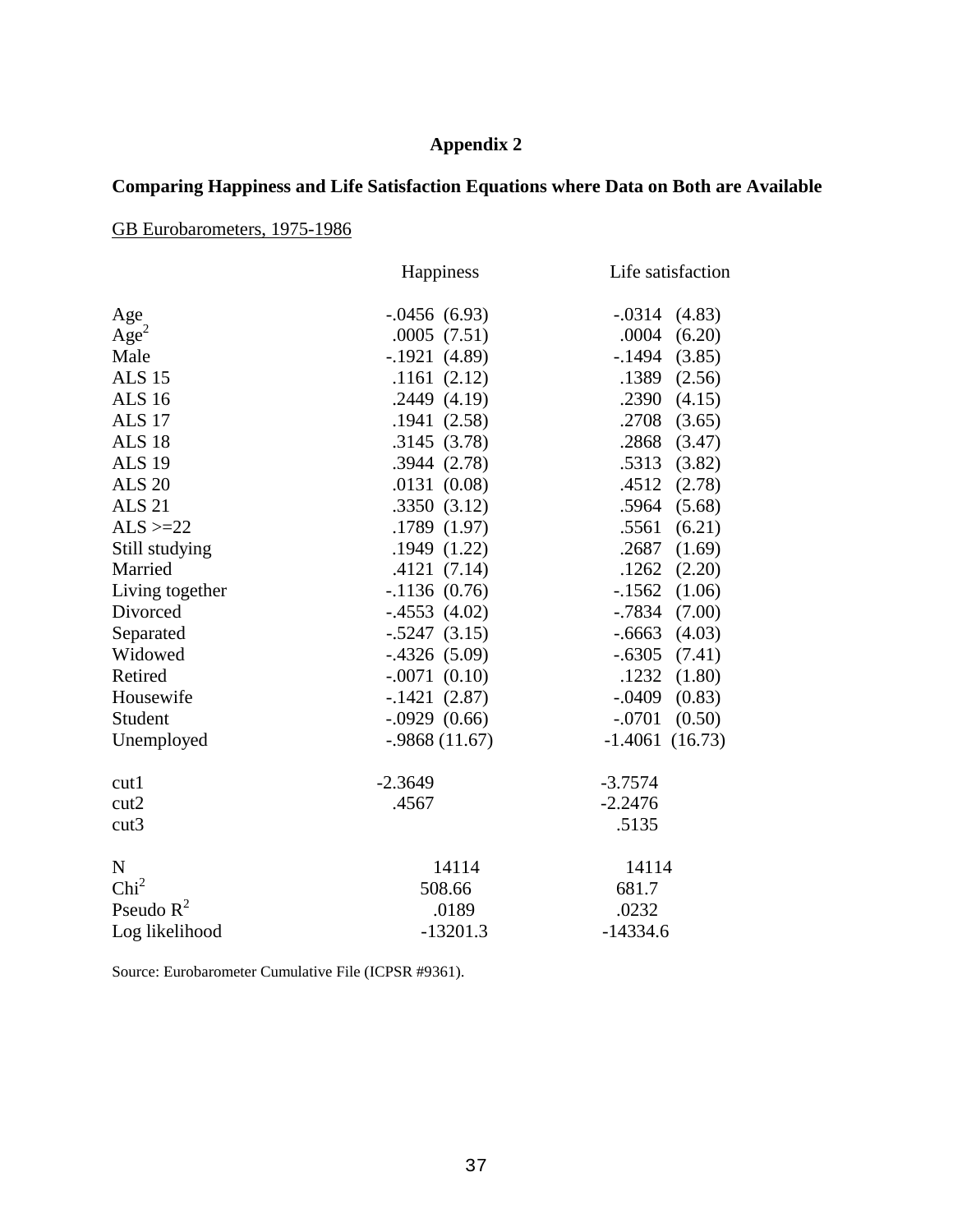# Appendix 2

## Comparing Happiness and Life Satisfaction Equations where Data on Both are Available

GB Eurobarometers, 1975-1986

| | Happiness | Life satisfaction |
|---|---|---|
| Age | -.0456 (6.93) | -.0314 (4.83) |
| $Age^2$ | .0005 (7.51) | .0004 (6.20) |
| Male | -.1921 (4.89) | -.1494 (3.85) |
| ALS 15 | .1161 (2.12) | .1389 (2.56) |
| ALS 16 | .2449 (4.19) | .2390 (4.15) |
| ALS 17 | .1941 (2.58) | .2708 (3.65) |
| ALS 18 | .3145 (3.78) | .2868 (3.47) |
| ALS 19 | .3944 (2.78) | .5313 (3.82) |
| ALS 20 | .0131 (0.08) | .4512 (2.78) |
| ALS 21 | .3350 (3.12) | .5964 (5.68) |
| ALS >=22 | .1789 (1.97) | .5561 (6.21) |
| Still studying | .1949 (1.22) | .2687 (1.69) |
| Married | .4121 (7.14) | .1262 (2.20) |
| Living together | -.1136 (0.76) | -.1562 (1.06) |
| Divorced | -.4553 (4.02) | -.7834 (7.00) |
| Separated | -.5247 (3.15) | -.6663 (4.03) |
| Widowed | -.4326 (5.09) | -.6305 (7.41) |
| Retired | -.0071 (0.10) | .1232 (1.80) |
| Housewife | -.1421 (2.87) | -.0409 (0.83) |
| Student | -.0929 (0.66) | -.0701 (0.50) |
| Unemployed | -.9868 (11.67) | -1.4061 (16.73) |
| | | |
| cut1 | -2.3649 | -3.7574 |
| cut2 | .4567 | -2.2476 |
| cut3 | | .5135 |
| | | |
| N | 14114 | 14114 |
| $Chi^2$ | 508.66 | 681.7 |
| Pseudo $R^2$ | .0189 | .0232 |
| Log likelihood | -13201.3 | -14334.6 |

Source: Eurobarometer Cumulative File (ICPSR #9361).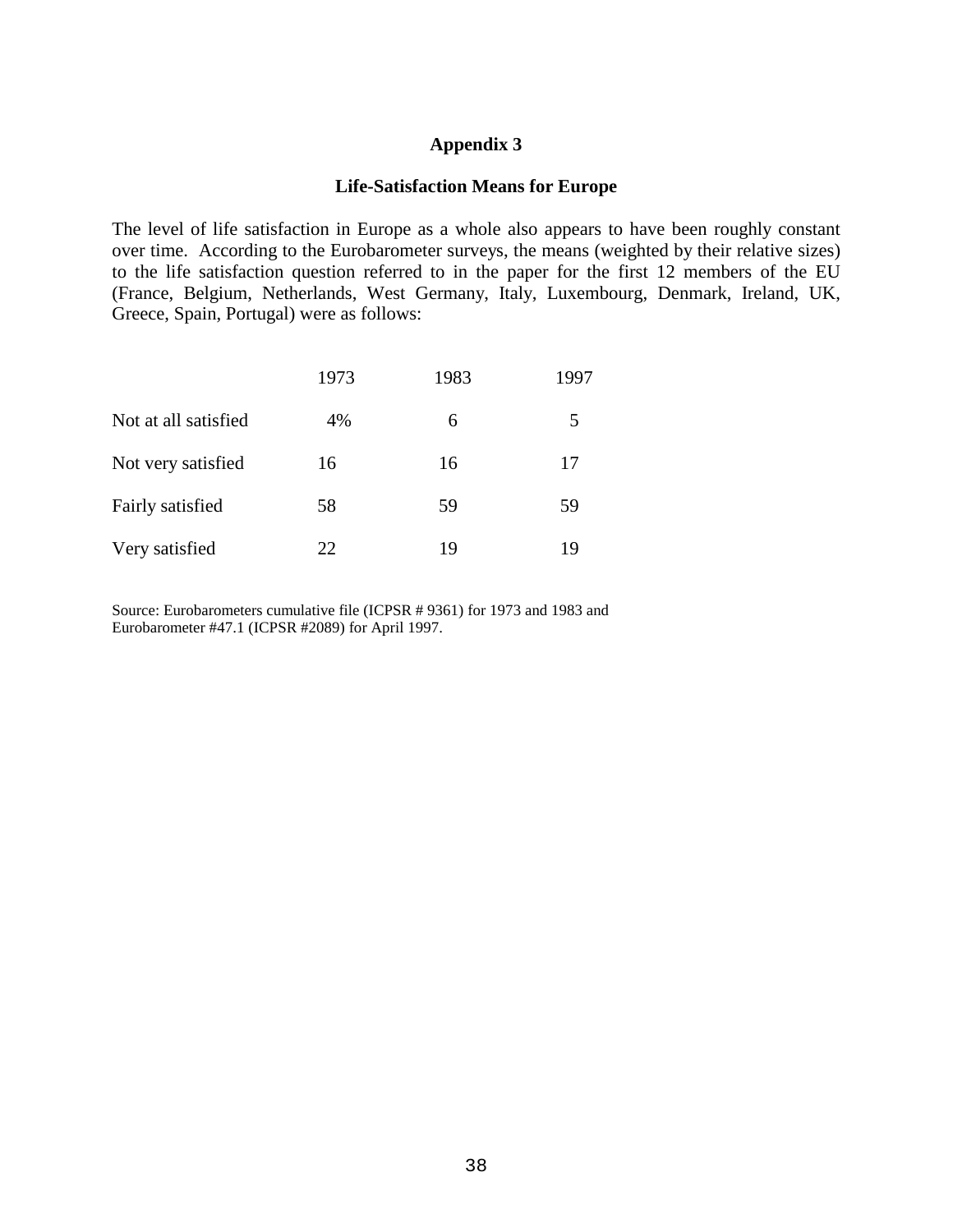## Appendix 3

### Life-Satisfaction Means for Europe

The level of life satisfaction in Europe as a whole also appears to have been roughly constant over time. According to the Eurobarometer surveys, the means (weighted by their relative sizes) to the life satisfaction question referred to in the paper for the first 12 members of the EU (France, Belgium, Netherlands, West Germany, Italy, Luxembourg, Denmark, Ireland, UK, Greece, Spain, Portugal) were as follows:

| | 1973 | 1983 | 1997 |
|---|---|---|---|
| Not at all satisfied | 4% | 6 | 5 |
| Not very satisfied | 16 | 16 | 17 |
| Fairly satisfied | 58 | 59 | 59 |
| Very satisfied | 22 | 19 | 19 |

Source: Eurobarometers cumulative file (ICPSR # 9361) for 1973 and 1983 and Eurobarometer #47.1 (ICPSR #2089) for April 1997.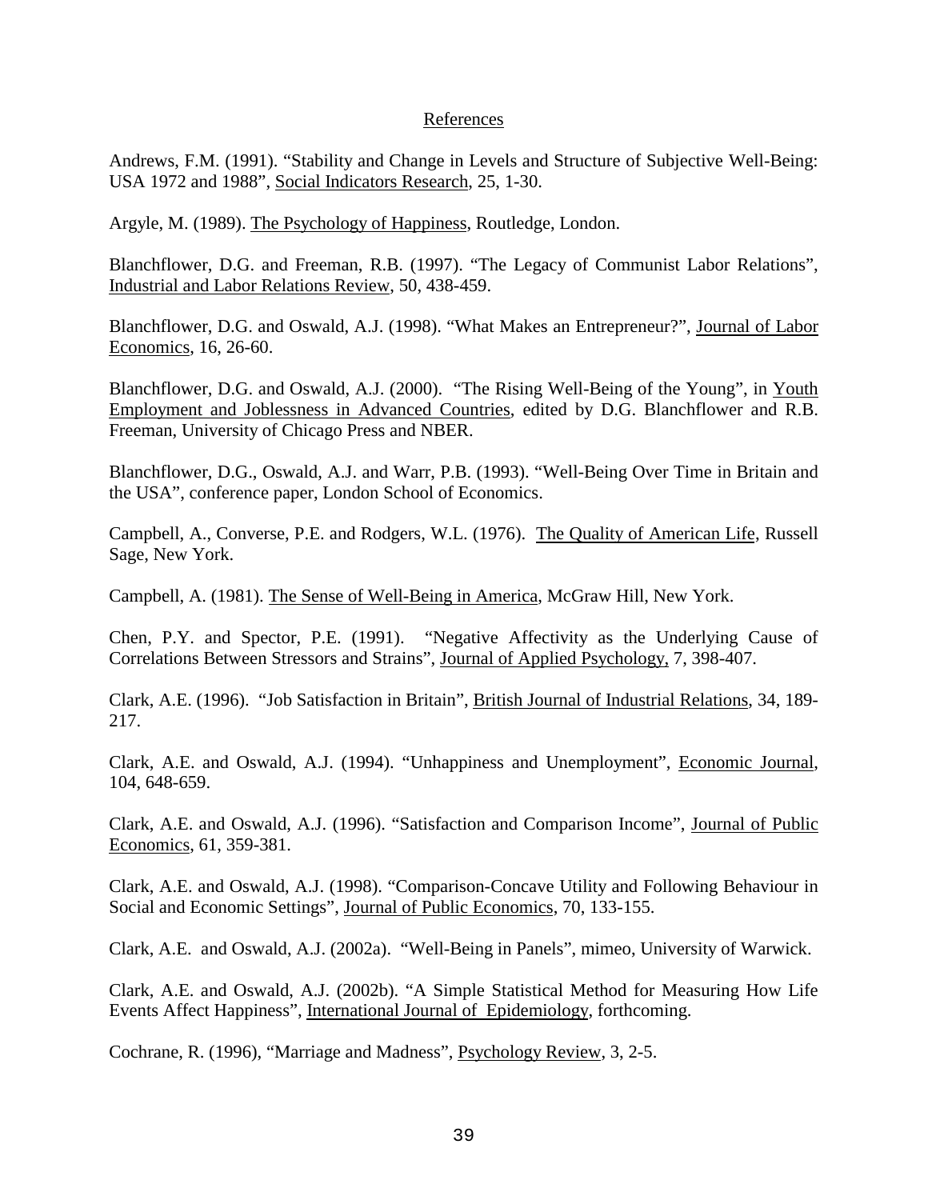## References

Andrews, F.M. (1991). "Stability and Change in Levels and Structure of Subjective Well-Being: USA 1972 and 1988", Social Indicators Research, 25, 1-30.

Argyle, M. (1989). The Psychology of Happiness, Routledge, London.

Blanchflower, D.G. and Freeman, R.B. (1997). "The Legacy of Communist Labor Relations", Industrial and Labor Relations Review, 50, 438-459.

Blanchflower, D.G. and Oswald, A.J. (1998). "What Makes an Entrepreneur?", Journal of Labor Economics, 16, 26-60.

Blanchflower, D.G. and Oswald, A.J. (2000). "The Rising Well-Being of the Young", in Youth Employment and Joblessness in Advanced Countries, edited by D.G. Blanchflower and R.B. Freeman, University of Chicago Press and NBER.

Blanchflower, D.G., Oswald, A.J. and Warr, P.B. (1993). "Well-Being Over Time in Britain and the USA", conference paper, London School of Economics.

Campbell, A., Converse, P.E. and Rodgers, W.L. (1976). The Quality of American Life, Russell Sage, New York.

Campbell, A. (1981). The Sense of Well-Being in America, McGraw Hill, New York.

Chen, P.Y. and Spector, P.E. (1991). "Negative Affectivity as the Underlying Cause of Correlations Between Stressors and Strains", Journal of Applied Psychology, 7, 398-407.

Clark, A.E. (1996). "Job Satisfaction in Britain", British Journal of Industrial Relations, 34, 189-217.

Clark, A.E. and Oswald, A.J. (1994). "Unhappiness and Unemployment", Economic Journal, 104, 648-659.

Clark, A.E. and Oswald, A.J. (1996). "Satisfaction and Comparison Income", Journal of Public Economics, 61, 359-381.

Clark, A.E. and Oswald, A.J. (1998). "Comparison-Concave Utility and Following Behaviour in Social and Economic Settings", Journal of Public Economics, 70, 133-155.

Clark, A.E. and Oswald, A.J. (2002a). "Well-Being in Panels", mimeo, University of Warwick.

Clark, A.E. and Oswald, A.J. (2002b). "A Simple Statistical Method for Measuring How Life Events Affect Happiness", International Journal of Epidemiology, forthcoming.

Cochrane, R. (1996), "Marriage and Madness", Psychology Review, 3, 2-5.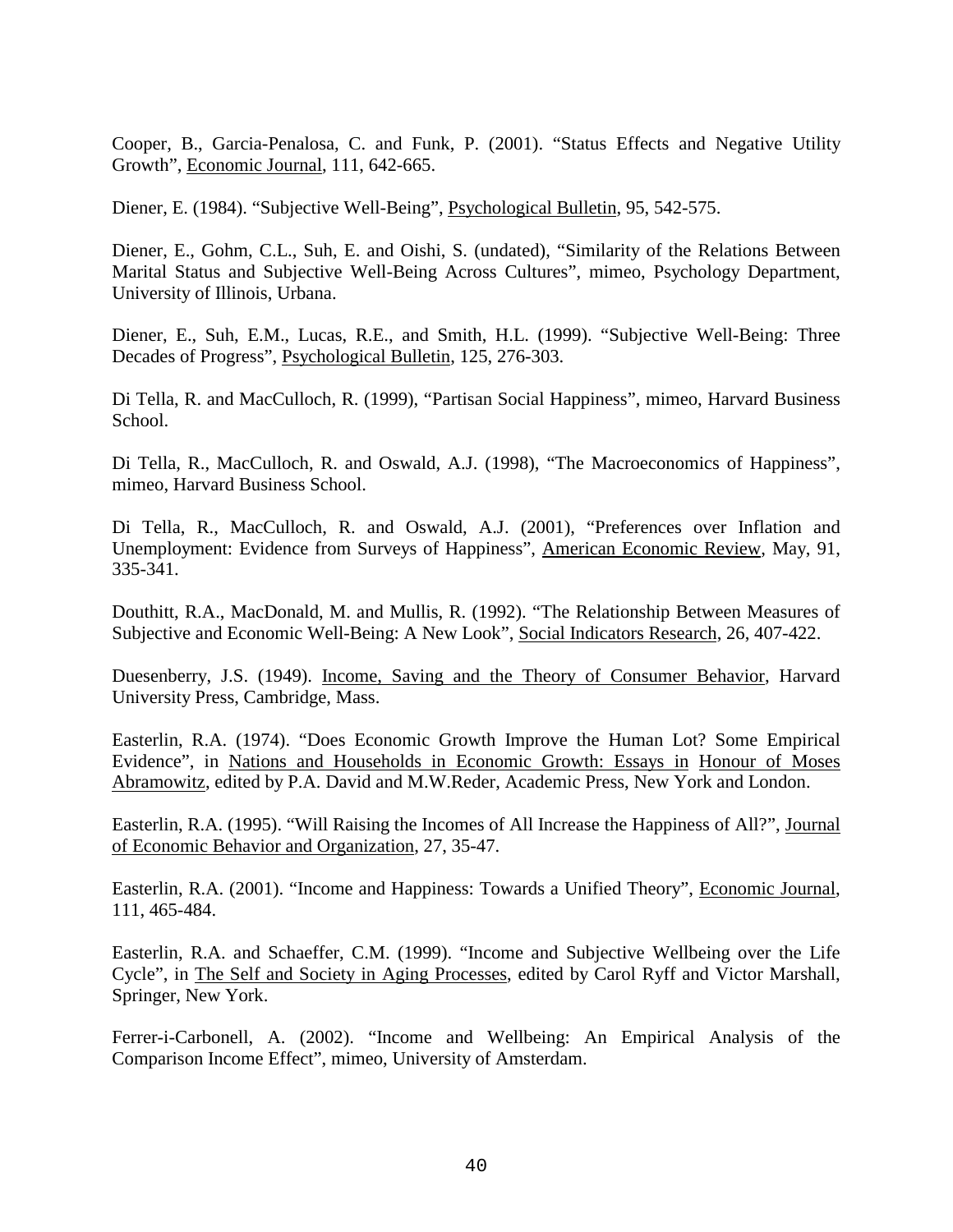Cooper, B., Garcia-Penalosa, C. and Funk, P. (2001). "Status Effects and Negative Utility Growth", Economic Journal, 111, 642-665.

Diener, E. (1984). "Subjective Well-Being", Psychological Bulletin, 95, 542-575.

Diener, E., Gohm, C.L., Suh, E. and Oishi, S. (undated), "Similarity of the Relations Between Marital Status and Subjective Well-Being Across Cultures", mimeo, Psychology Department, University of Illinois, Urbana.

Diener, E., Suh, E.M., Lucas, R.E., and Smith, H.L. (1999). "Subjective Well-Being: Three Decades of Progress", Psychological Bulletin, 125, 276-303.

Di Tella, R. and MacCulloch, R. (1999), "Partisan Social Happiness", mimeo, Harvard Business School.

Di Tella, R., MacCulloch, R. and Oswald, A.J. (1998), "The Macroeconomics of Happiness", mimeo, Harvard Business School.

Di Tella, R., MacCulloch, R. and Oswald, A.J. (2001), "Preferences over Inflation and Unemployment: Evidence from Surveys of Happiness", American Economic Review, May, 91, 335-341.

Douthitt, R.A., MacDonald, M. and Mullis, R. (1992). "The Relationship Between Measures of Subjective and Economic Well-Being: A New Look", Social Indicators Research, 26, 407-422.

Duesenberry, J.S. (1949). Income, Saving and the Theory of Consumer Behavior, Harvard University Press, Cambridge, Mass.

Easterlin, R.A. (1974). "Does Economic Growth Improve the Human Lot? Some Empirical Evidence", in Nations and Households in Economic Growth: Essays in Honour of Moses Abramowitz, edited by P.A. David and M.W.Reder, Academic Press, New York and London.

Easterlin, R.A. (1995). "Will Raising the Incomes of All Increase the Happiness of All?", Journal of Economic Behavior and Organization, 27, 35-47.

Easterlin, R.A. (2001). "Income and Happiness: Towards a Unified Theory", Economic Journal, 111, 465-484.

Easterlin, R.A. and Schaeffer, C.M. (1999). "Income and Subjective Wellbeing over the Life Cycle", in The Self and Society in Aging Processes, edited by Carol Ryff and Victor Marshall, Springer, New York.

Ferrer-i-Carbonell, A. (2002). "Income and Wellbeing: An Empirical Analysis of the Comparison Income Effect", mimeo, University of Amsterdam.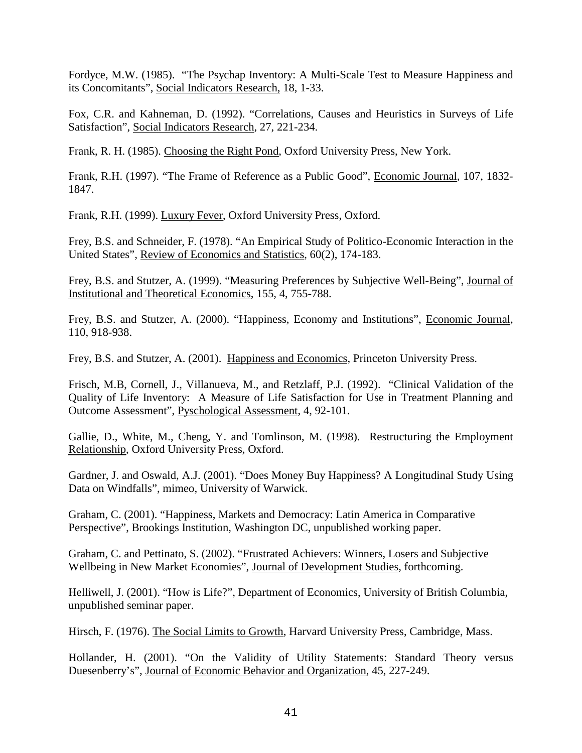Fordyce, M.W. (1985). “The Psychap Inventory: A Multi-Scale Test to Measure Happiness and its Concomitants”, Social Indicators Research, 18, 1-33.

Fox, C.R. and Kahneman, D. (1992). “Correlations, Causes and Heuristics in Surveys of Life Satisfaction”, Social Indicators Research, 27, 221-234.

Frank, R. H. (1985). Choosing the Right Pond, Oxford University Press, New York.

Frank, R.H. (1997). “The Frame of Reference as a Public Good”, Economic Journal, 107, 1832-1847.

Frank, R.H. (1999). Luxury Fever, Oxford University Press, Oxford.

Frey, B.S. and Schneider, F. (1978). “An Empirical Study of Politico-Economic Interaction in the United States”, Review of Economics and Statistics, 60(2), 174-183.

Frey, B.S. and Stutzer, A. (1999). “Measuring Preferences by Subjective Well-Being”, Journal of Institutional and Theoretical Economics, 155, 4, 755-788.

Frey, B.S. and Stutzer, A. (2000). “Happiness, Economy and Institutions”, Economic Journal, 110, 918-938.

Frey, B.S. and Stutzer, A. (2001). Happiness and Economics, Princeton University Press.

Frisch, M.B, Cornell, J., Villanueva, M., and Retzlaff, P.J. (1992). “Clinical Validation of the Quality of Life Inventory: A Measure of Life Satisfaction for Use in Treatment Planning and Outcome Assessment”, Pyschological Assessment, 4, 92-101.

Gallie, D., White, M., Cheng, Y. and Tomlinson, M. (1998). Restructuring the Employment Relationship, Oxford University Press, Oxford.

Gardner, J. and Oswald, A.J. (2001). “Does Money Buy Happiness? A Longitudinal Study Using Data on Windfalls”, mimeo, University of Warwick.

Graham, C. (2001). “Happiness, Markets and Democracy: Latin America in Comparative Perspective”, Brookings Institution, Washington DC, unpublished working paper.

Graham, C. and Pettinato, S. (2002). “Frustrated Achievers: Winners, Losers and Subjective Wellbeing in New Market Economies”, Journal of Development Studies, forthcoming.

Helliwell, J. (2001). “How is Life?”, Department of Economics, University of British Columbia, unpublished seminar paper.

Hirsch, F. (1976). The Social Limits to Growth, Harvard University Press, Cambridge, Mass.

Hollander, H. (2001). “On the Validity of Utility Statements: Standard Theory versus Duesenberry’s”, Journal of Economic Behavior and Organization, 45, 227-249.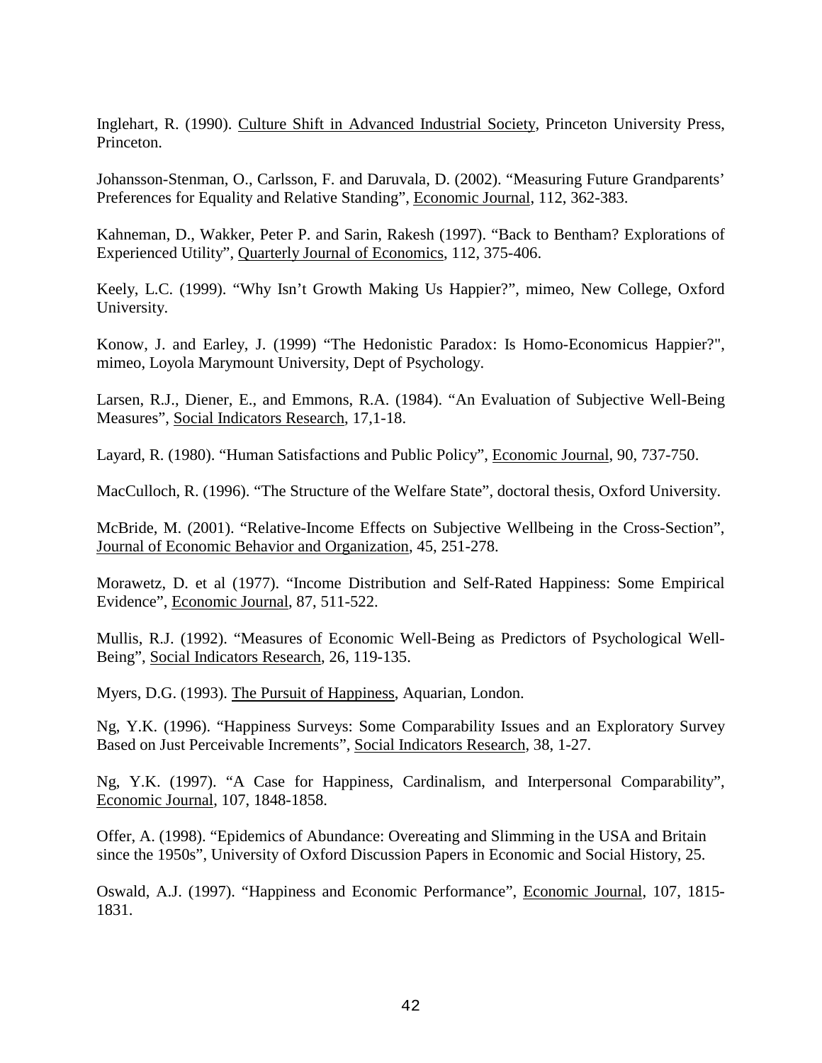Inglehart, R. (1990). Culture Shift in Advanced Industrial Society, Princeton University Press, Princeton.

Johansson-Stenman, O., Carlsson, F. and Daruvala, D. (2002). "Measuring Future Grandparents' Preferences for Equality and Relative Standing", Economic Journal, 112, 362-383.

Kahneman, D., Wakker, Peter P. and Sarin, Rakesh (1997). "Back to Bentham? Explorations of Experienced Utility", Quarterly Journal of Economics, 112, 375-406.

Keely, L.C. (1999). "Why Isn't Growth Making Us Happier?", mimeo, New College, Oxford University.

Konow, J. and Earley, J. (1999) "The Hedonistic Paradox: Is Homo-Economicus Happier?", mimeo, Loyola Marymount University, Dept of Psychology.

Larsen, R.J., Diener, E., and Emmons, R.A. (1984). "An Evaluation of Subjective Well-Being Measures", Social Indicators Research, 17,1-18.

Layard, R. (1980). "Human Satisfactions and Public Policy", Economic Journal, 90, 737-750.

MacCulloch, R. (1996). "The Structure of the Welfare State", doctoral thesis, Oxford University.

McBride, M. (2001). "Relative-Income Effects on Subjective Wellbeing in the Cross-Section", Journal of Economic Behavior and Organization, 45, 251-278.

Morawetz, D. et al (1977). "Income Distribution and Self-Rated Happiness: Some Empirical Evidence", Economic Journal, 87, 511-522.

Mullis, R.J. (1992). "Measures of Economic Well-Being as Predictors of Psychological Well-Being", Social Indicators Research, 26, 119-135.

Myers, D.G. (1993). The Pursuit of Happiness, Aquarian, London.

Ng, Y.K. (1996). "Happiness Surveys: Some Comparability Issues and an Exploratory Survey Based on Just Perceivable Increments", Social Indicators Research, 38, 1-27.

Ng, Y.K. (1997). "A Case for Happiness, Cardinalism, and Interpersonal Comparability", Economic Journal, 107, 1848-1858.

Offer, A. (1998). "Epidemics of Abundance: Overeating and Slimming in the USA and Britain since the 1950s", University of Oxford Discussion Papers in Economic and Social History, 25.

Oswald, A.J. (1997). "Happiness and Economic Performance", Economic Journal, 107, 1815-1831.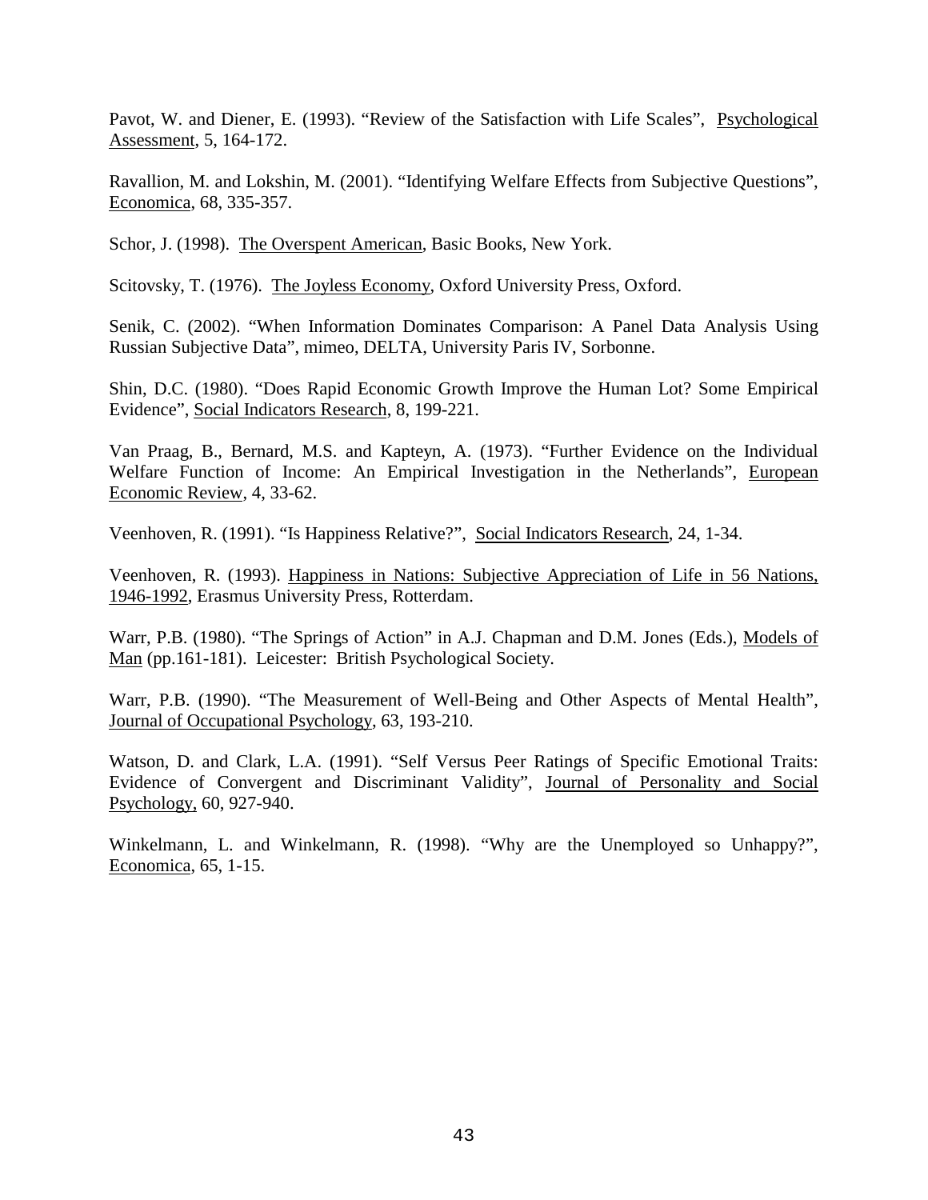Pavot, W. and Diener, E. (1993). "Review of the Satisfaction with Life Scales", Psychological Assessment, 5, 164-172.

Ravallion, M. and Lokshin, M. (2001). "Identifying Welfare Effects from Subjective Questions", Economica, 68, 335-357.

Schor, J. (1998). The Overspent American, Basic Books, New York.

Scitovsky, T. (1976). The Joyless Economy, Oxford University Press, Oxford.

Senik, C. (2002). "When Information Dominates Comparison: A Panel Data Analysis Using Russian Subjective Data", mimeo, DELTA, University Paris IV, Sorbonne.

Shin, D.C. (1980). "Does Rapid Economic Growth Improve the Human Lot? Some Empirical Evidence", Social Indicators Research, 8, 199-221.

Van Praag, B., Bernard, M.S. and Kapteyn, A. (1973). "Further Evidence on the Individual Welfare Function of Income: An Empirical Investigation in the Netherlands", European Economic Review, 4, 33-62.

Veenhoven, R. (1991). "Is Happiness Relative?", Social Indicators Research, 24, 1-34.

Veenhoven, R. (1993). Happiness in Nations: Subjective Appreciation of Life in 56 Nations, 1946-1992, Erasmus University Press, Rotterdam.

Warr, P.B. (1980). "The Springs of Action" in A.J. Chapman and D.M. Jones (Eds.), Models of Man (pp.161-181). Leicester: British Psychological Society.

Warr, P.B. (1990). "The Measurement of Well-Being and Other Aspects of Mental Health", Journal of Occupational Psychology, 63, 193-210.

Watson, D. and Clark, L.A. (1991). "Self Versus Peer Ratings of Specific Emotional Traits: Evidence of Convergent and Discriminant Validity", Journal of Personality and Social Psychology, 60, 927-940.

Winkelmann, L. and Winkelmann, R. (1998). "Why are the Unemployed so Unhappy?", Economica, 65, 1-15.